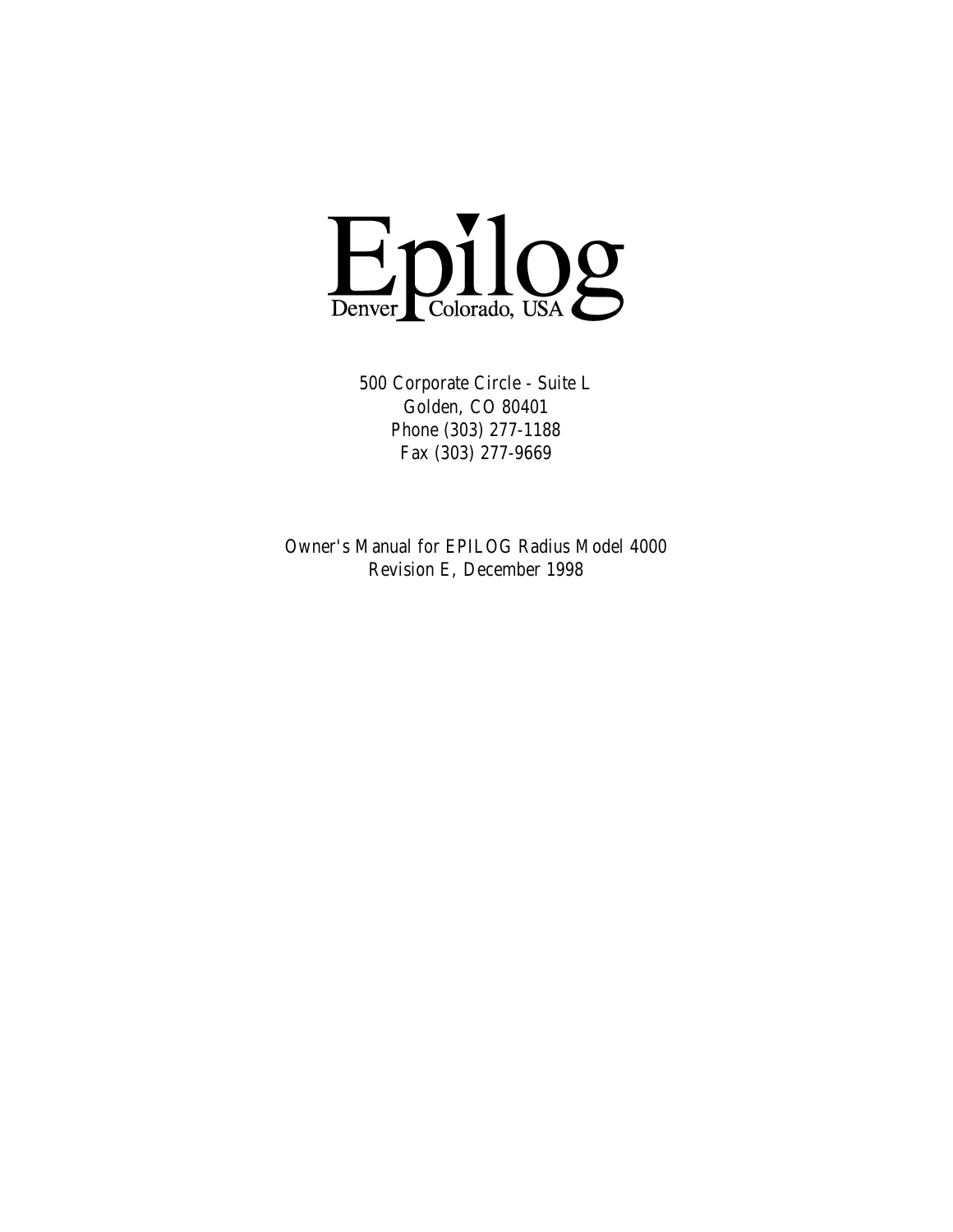# Epilog

Denver Colorado, USA

500 Corporate Circle - Suite L
Golden, CO 80401
Phone (303) 277-1188
Fax (303) 277-9669

Owner's Manual for EPILOG Radius Model 4000
Revision E, December 1998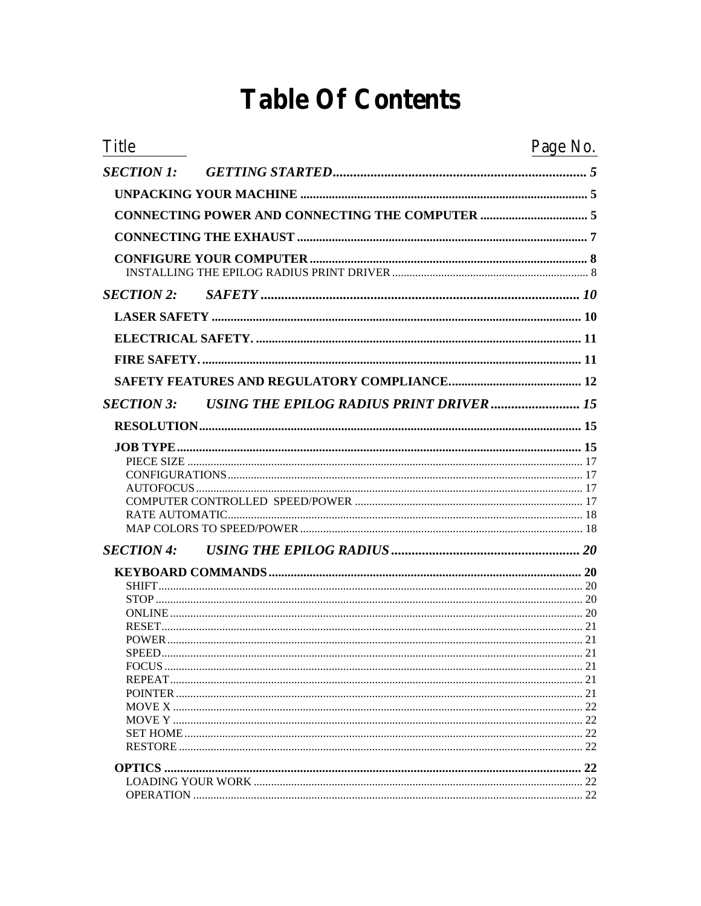# Table Of Contents

| Title | Page No. |
| --- | --- |
| ***SECTION 1: GETTING STARTED*** | ***5*** |
| **UNPACKING YOUR MACHINE** | **5** |
| **CONNECTING POWER AND CONNECTING THE COMPUTER** | **5** |
| **CONNECTING THE EXHAUST** | **7** |
| **CONFIGURE YOUR COMPUTER** | **8** |
| INSTALLING THE EPILOG RADIUS PRINT DRIVER | 8 |
| ***SECTION 2: SAFETY*** | ***10*** |
| **LASER SAFETY** | **10** |
| **ELECTRICAL SAFETY.** | **11** |
| **FIRE SAFETY.** | **11** |
| **SAFETY FEATURES AND REGULATORY COMPLIANCE** | **12** |
| ***SECTION 3: USING THE EPILOG RADIUS PRINT DRIVER*** | ***15*** |
| **RESOLUTION** | **15** |
| **JOB TYPE** | **15** |
| PIECE SIZE | 17 |
| CONFIGURATIONS | 17 |
| AUTOFOCUS | 17 |
| COMPUTER CONTROLLED SPEED/POWER | 17 |
| RATE AUTOMATIC | 18 |
| MAP COLORS TO SPEED/POWER | 18 |
| ***SECTION 4: USING THE EPILOG RADIUS*** | ***20*** |
| **KEYBOARD COMMANDS** | **20** |
| SHIFT | 20 |
| STOP | 20 |
| ONLINE | 20 |
| RESET | 21 |
| POWER | 21 |
| SPEED | 21 |
| FOCUS | 21 |
| REPEAT | 21 |
| POINTER | 21 |
| MOVE X | 22 |
| MOVE Y | 22 |
| SET HOME | 22 |
| RESTORE | 22 |
| **OPTICS** | **22** |
| LOADING YOUR WORK | 22 |
| OPERATION | 22 |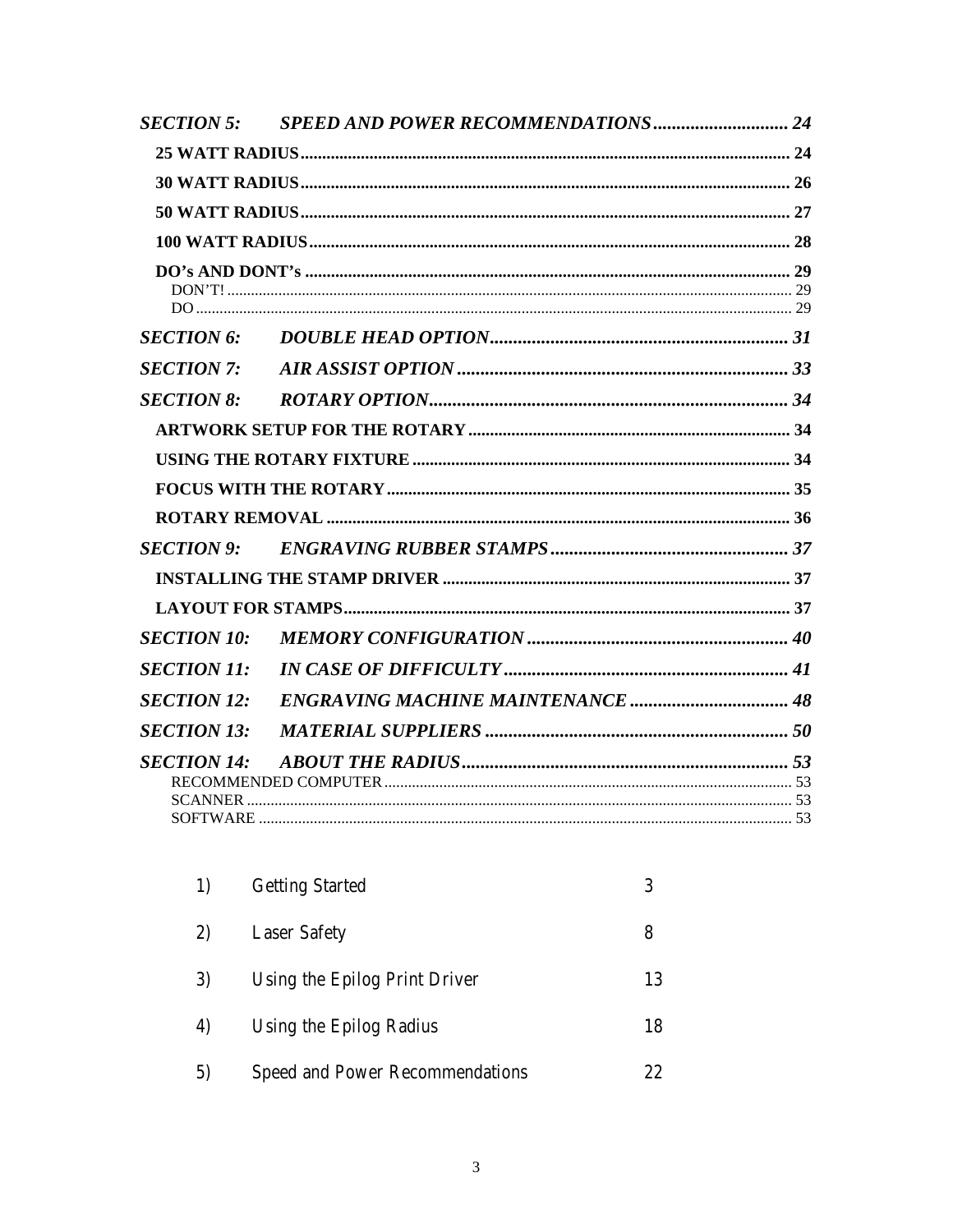*SECTION 5: SPEED AND POWER RECOMMENDATIONS* ............................ 24

**25 WATT RADIUS** ............................................................ 24

**30 WATT RADIUS** ............................................................ 26

**50 WATT RADIUS** ............................................................ 27

**100 WATT RADIUS** ........................................................... 28

**DO's AND DONT's** ........................................................... 29

DON'T! ........................................................................ 29

DO ............................................................................ 29

*SECTION 6: DOUBLE HEAD OPTION* ................................................ 31

*SECTION 7: AIR ASSIST OPTION* ................................................. 33

*SECTION 8: ROTARY OPTION* ..................................................... 34

**ARTWORK SETUP FOR THE ROTARY** ............................................... 34

**USING THE ROTARY FIXTURE** ................................................... 34

**FOCUS WITH THE ROTARY** ...................................................... 35

**ROTARY REMOVAL** ............................................................. 36

*SECTION 9: ENGRAVING RUBBER STAMPS* ........................................... 37

**INSTALLING THE STAMP DRIVER** ................................................ 37

**LAYOUT FOR STAMPS** ........................................................... 37

*SECTION 10: MEMORY CONFIGURATION* ............................................. 40

*SECTION 11: IN CASE OF DIFFICULTY* ............................................ 41

*SECTION 12: ENGRAVING MACHINE MAINTENANCE* ................................... 48

*SECTION 13: MATERIAL SUPPLIERS* ............................................... 50

*SECTION 14: ABOUT THE RADIUS* .................................................. 53

RECOMMENDED COMPUTER .......................................................... 53

SCANNER ...................................................................... 53

SOFTWARE ..................................................................... 53

| | | |
|---|---|---|
| 1) | Getting Started | 3 |
| 2) | Laser Safety | 8 |
| 3) | Using the Epilog Print Driver | 13 |
| 4) | Using the Epilog Radius | 18 |
| 5) | Speed and Power Recommendations | 22 |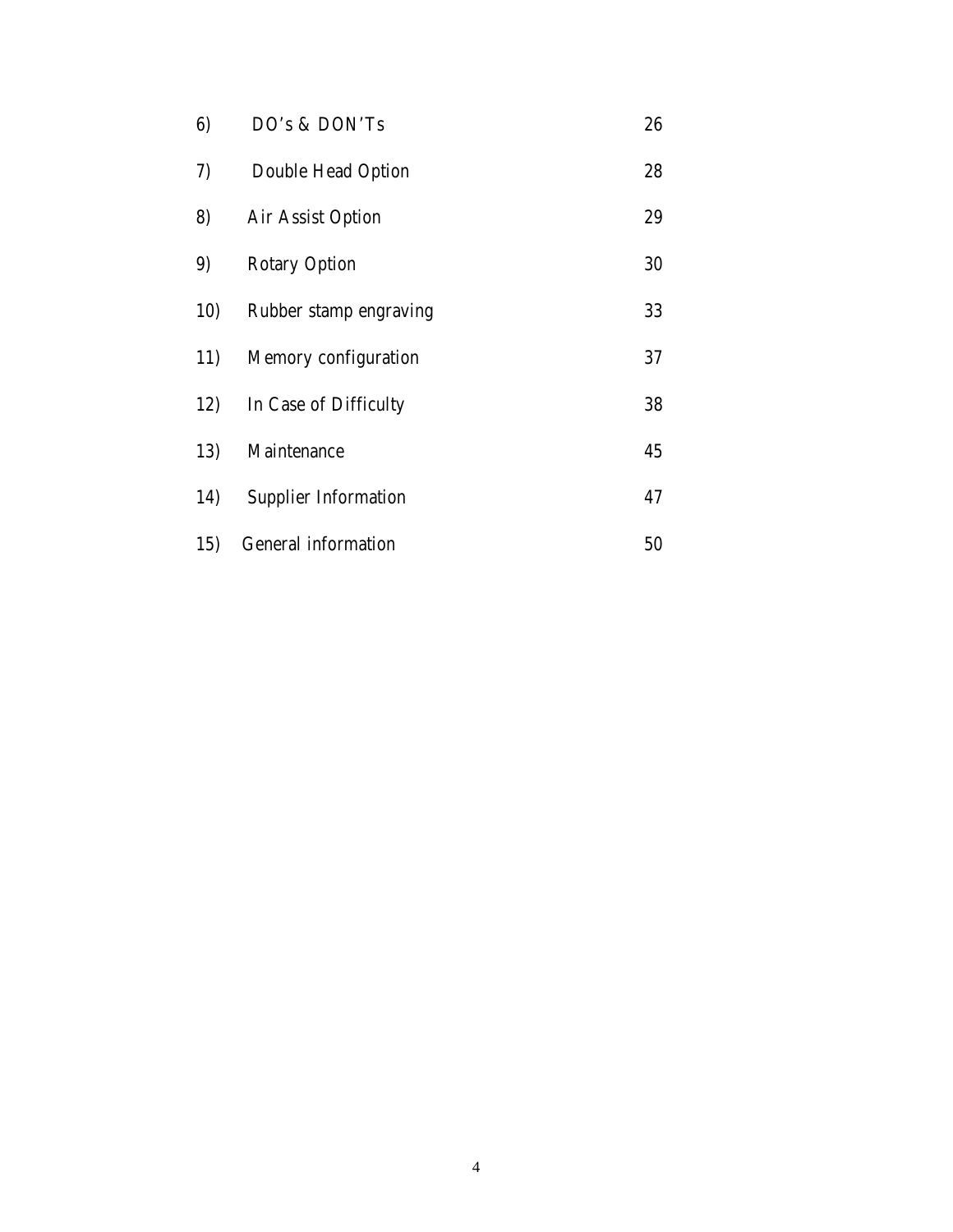| | | |
|---|---|---|
| 6) | DO's & DON'Ts | 26 |
| 7) | Double Head Option | 28 |
| 8) | Air Assist Option | 29 |
| 9) | Rotary Option | 30 |
| 10) | Rubber stamp engraving | 33 |
| 11) | Memory configuration | 37 |
| 12) | In Case of Difficulty | 38 |
| 13) | Maintenance | 45 |
| 14) | Supplier Information | 47 |
| 15) | General information | 50 |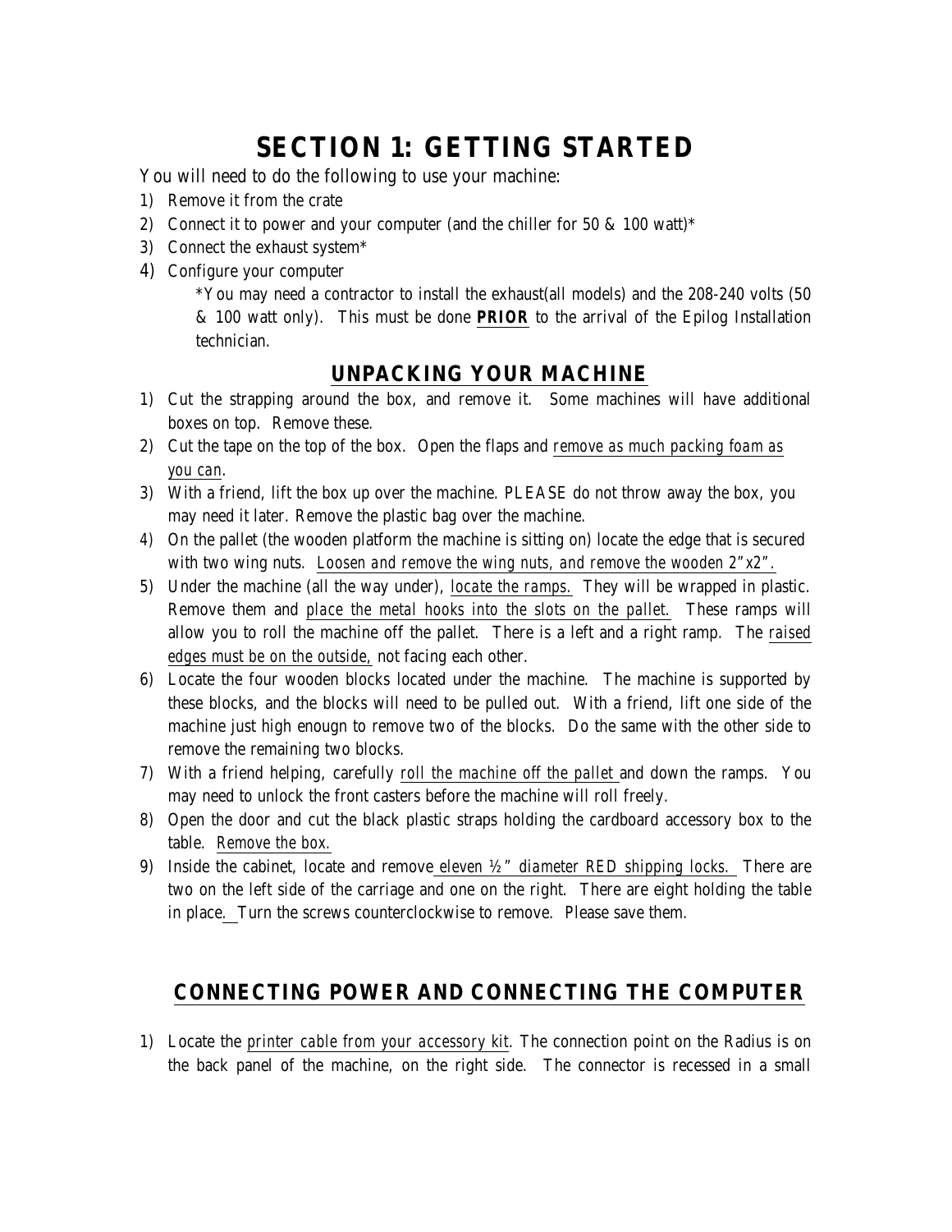# SECTION 1: GETTING STARTED

You will need to do the following to use your machine:

1) Remove it from the crate
2) Connect it to power and your computer (and the chiller for 50 & 100 watt)*
3) Connect the exhaust system*
4) Configure your computer

   *You may need a contractor to install the exhaust(all models) and the 208-240 volts (50 & 100 watt only). This must be done **PRIOR** to the arrival of the Epilog Installation technician.

## UNPACKING YOUR MACHINE

1) Cut the strapping around the box, and remove it. Some machines will have additional boxes on top. Remove these.
2) Cut the tape on the top of the box. Open the flaps and *remove as much packing foam as you can*.
3) With a friend, lift the box up over the machine. PLEASE do not throw away the box, you may need it later. Remove the plastic bag over the machine.
4) On the pallet (the wooden platform the machine is sitting on) locate the edge that is secured with two wing nuts. *Loosen and remove the wing nuts, and remove the wooden 2"x2".*
5) Under the machine (all the way under), *locate the ramps.* They will be wrapped in plastic. Remove them and *place the metal hooks into the slots on the pallet.* These ramps will allow you to roll the machine off the pallet. There is a left and a right ramp. The *raised edges must be on the outside,* not facing each other.
6) Locate the four wooden blocks located under the machine. The machine is supported by these blocks, and the blocks will need to be pulled out. With a friend, lift one side of the machine just high enougn to remove two of the blocks. Do the same with the other side to remove the remaining two blocks.
7) With a friend helping, carefully *roll the machine off the pallet* and down the ramps. You may need to unlock the front casters before the machine will roll freely.
8) Open the door and cut the black plastic straps holding the cardboard accessory box to the table. *Remove the box.*
9) Inside the cabinet, locate and remove *eleven ½" diameter RED shipping locks.* There are two on the left side of the carriage and one on the right. There are eight holding the table in place. Turn the screws counterclockwise to remove. Please save them.

## CONNECTING POWER AND CONNECTING THE COMPUTER

1) Locate the *printer cable from your accessory kit*. The connection point on the Radius is on the back panel of the machine, on the right side. The connector is recessed in a small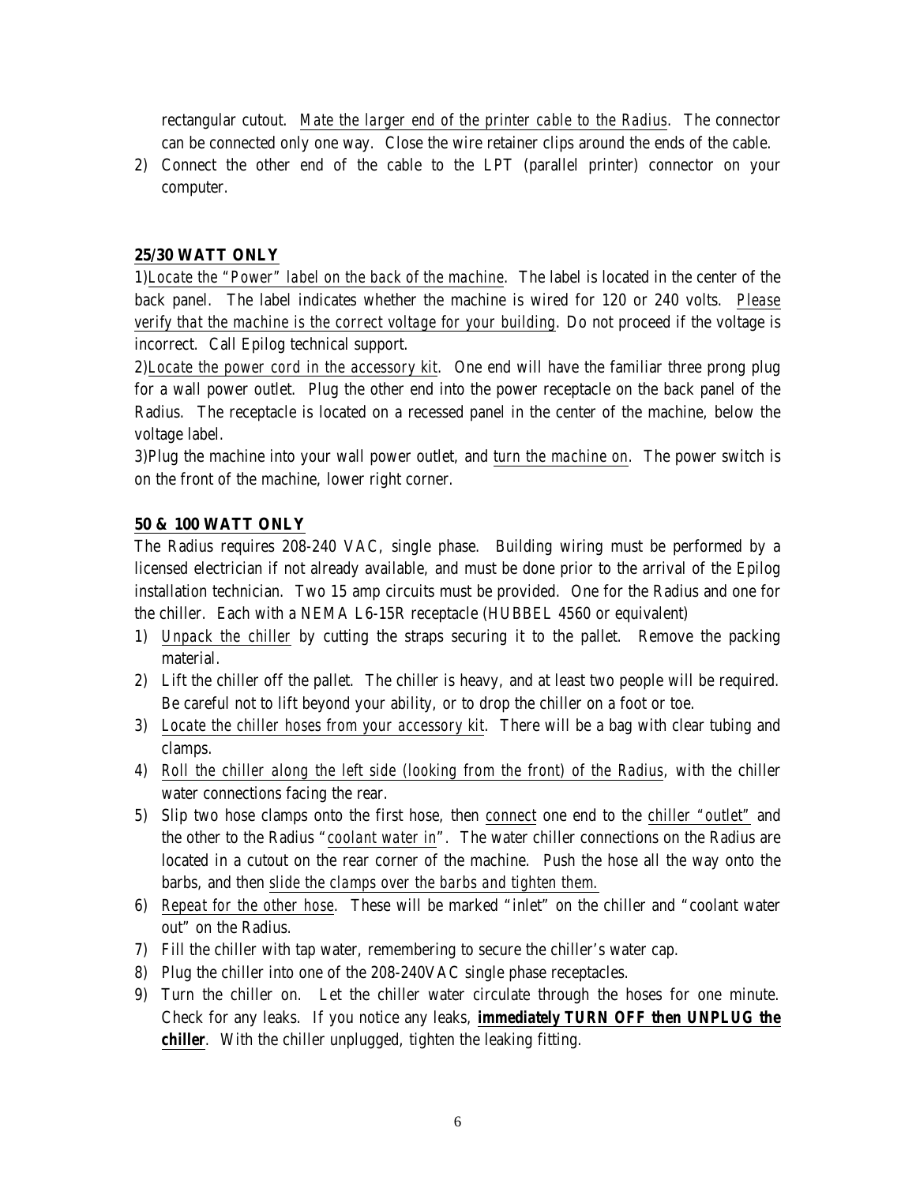rectangular cutout. *Mate the larger end of the printer cable to the Radius*. The connector can be connected only one way. Close the wire retainer clips around the ends of the cable.

2) Connect the other end of the cable to the LPT (parallel printer) connector on your computer.

**25/30 WATT ONLY**

1)*Locate the "Power" label on the back of the machine*. The label is located in the center of the back panel. The label indicates whether the machine is wired for 120 or 240 volts. *Please verify that the machine is the correct voltage for your building*. Do not proceed if the voltage is incorrect. Call Epilog technical support.

2)*Locate the power cord in the accessory kit*. One end will have the familiar three prong plug for a wall power outlet. Plug the other end into the power receptacle on the back panel of the Radius. The receptacle is located on a recessed panel in the center of the machine, below the voltage label.

3)Plug the machine into your wall power outlet, and *turn the machine on*. The power switch is on the front of the machine, lower right corner.

**50 & 100 WATT ONLY**

The Radius requires 208-240 VAC, single phase. Building wiring must be performed by a licensed electrician if not already available, and must be done prior to the arrival of the Epilog installation technician. Two 15 amp circuits must be provided. One for the Radius and one for the chiller. Each with a NEMA L6-15R receptacle (HUBBEL 4560 or equivalent)

1) *Unpack the chiller* by cutting the straps securing it to the pallet. Remove the packing material.
2) Lift the chiller off the pallet. The chiller is heavy, and at least two people will be required. Be careful not to lift beyond your ability, or to drop the chiller on a foot or toe.
3) *Locate the chiller hoses from your accessory kit*. There will be a bag with clear tubing and clamps.
4) *Roll the chiller along the left side (looking from the front) of the Radius*, with the chiller water connections facing the rear.
5) Slip two hose clamps onto the first hose, then *connect* one end to the *chiller "outlet"* and the other to the Radius "*coolant water in*". The water chiller connections on the Radius are located in a cutout on the rear corner of the machine. Push the hose all the way onto the barbs, and then *slide the clamps over the barbs and tighten them.*
6) *Repeat for the other hose*. These will be marked "inlet" on the chiller and "coolant water out" on the Radius.
7) Fill the chiller with tap water, remembering to secure the chiller's water cap.
8) Plug the chiller into one of the 208-240VAC single phase receptacles.
9) Turn the chiller on. Let the chiller water circulate through the hoses for one minute. Check for any leaks. If you notice any leaks, ***immediately TURN OFF then UNPLUG the chiller***. With the chiller unplugged, tighten the leaking fitting.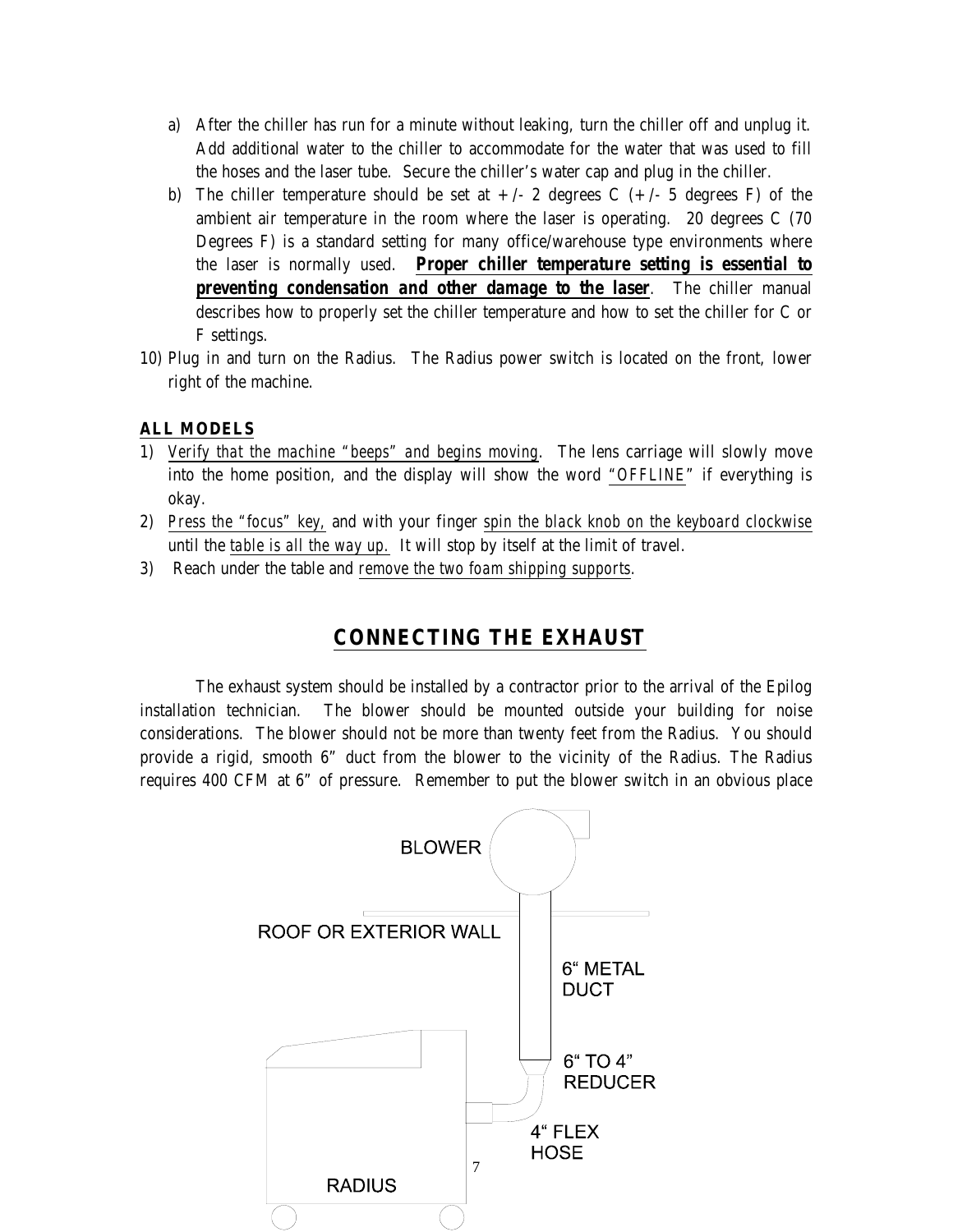a) After the chiller has run for a minute without leaking, turn the chiller off and unplug it. Add additional water to the chiller to accommodate for the water that was used to fill the hoses and the laser tube. Secure the chiller's water cap and plug in the chiller.

b) The chiller temperature should be set at +/- 2 degrees C (+/- 5 degrees F) of the ambient air temperature in the room where the laser is operating. 20 degrees C (70 Degrees F) is a standard setting for many office/warehouse type environments where the laser is normally used. <u>**Proper chiller temperature setting is essential to preventing condensation and other damage to the laser**</u>. The chiller manual describes how to properly set the chiller temperature and how to set the chiller for C or F settings.

10) Plug in and turn on the Radius. The Radius power switch is located on the front, lower right of the machine.

<u>**ALL MODELS**</u>

1) <u>*Verify that the machine "beeps" and begins moving*</u>. The lens carriage will slowly move into the home position, and the display will show the word <u>*"OFFLINE*</u>" if everything is okay.
2) <u>*Press the "focus" key,*</u> and with your finger <u>*spin the black knob on the keyboard clockwise*</u> until the <u>*table is all the way up.*</u> It will stop by itself at the limit of travel.
3) Reach under the table and <u>*remove the two foam shipping supports*</u>.

## CONNECTING THE EXHAUST

The exhaust system should be installed by a contractor prior to the arrival of the Epilog installation technician. The blower should be mounted outside your building for noise considerations. The blower should not be more than twenty feet from the Radius. You should provide a rigid, smooth 6" duct from the blower to the vicinity of the Radius. The Radius requires 400 CFM at 6" of pressure. Remember to put the blower switch in an obvious place

BLOWER

ROOF OR EXTERIOR WALL

6" METAL DUCT

6" TO 4" REDUCER

4" FLEX HOSE

RADIUS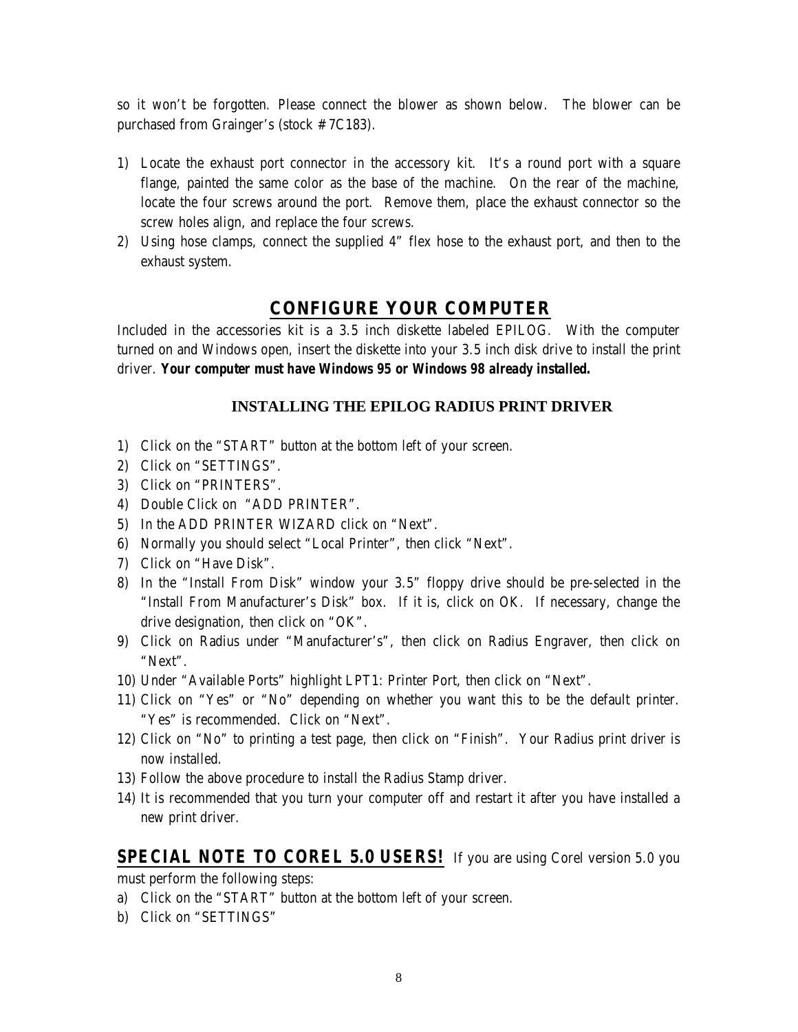so it won't be forgotten. Please connect the blower as shown below. The blower can be purchased from Grainger's (stock # 7C183).

1) Locate the exhaust port connector in the accessory kit. It's a round port with a square flange, painted the same color as the base of the machine. On the rear of the machine, locate the four screws around the port. Remove them, place the exhaust connector so the screw holes align, and replace the four screws.
2) Using hose clamps, connect the supplied 4" flex hose to the exhaust port, and then to the exhaust system.

## CONFIGURE YOUR COMPUTER

Included in the accessories kit is a 3.5 inch diskette labeled EPILOG. With the computer turned on and Windows open, insert the diskette into your 3.5 inch disk drive to install the print driver. ***Your computer must have Windows 95 or Windows 98 already installed.***

### INSTALLING THE EPILOG RADIUS PRINT DRIVER

1) Click on the "START" button at the bottom left of your screen.
2) Click on "SETTINGS".
3) Click on "PRINTERS".
4) Double Click on "ADD PRINTER".
5) In the ADD PRINTER WIZARD click on "Next".
6) Normally you should select "Local Printer", then click "Next".
7) Click on "Have Disk".
8) In the "Install From Disk" window your 3.5" floppy drive should be pre-selected in the "Install From Manufacturer's Disk" box. If it is, click on OK. If necessary, change the drive designation, then click on "OK".
9) Click on Radius under "Manufacturer's", then click on Radius Engraver, then click on "Next".
10) Under "Available Ports" highlight LPT1: Printer Port, then click on "Next".
11) Click on "Yes" or "No" depending on whether you want this to be the default printer. "Yes" is recommended. Click on "Next".
12) Click on "No" to printing a test page, then click on "Finish". Your Radius print driver is now installed.
13) Follow the above procedure to install the Radius Stamp driver.
14) It is recommended that you turn your computer off and restart it after you have installed a new print driver.

**SPECIAL NOTE TO COREL 5.0 USERS!** If you are using Corel version 5.0 you must perform the following steps:

a) Click on the "START" button at the bottom left of your screen.
b) Click on "SETTINGS"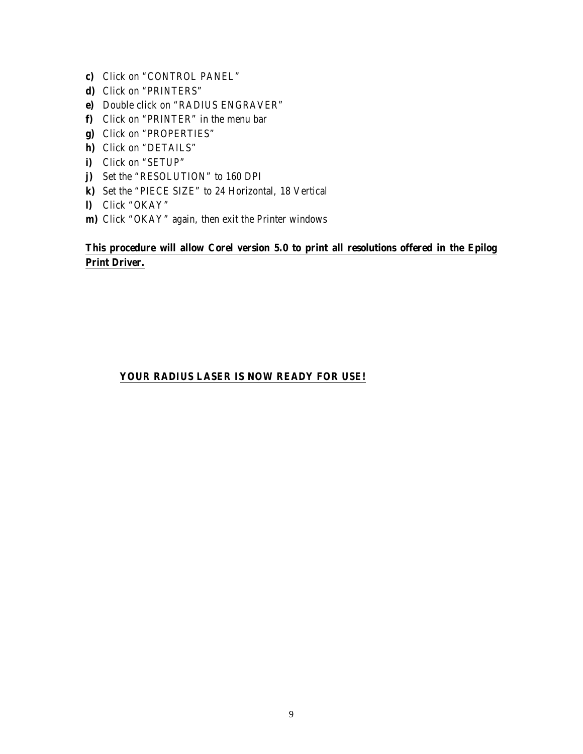**c)** Click on “CONTROL PANEL”
**d)** Click on “PRINTERS”
**e)** Double click on “RADIUS ENGRAVER”
**f)** Click on “PRINTER” in the menu bar
**g)** Click on “PROPERTIES”
**h)** Click on “DETAILS”
**i)** Click on “SETUP”
**j)** Set the “RESOLUTION” to 160 DPI
**k)** Set the “PIECE SIZE” to 24 Horizontal, 18 Vertical
**l)** Click “OKAY”
**m)** Click “OKAY” again, then exit the Printer windows

**This procedure will allow Corel version 5.0 to print all resolutions offered in the Epilog Print Driver.**

**YOUR RADIUS LASER IS NOW READY FOR USE!**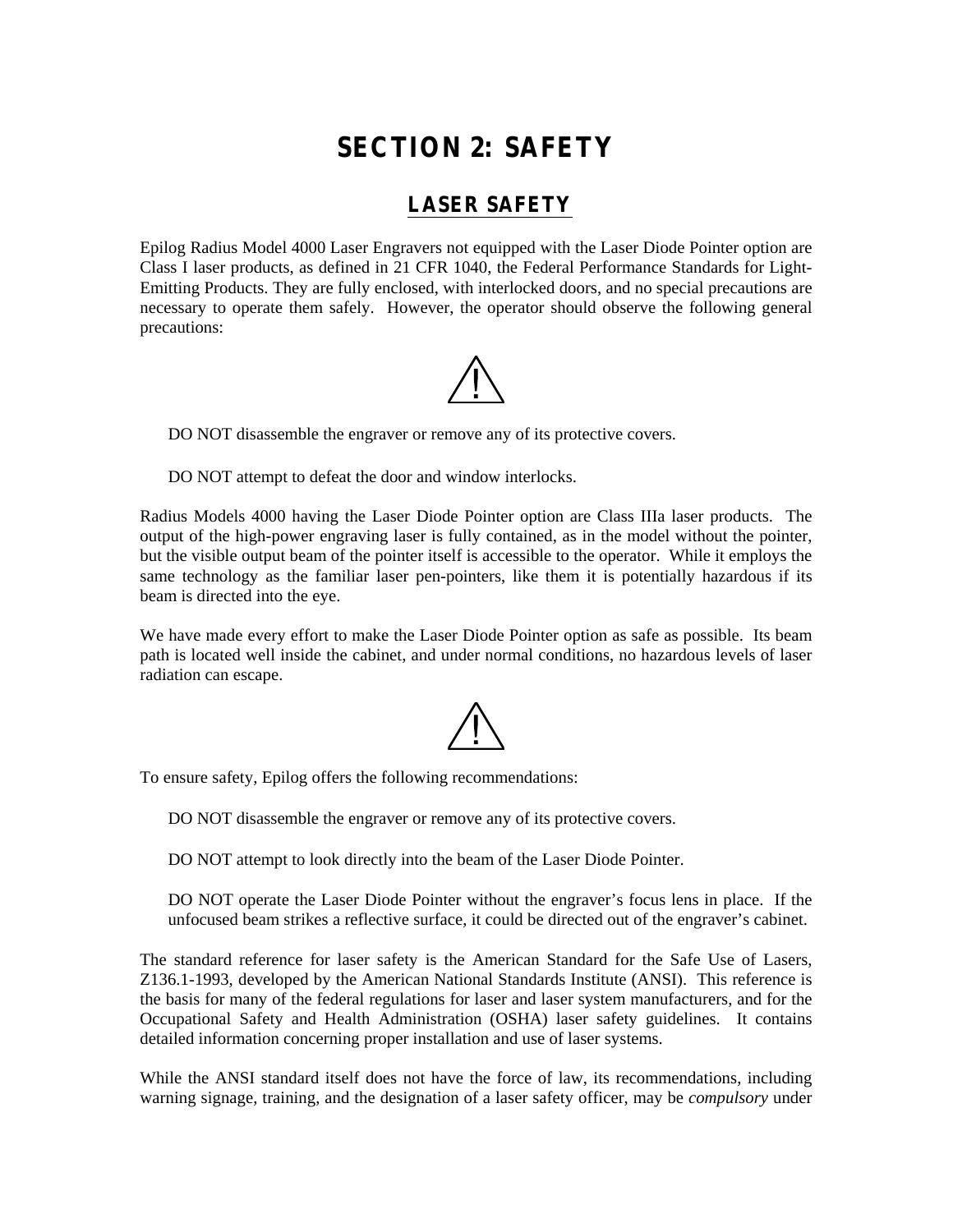# SECTION 2: SAFETY

## LASER SAFETY

Epilog Radius Model 4000 Laser Engravers not equipped with the Laser Diode Pointer option are Class I laser products, as defined in 21 CFR 1040, the Federal Performance Standards for Light-Emitting Products. They are fully enclosed, with interlocked doors, and no special precautions are necessary to operate them safely. However, the operator should observe the following general precautions:

⚠

DO NOT disassemble the engraver or remove any of its protective covers.

DO NOT attempt to defeat the door and window interlocks.

Radius Models 4000 having the Laser Diode Pointer option are Class IIIa laser products. The output of the high-power engraving laser is fully contained, as in the model without the pointer, but the visible output beam of the pointer itself is accessible to the operator. While it employs the same technology as the familiar laser pen-pointers, like them it is potentially hazardous if its beam is directed into the eye.

We have made every effort to make the Laser Diode Pointer option as safe as possible. Its beam path is located well inside the cabinet, and under normal conditions, no hazardous levels of laser radiation can escape.

⚠

To ensure safety, Epilog offers the following recommendations:

DO NOT disassemble the engraver or remove any of its protective covers.

DO NOT attempt to look directly into the beam of the Laser Diode Pointer.

DO NOT operate the Laser Diode Pointer without the engraver's focus lens in place. If the unfocused beam strikes a reflective surface, it could be directed out of the engraver's cabinet.

The standard reference for laser safety is the American Standard for the Safe Use of Lasers, Z136.1-1993, developed by the American National Standards Institute (ANSI). This reference is the basis for many of the federal regulations for laser and laser system manufacturers, and for the Occupational Safety and Health Administration (OSHA) laser safety guidelines. It contains detailed information concerning proper installation and use of laser systems.

While the ANSI standard itself does not have the force of law, its recommendations, including warning signage, training, and the designation of a laser safety officer, may be *compulsory* under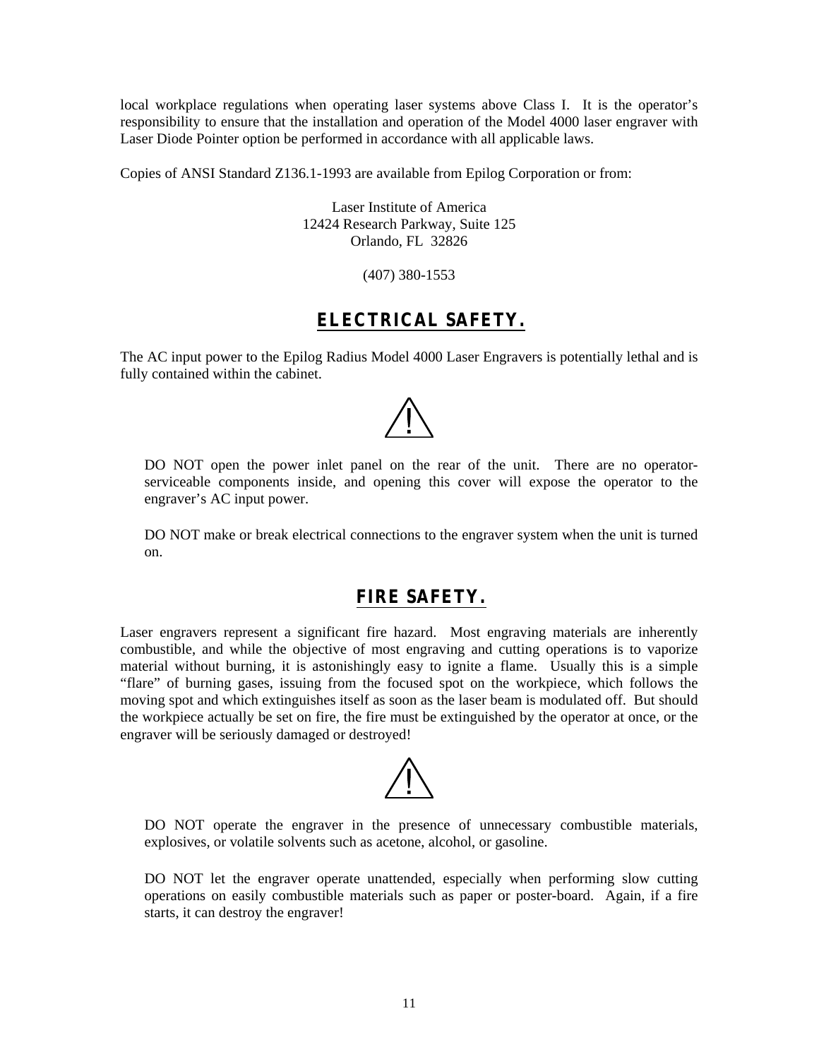local workplace regulations when operating laser systems above Class I. It is the operator's responsibility to ensure that the installation and operation of the Model 4000 laser engraver with Laser Diode Pointer option be performed in accordance with all applicable laws.

Copies of ANSI Standard Z136.1-1993 are available from Epilog Corporation or from:

Laser Institute of America
12424 Research Parkway, Suite 125
Orlando, FL 32826

(407) 380-1553

## ELECTRICAL SAFETY.

The AC input power to the Epilog Radius Model 4000 Laser Engravers is potentially lethal and is fully contained within the cabinet.

DO NOT open the power inlet panel on the rear of the unit. There are no operator-serviceable components inside, and opening this cover will expose the operator to the engraver's AC input power.

DO NOT make or break electrical connections to the engraver system when the unit is turned on.

## FIRE SAFETY.

Laser engravers represent a significant fire hazard. Most engraving materials are inherently combustible, and while the objective of most engraving and cutting operations is to vaporize material without burning, it is astonishingly easy to ignite a flame. Usually this is a simple "flare" of burning gases, issuing from the focused spot on the workpiece, which follows the moving spot and which extinguishes itself as soon as the laser beam is modulated off. But should the workpiece actually be set on fire, the fire must be extinguished by the operator at once, or the engraver will be seriously damaged or destroyed!

DO NOT operate the engraver in the presence of unnecessary combustible materials, explosives, or volatile solvents such as acetone, alcohol, or gasoline.

DO NOT let the engraver operate unattended, especially when performing slow cutting operations on easily combustible materials such as paper or poster-board. Again, if a fire starts, it can destroy the engraver!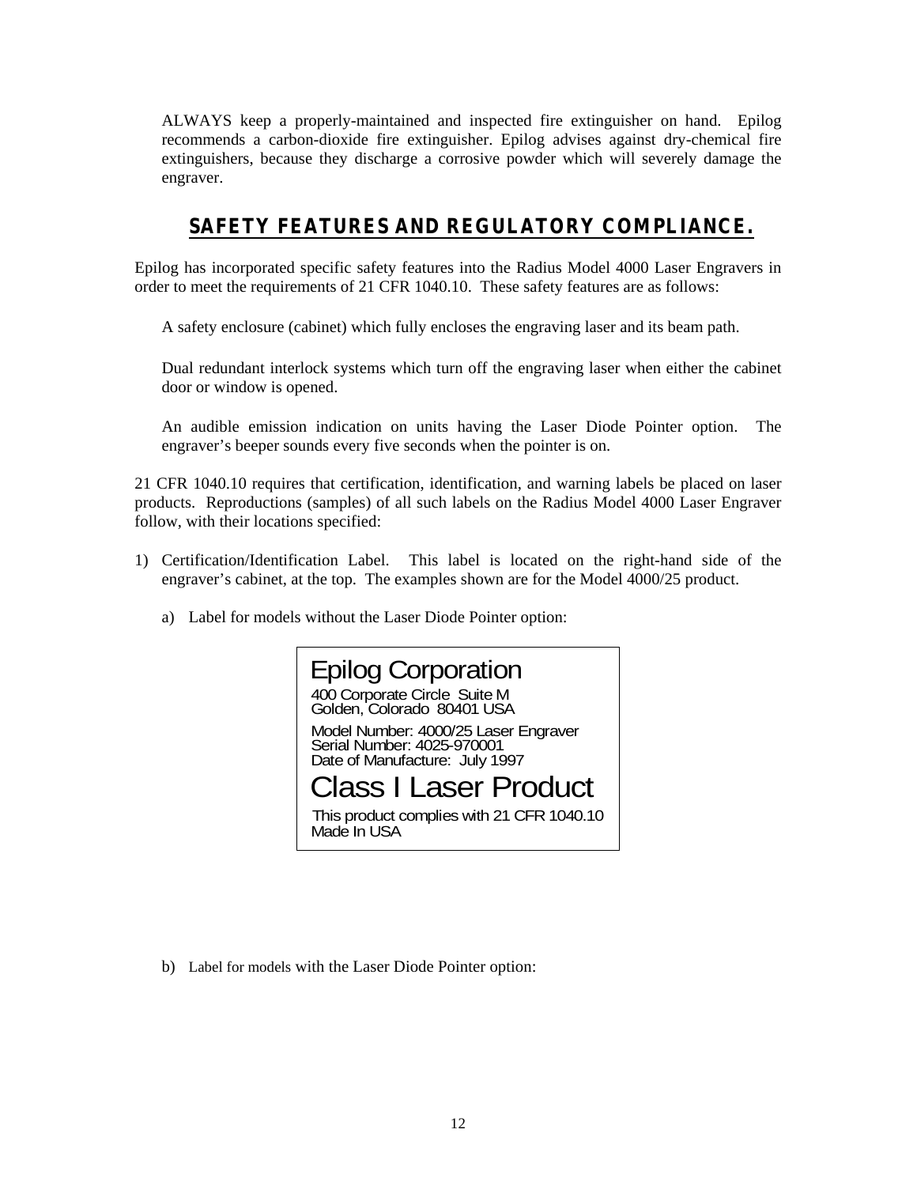ALWAYS keep a properly-maintained and inspected fire extinguisher on hand. Epilog recommends a carbon-dioxide fire extinguisher. Epilog advises against dry-chemical fire extinguishers, because they discharge a corrosive powder which will severely damage the engraver.

## SAFETY FEATURES AND REGULATORY COMPLIANCE.

Epilog has incorporated specific safety features into the Radius Model 4000 Laser Engravers in order to meet the requirements of 21 CFR 1040.10. These safety features are as follows:

A safety enclosure (cabinet) which fully encloses the engraving laser and its beam path.

Dual redundant interlock systems which turn off the engraving laser when either the cabinet door or window is opened.

An audible emission indication on units having the Laser Diode Pointer option. The engraver's beeper sounds every five seconds when the pointer is on.

21 CFR 1040.10 requires that certification, identification, and warning labels be placed on laser products. Reproductions (samples) of all such labels on the Radius Model 4000 Laser Engraver follow, with their locations specified:

1) Certification/Identification Label. This label is located on the right-hand side of the engraver's cabinet, at the top. The examples shown are for the Model 4000/25 product.

   a) Label for models without the Laser Diode Pointer option:

      Epilog Corporation
      400 Corporate Circle Suite M
      Golden, Colorado 80401 USA
      Model Number: 4000/25 Laser Engraver
      Serial Number: 4025-970001
      Date of Manufacture: July 1997
      Class I Laser Product
      This product complies with 21 CFR 1040.10
      Made In USA

   b) Label for models with the Laser Diode Pointer option: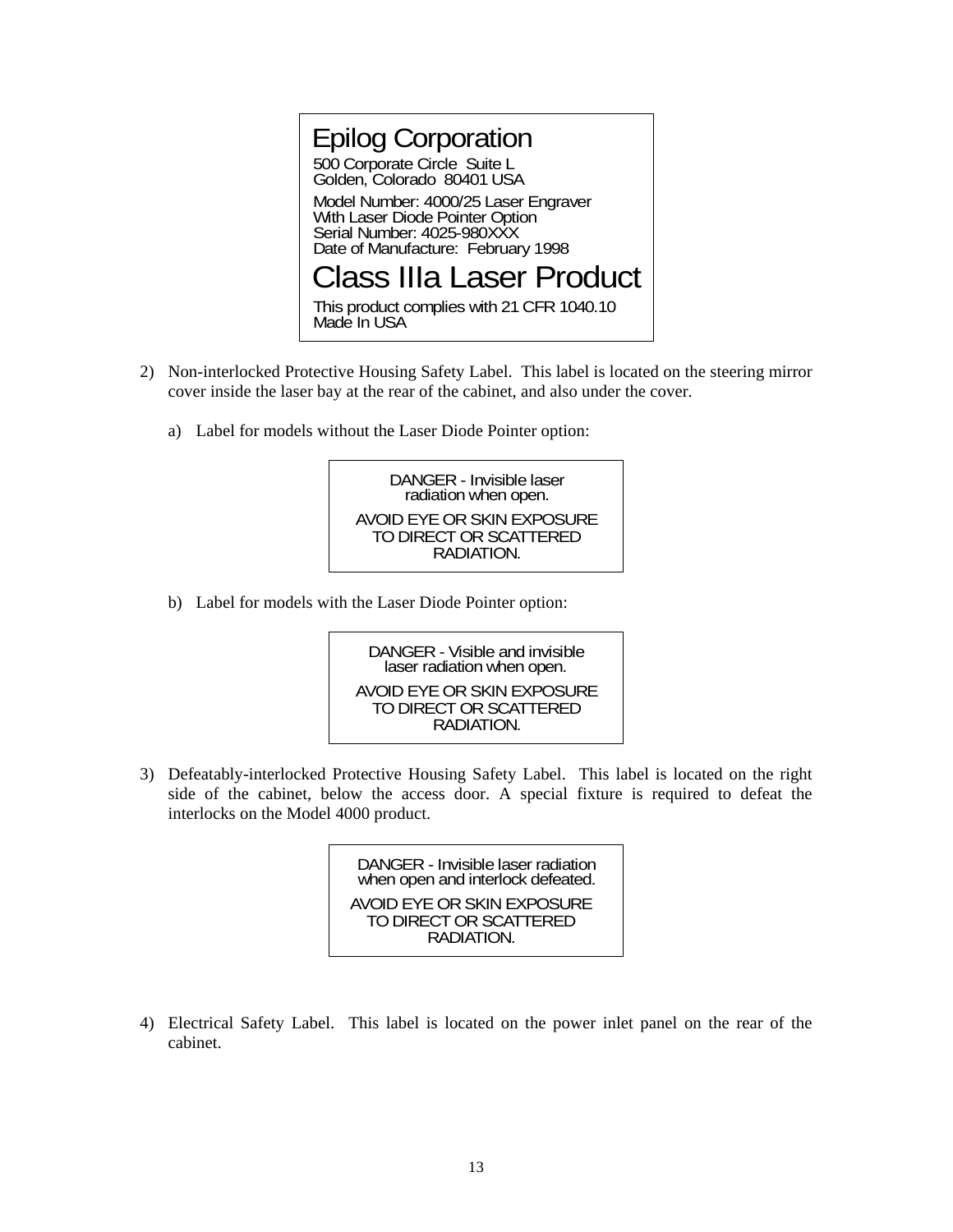> Epilog Corporation
>
> 500 Corporate Circle Suite L
> Golden, Colorado 80401 USA
>
> Model Number: 4000/25 Laser Engraver
> With Laser Diode Pointer Option
> Serial Number: 4025-980XXX
> Date of Manufacture: February 1998
>
> Class IIIa Laser Product
>
> This product complies with 21 CFR 1040.10
> Made In USA

2) Non-interlocked Protective Housing Safety Label. This label is located on the steering mirror cover inside the laser bay at the rear of the cabinet, and also under the cover.

   a) Label for models without the Laser Diode Pointer option:

   > DANGER - Invisible laser radiation when open.
   >
   > AVOID EYE OR SKIN EXPOSURE TO DIRECT OR SCATTERED RADIATION.

   b) Label for models with the Laser Diode Pointer option:

   > DANGER - Visible and invisible laser radiation when open.
   >
   > AVOID EYE OR SKIN EXPOSURE TO DIRECT OR SCATTERED RADIATION.

3) Defeatably-interlocked Protective Housing Safety Label. This label is located on the right side of the cabinet, below the access door. A special fixture is required to defeat the interlocks on the Model 4000 product.

   > DANGER - Invisible laser radiation when open and interlock defeated.
   >
   > AVOID EYE OR SKIN EXPOSURE TO DIRECT OR SCATTERED RADIATION.

4) Electrical Safety Label. This label is located on the power inlet panel on the rear of the cabinet.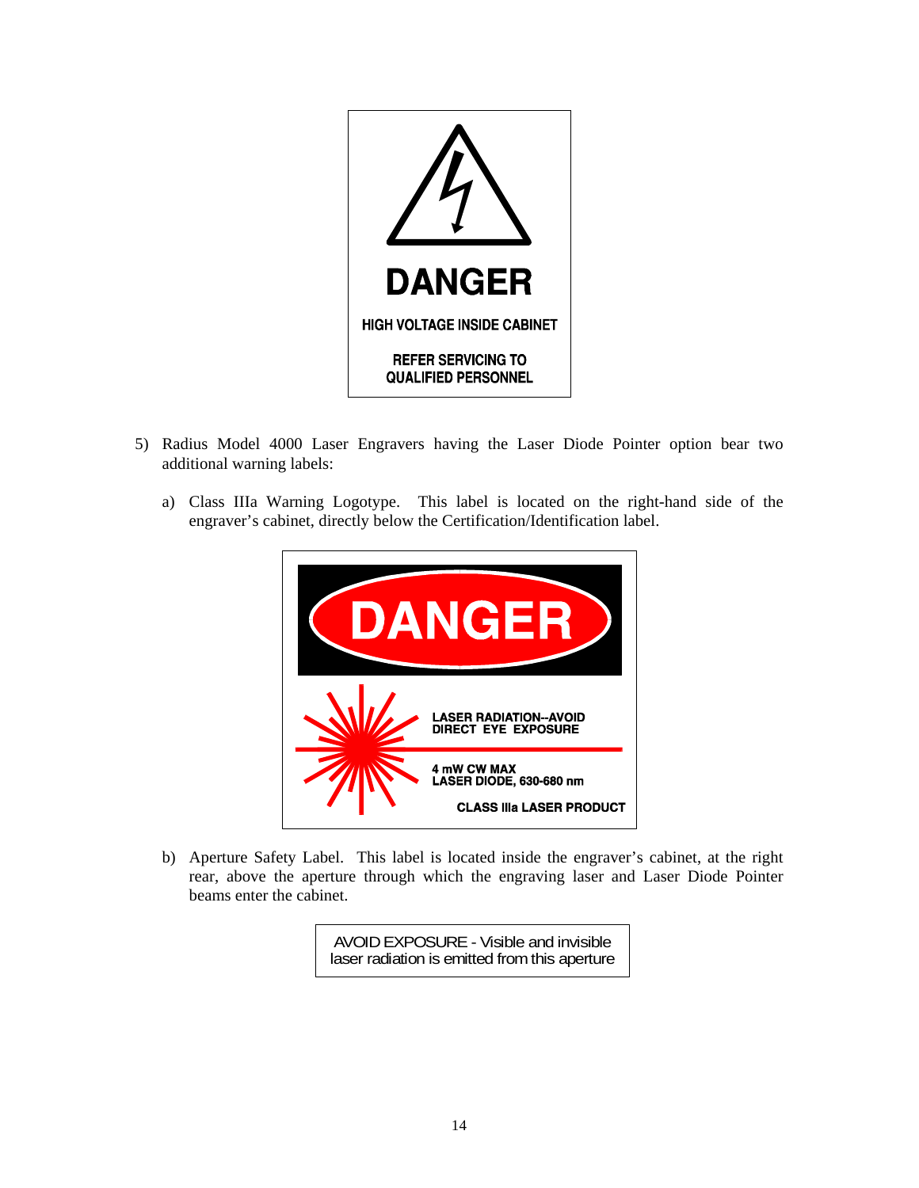**DANGER**

**HIGH VOLTAGE INSIDE CABINET**

**REFER SERVICING TO QUALIFIED PERSONNEL**

5) Radius Model 4000 Laser Engravers having the Laser Diode Pointer option bear two additional warning labels:

   a) Class IIIa Warning Logotype. This label is located on the right-hand side of the engraver's cabinet, directly below the Certification/Identification label.

   **DANGER**

   **LASER RADIATION--AVOID DIRECT EYE EXPOSURE**

   **4 mW CW MAX**
   **LASER DIODE, 630-680 nm**

   **CLASS IIIa LASER PRODUCT**

   b) Aperture Safety Label. This label is located inside the engraver's cabinet, at the right rear, above the aperture through which the engraving laser and Laser Diode Pointer beams enter the cabinet.

   AVOID EXPOSURE - Visible and invisible laser radiation is emitted from this aperture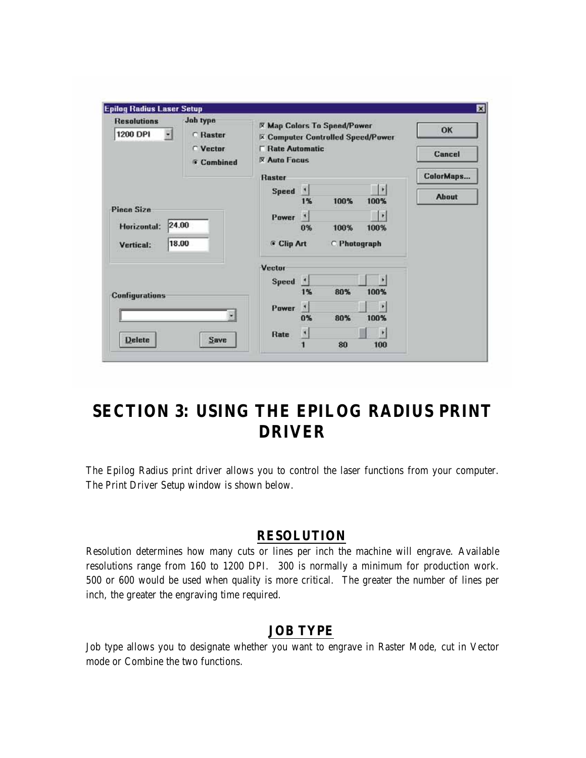# SECTION 3: USING THE EPILOG RADIUS PRINT DRIVER

The Epilog Radius print driver allows you to control the laser functions from your computer. The Print Driver Setup window is shown below.

## RESOLUTION

Resolution determines how many cuts or lines per inch the machine will engrave. Available resolutions range from 160 to 1200 DPI. 300 is normally a minimum for production work. 500 or 600 would be used when quality is more critical. The greater the number of lines per inch, the greater the engraving time required.

## JOB TYPE

Job type allows you to designate whether you want to engrave in Raster Mode, cut in Vector mode or Combine the two functions.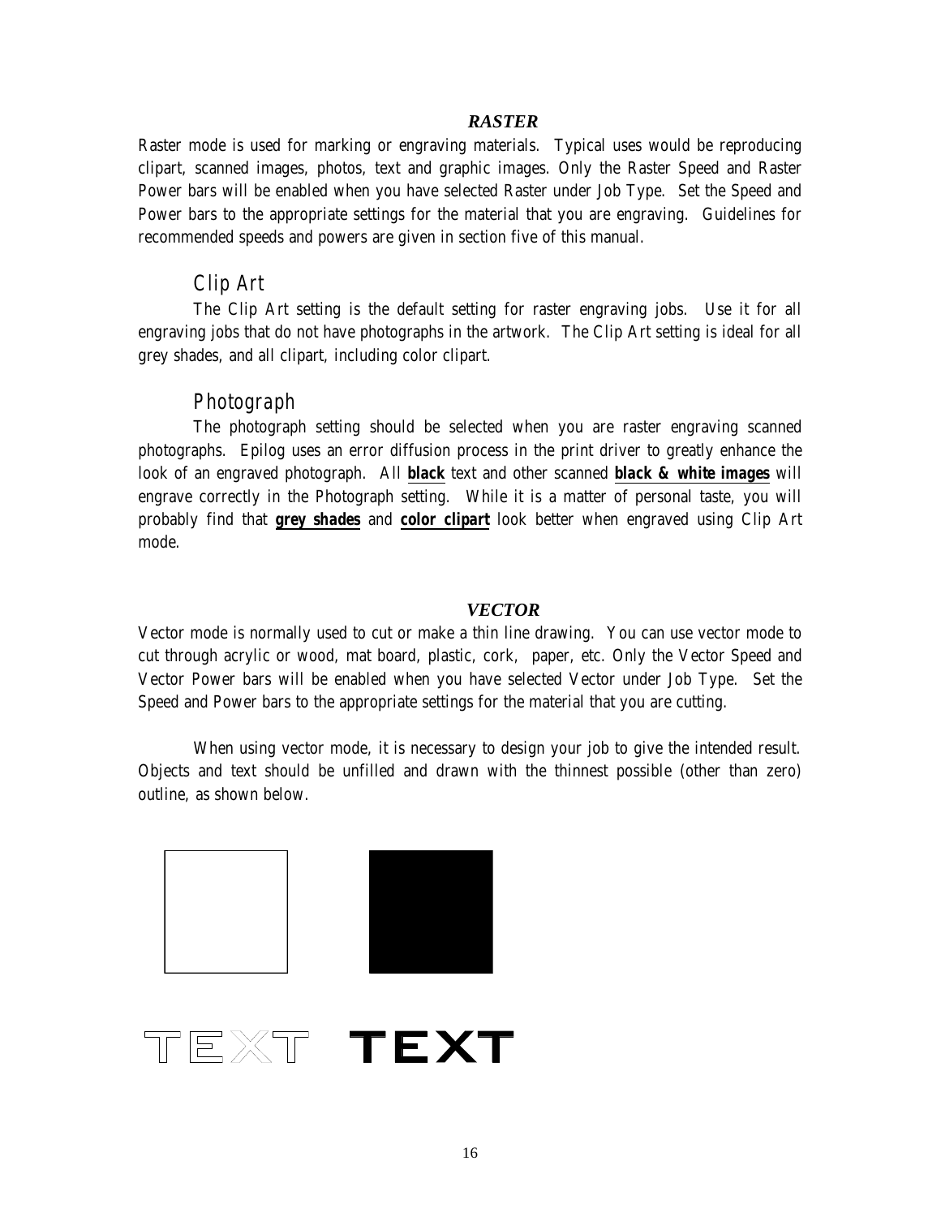## *RASTER*

Raster mode is used for marking or engraving materials. Typical uses would be reproducing clipart, scanned images, photos, text and graphic images. Only the Raster Speed and Raster Power bars will be enabled when you have selected Raster under Job Type. Set the Speed and Power bars to the appropriate settings for the material that you are engraving. Guidelines for recommended speeds and powers are given in section five of this manual.

### Clip Art

The Clip Art setting is the default setting for raster engraving jobs. Use it for all engraving jobs that do not have photographs in the artwork. The Clip Art setting is ideal for all grey shades, and all clipart, including color clipart.

### Photograph

The photograph setting should be selected when you are raster engraving scanned photographs. Epilog uses an error diffusion process in the print driver to greatly enhance the look of an engraved photograph. All ***black*** text and other scanned ***black & white images*** will engrave correctly in the Photograph setting. While it is a matter of personal taste, you will probably find that ***grey shades*** and ***color clipart*** look better when engraved using Clip Art mode.

## *VECTOR*

Vector mode is normally used to cut or make a thin line drawing. You can use vector mode to cut through acrylic or wood, mat board, plastic, cork, paper, etc. Only the Vector Speed and Vector Power bars will be enabled when you have selected Vector under Job Type. Set the Speed and Power bars to the appropriate settings for the material that you are cutting.

When using vector mode, it is necessary to design your job to give the intended result. Objects and text should be unfilled and drawn with the thinnest possible (other than zero) outline, as shown below.

TEXT TEXT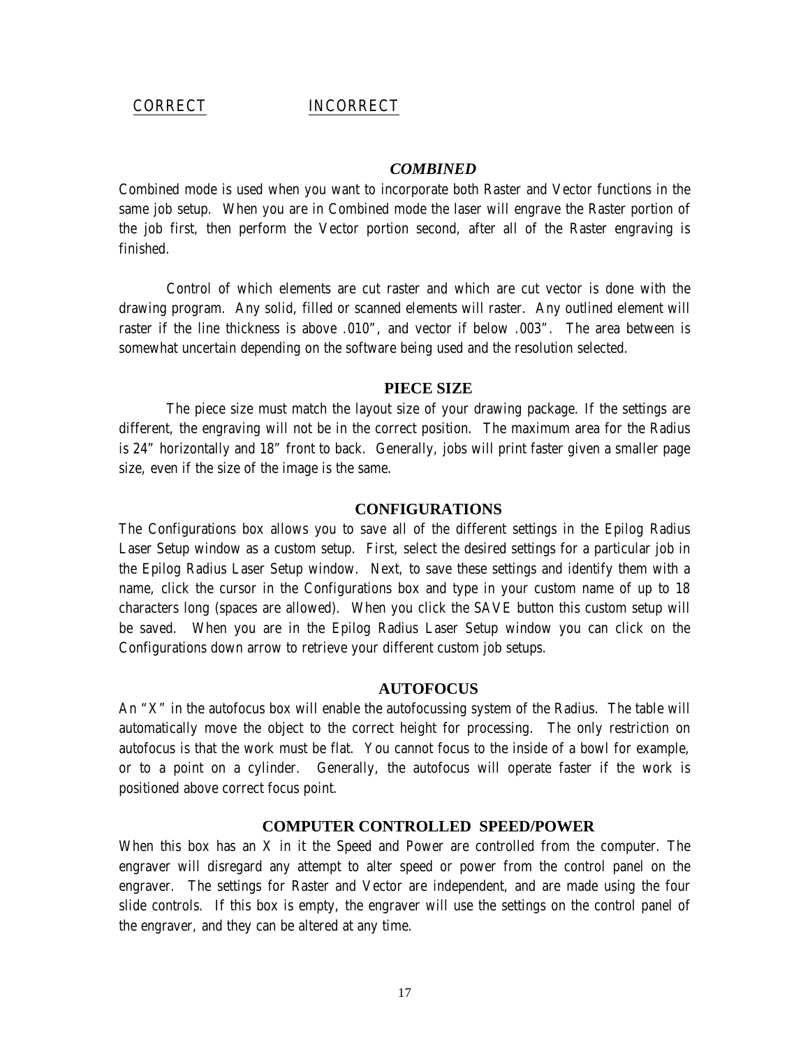CORRECT INCORRECT

### *COMBINED*

Combined mode is used when you want to incorporate both Raster and Vector functions in the same job setup. When you are in Combined mode the laser will engrave the Raster portion of the job first, then perform the Vector portion second, after all of the Raster engraving is finished.

Control of which elements are cut raster and which are cut vector is done with the drawing program. Any solid, filled or scanned elements will raster. Any outlined element will raster if the line thickness is above .010", and vector if below .003". The area between is somewhat uncertain depending on the software being used and the resolution selected.

### PIECE SIZE

The piece size must match the layout size of your drawing package. If the settings are different, the engraving will not be in the correct position. The maximum area for the Radius is 24" horizontally and 18" front to back. Generally, jobs will print faster given a smaller page size, even if the size of the image is the same.

### CONFIGURATIONS

The Configurations box allows you to save all of the different settings in the Epilog Radius Laser Setup window as a custom setup. First, select the desired settings for a particular job in the Epilog Radius Laser Setup window. Next, to save these settings and identify them with a name, click the cursor in the Configurations box and type in your custom name of up to 18 characters long (spaces are allowed). When you click the SAVE button this custom setup will be saved. When you are in the Epilog Radius Laser Setup window you can click on the Configurations down arrow to retrieve your different custom job setups.

### AUTOFOCUS

An "X" in the autofocus box will enable the autofocussing system of the Radius. The table will automatically move the object to the correct height for processing. The only restriction on autofocus is that the work must be flat. You cannot focus to the inside of a bowl for example, or to a point on a cylinder. Generally, the autofocus will operate faster if the work is positioned above correct focus point.

### COMPUTER CONTROLLED SPEED/POWER

When this box has an X in it the Speed and Power are controlled from the computer. The engraver will disregard any attempt to alter speed or power from the control panel on the engraver. The settings for Raster and Vector are independent, and are made using the four slide controls. If this box is empty, the engraver will use the settings on the control panel of the engraver, and they can be altered at any time.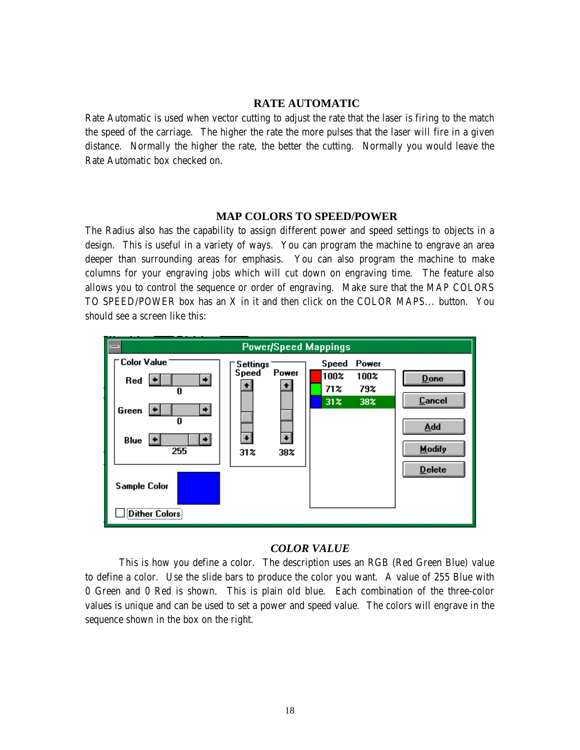## RATE AUTOMATIC

Rate Automatic is used when vector cutting to adjust the rate that the laser is firing to the match the speed of the carriage. The higher the rate the more pulses that the laser will fire in a given distance. Normally the higher the rate, the better the cutting. Normally you would leave the Rate Automatic box checked on.

## MAP COLORS TO SPEED/POWER

The Radius also has the capability to assign different power and speed settings to objects in a design. This is useful in a variety of ways. You can program the machine to engrave an area deeper than surrounding areas for emphasis. You can also program the machine to make columns for your engraving jobs which will cut down on engraving time. The feature also allows you to control the sequence or order of engraving. Make sure that the MAP COLORS TO SPEED/POWER box has an X in it and then click on the COLOR MAPS... button. You should see a screen like this:

### *COLOR VALUE*

This is how you define a color. The description uses an RGB (Red Green Blue) value to define a color. Use the slide bars to produce the color you want. A value of 255 Blue with 0 Green and 0 Red is shown. This is plain old blue. Each combination of the three-color values is unique and can be used to set a power and speed value. The colors will engrave in the sequence shown in the box on the right.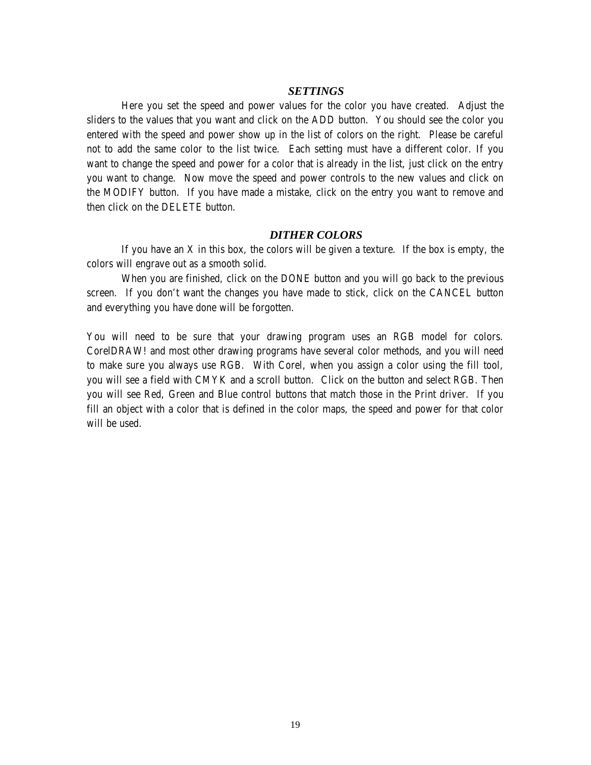### *SETTINGS*

Here you set the speed and power values for the color you have created. Adjust the sliders to the values that you want and click on the ADD button. You should see the color you entered with the speed and power show up in the list of colors on the right. Please be careful not to add the same color to the list twice. Each setting must have a different color. If you want to change the speed and power for a color that is already in the list, just click on the entry you want to change. Now move the speed and power controls to the new values and click on the MODIFY button. If you have made a mistake, click on the entry you want to remove and then click on the DELETE button.

### *DITHER COLORS*

If you have an X in this box, the colors will be given a texture. If the box is empty, the colors will engrave out as a smooth solid.

When you are finished, click on the DONE button and you will go back to the previous screen. If you don't want the changes you have made to stick, click on the CANCEL button and everything you have done will be forgotten.

You will need to be sure that your drawing program uses an RGB model for colors. CorelDRAW! and most other drawing programs have several color methods, and you will need to make sure you always use RGB. With Corel, when you assign a color using the fill tool, you will see a field with CMYK and a scroll button. Click on the button and select RGB. Then you will see Red, Green and Blue control buttons that match those in the Print driver. If you fill an object with a color that is defined in the color maps, the speed and power for that color will be used.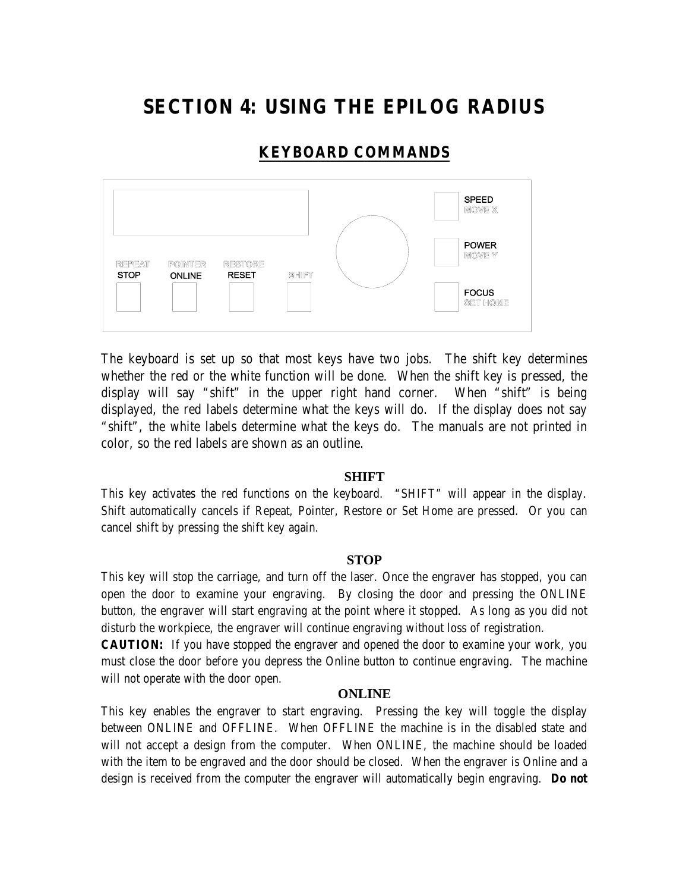# SECTION 4: USING THE EPILOG RADIUS

## KEYBOARD COMMANDS

REPEAT
STOP

POINTER
ONLINE

RESTORE
RESET

SHIFT

SPEED
MOVE X

POWER
MOVE Y

FOCUS
SET HOME

The keyboard is set up so that most keys have two jobs. The shift key determines whether the red or the white function will be done. When the shift key is pressed, the display will say "shift" in the upper right hand corner. When "shift" is being displayed, the red labels determine what the keys will do. If the display does not say "shift", the white labels determine what the keys do. The manuals are not printed in color, so the red labels are shown as an outline.

### SHIFT

This key activates the red functions on the keyboard. "SHIFT" will appear in the display. Shift automatically cancels if Repeat, Pointer, Restore or Set Home are pressed. Or you can cancel shift by pressing the shift key again.

### STOP

This key will stop the carriage, and turn off the laser. Once the engraver has stopped, you can open the door to examine your engraving. By closing the door and pressing the ONLINE button, the engraver will start engraving at the point where it stopped. As long as you did not disturb the workpiece, the engraver will continue engraving without loss of registration.

**CAUTION:** If you have stopped the engraver and opened the door to examine your work, you must close the door before you depress the Online button to continue engraving. The machine will not operate with the door open.

### ONLINE

This key enables the engraver to start engraving. Pressing the key will toggle the display between ONLINE and OFFLINE. When OFFLINE the machine is in the disabled state and will not accept a design from the computer. When ONLINE, the machine should be loaded with the item to be engraved and the door should be closed. When the engraver is Online and a design is received from the computer the engraver will automatically begin engraving. **Do not**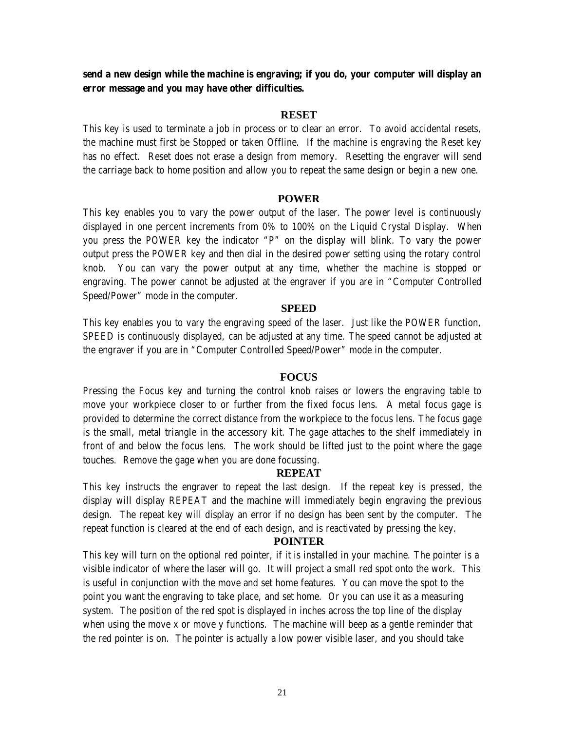**send a new design while the machine is engraving; if you do, your computer will display an error message and you may have other difficulties.**

## RESET

This key is used to terminate a job in process or to clear an error. To avoid accidental resets, the machine must first be Stopped or taken Offline. If the machine is engraving the Reset key has no effect. Reset does not erase a design from memory. Resetting the engraver will send the carriage back to home position and allow you to repeat the same design or begin a new one.

## POWER

This key enables you to vary the power output of the laser. The power level is continuously displayed in one percent increments from 0% to 100% on the Liquid Crystal Display. When you press the POWER key the indicator "P" on the display will blink. To vary the power output press the POWER key and then dial in the desired power setting using the rotary control knob. You can vary the power output at any time, whether the machine is stopped or engraving. The power cannot be adjusted at the engraver if you are in "Computer Controlled Speed/Power" mode in the computer.

## SPEED

This key enables you to vary the engraving speed of the laser. Just like the POWER function, SPEED is continuously displayed, can be adjusted at any time. The speed cannot be adjusted at the engraver if you are in "Computer Controlled Speed/Power" mode in the computer.

## FOCUS

Pressing the Focus key and turning the control knob raises or lowers the engraving table to move your workpiece closer to or further from the fixed focus lens. A metal focus gage is provided to determine the correct distance from the workpiece to the focus lens. The focus gage is the small, metal triangle in the accessory kit. The gage attaches to the shelf immediately in front of and below the focus lens. The work should be lifted just to the point where the gage touches. Remove the gage when you are done focussing.

## REPEAT

This key instructs the engraver to repeat the last design. If the repeat key is pressed, the display will display REPEAT and the machine will immediately begin engraving the previous design. The repeat key will display an error if no design has been sent by the computer. The repeat function is cleared at the end of each design, and is reactivated by pressing the key.

## POINTER

This key will turn on the optional red pointer, if it is installed in your machine. The pointer is a visible indicator of where the laser will go. It will project a small red spot onto the work. This is useful in conjunction with the move and set home features. You can move the spot to the point you want the engraving to take place, and set home. Or you can use it as a measuring system. The position of the red spot is displayed in inches across the top line of the display when using the move x or move y functions. The machine will beep as a gentle reminder that the red pointer is on. The pointer is actually a low power visible laser, and you should take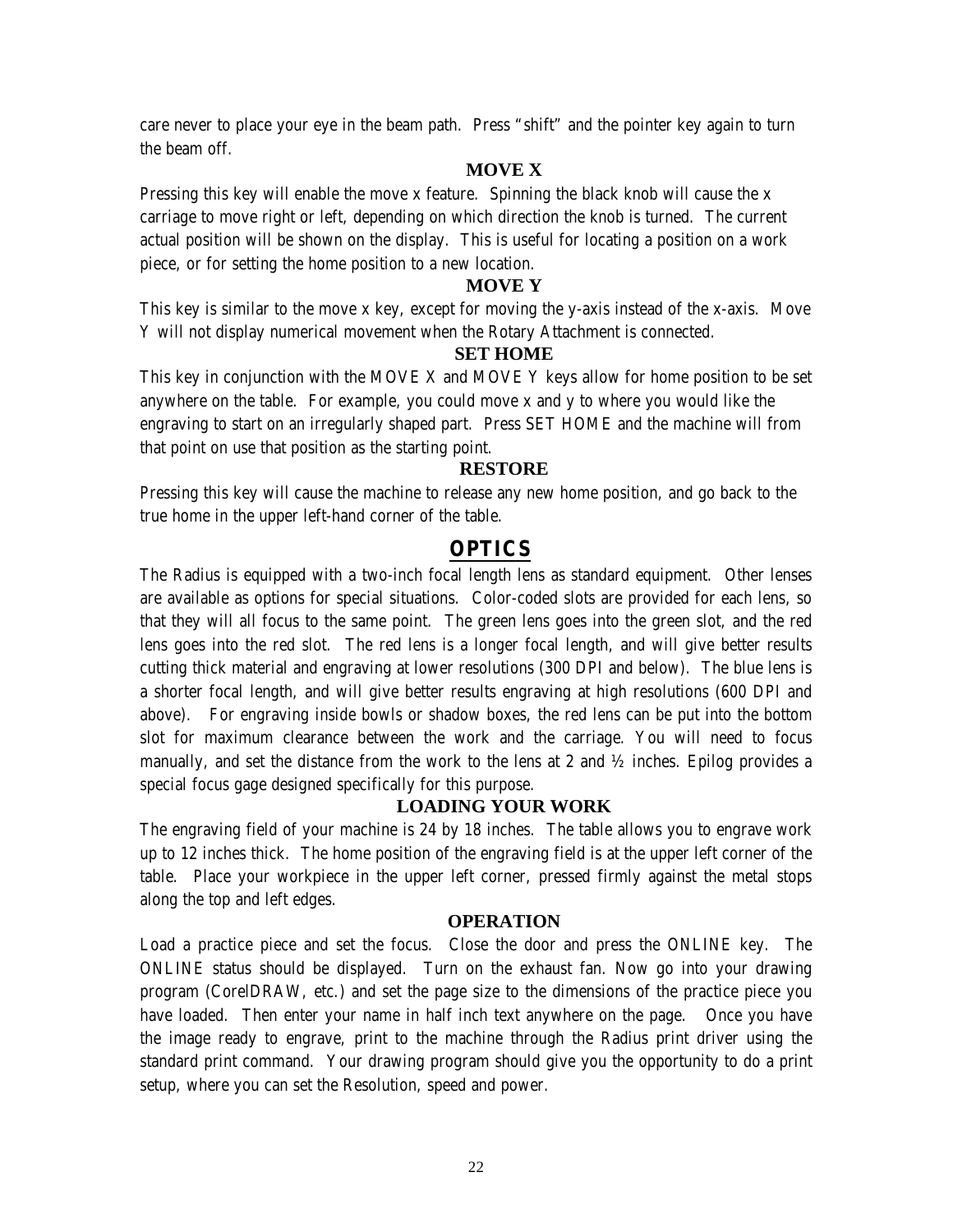care never to place your eye in the beam path. Press "shift" and the pointer key again to turn the beam off.

### MOVE X

Pressing this key will enable the move x feature. Spinning the black knob will cause the x carriage to move right or left, depending on which direction the knob is turned. The current actual position will be shown on the display. This is useful for locating a position on a work piece, or for setting the home position to a new location.

### MOVE Y

This key is similar to the move x key, except for moving the y-axis instead of the x-axis. Move Y will not display numerical movement when the Rotary Attachment is connected.

### SET HOME

This key in conjunction with the MOVE X and MOVE Y keys allow for home position to be set anywhere on the table. For example, you could move x and y to where you would like the engraving to start on an irregularly shaped part. Press SET HOME and the machine will from that point on use that position as the starting point.

### RESTORE

Pressing this key will cause the machine to release any new home position, and go back to the true home in the upper left-hand corner of the table.

## OPTICS

The Radius is equipped with a two-inch focal length lens as standard equipment. Other lenses are available as options for special situations. Color-coded slots are provided for each lens, so that they will all focus to the same point. The green lens goes into the green slot, and the red lens goes into the red slot. The red lens is a longer focal length, and will give better results cutting thick material and engraving at lower resolutions (300 DPI and below). The blue lens is a shorter focal length, and will give better results engraving at high resolutions (600 DPI and above). For engraving inside bowls or shadow boxes, the red lens can be put into the bottom slot for maximum clearance between the work and the carriage. You will need to focus manually, and set the distance from the work to the lens at 2 and ½ inches. Epilog provides a special focus gage designed specifically for this purpose.

### LOADING YOUR WORK

The engraving field of your machine is 24 by 18 inches. The table allows you to engrave work up to 12 inches thick. The home position of the engraving field is at the upper left corner of the table. Place your workpiece in the upper left corner, pressed firmly against the metal stops along the top and left edges.

### OPERATION

Load a practice piece and set the focus. Close the door and press the ONLINE key. The ONLINE status should be displayed. Turn on the exhaust fan. Now go into your drawing program (CorelDRAW, etc.) and set the page size to the dimensions of the practice piece you have loaded. Then enter your name in half inch text anywhere on the page. Once you have the image ready to engrave, print to the machine through the Radius print driver using the standard print command. Your drawing program should give you the opportunity to do a print setup, where you can set the Resolution, speed and power.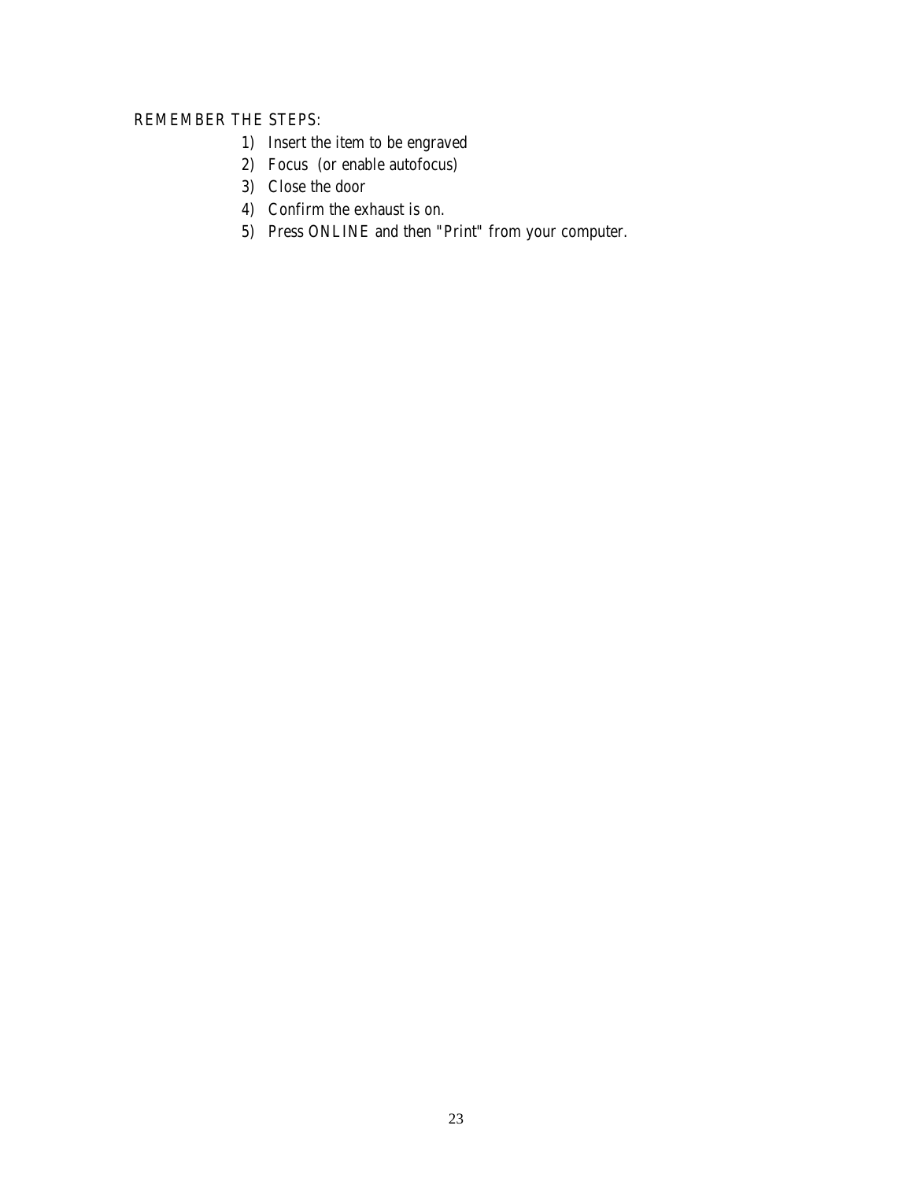REMEMBER THE STEPS:

1) Insert the item to be engraved
2) Focus (or enable autofocus)
3) Close the door
4) Confirm the exhaust is on.
5) Press ONLINE and then "Print" from your computer.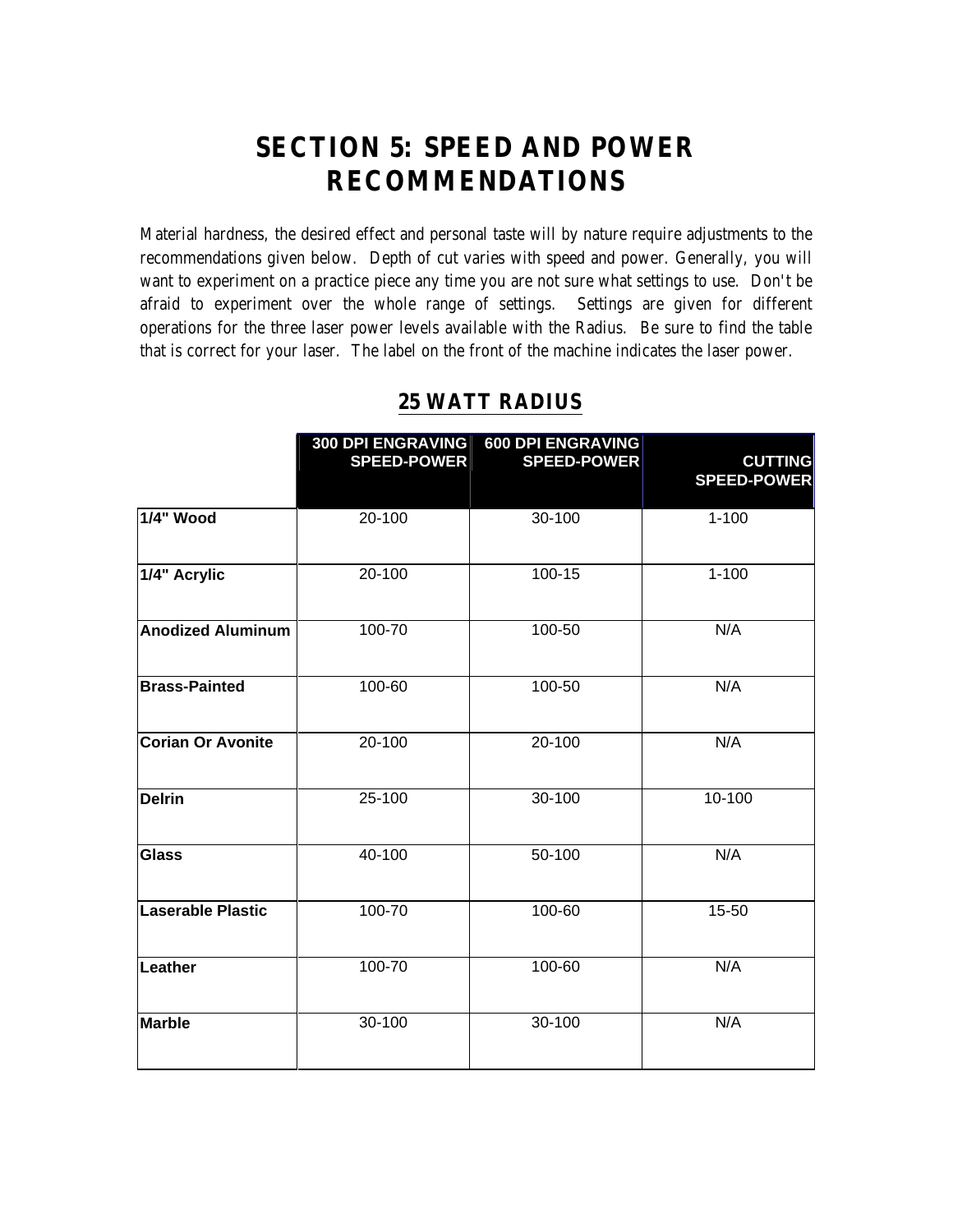# SECTION 5: SPEED AND POWER RECOMMENDATIONS

Material hardness, the desired effect and personal taste will by nature require adjustments to the recommendations given below. Depth of cut varies with speed and power. Generally, you will want to experiment on a practice piece any time you are not sure what settings to use. Don't be afraid to experiment over the whole range of settings. Settings are given for different operations for the three laser power levels available with the Radius. Be sure to find the table that is correct for your laser. The label on the front of the machine indicates the laser power.

## 25 WATT RADIUS

| | 300 DPI ENGRAVING SPEED-POWER | 600 DPI ENGRAVING SPEED-POWER | CUTTING SPEED-POWER |
|---|---|---|---|
| **1/4" Wood** | 20-100 | 30-100 | 1-100 |
| **1/4" Acrylic** | 20-100 | 100-15 | 1-100 |
| **Anodized Aluminum** | 100-70 | 100-50 | N/A |
| **Brass-Painted** | 100-60 | 100-50 | N/A |
| **Corian Or Avonite** | 20-100 | 20-100 | N/A |
| **Delrin** | 25-100 | 30-100 | 10-100 |
| **Glass** | 40-100 | 50-100 | N/A |
| **Laserable Plastic** | 100-70 | 100-60 | 15-50 |
| **Leather** | 100-70 | 100-60 | N/A |
| **Marble** | 30-100 | 30-100 | N/A |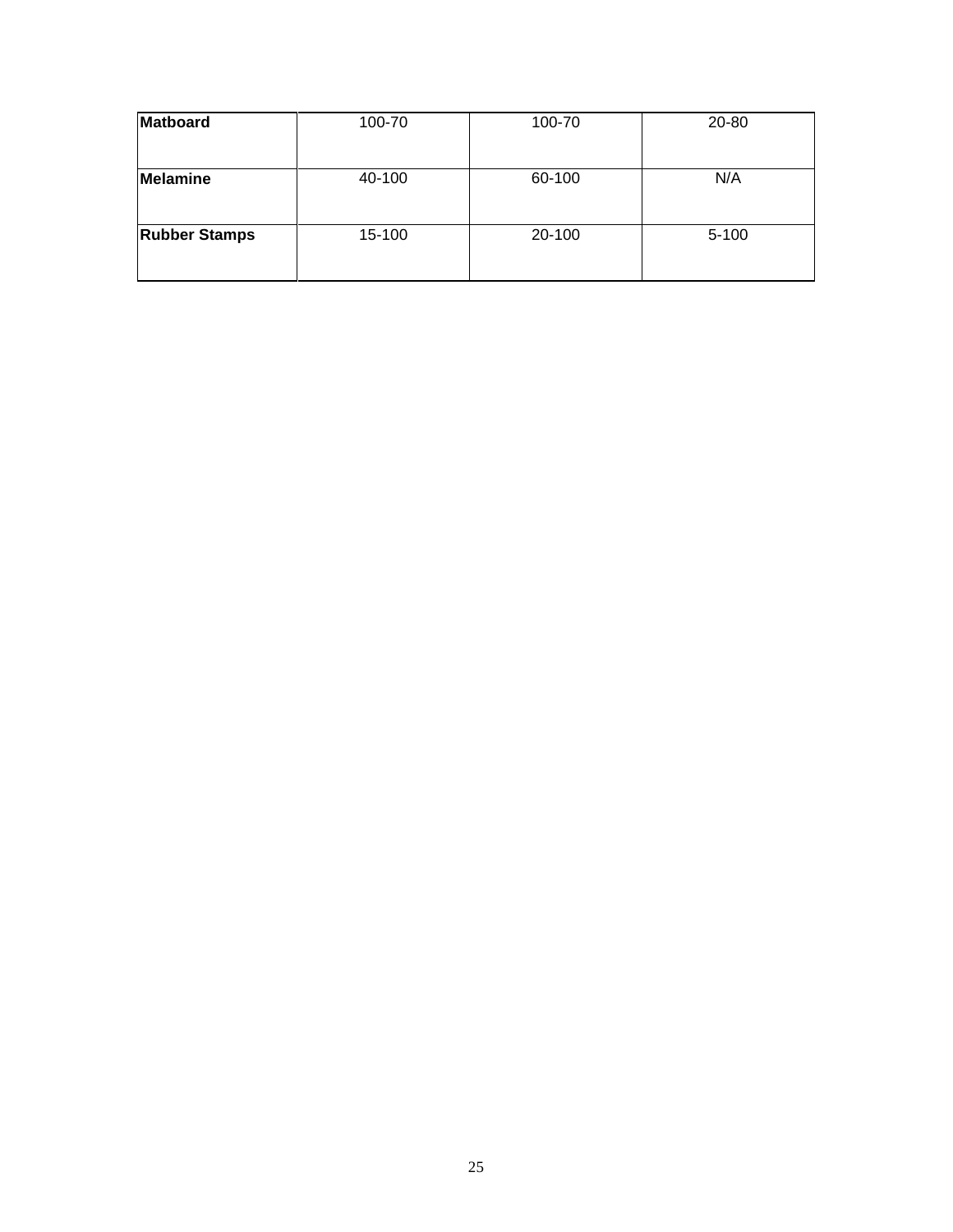| | | | |
|---|---|---|---|
| **Matboard** | 100-70 | 100-70 | 20-80 |
| **Melamine** | 40-100 | 60-100 | N/A |
| **Rubber Stamps** | 15-100 | 20-100 | 5-100 |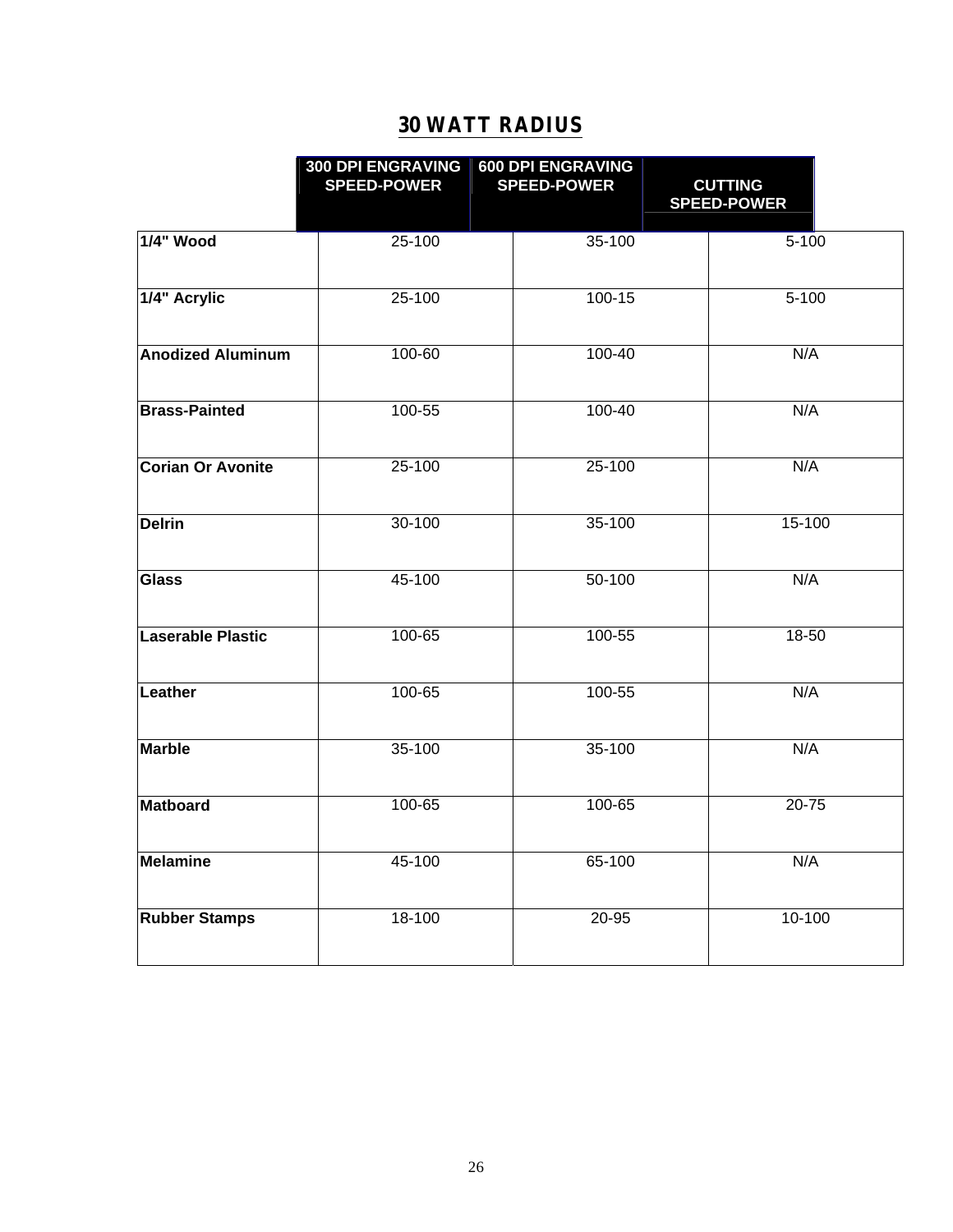# 30 WATT RADIUS

| | 300 DPI ENGRAVING SPEED-POWER | 600 DPI ENGRAVING SPEED-POWER | CUTTING SPEED-POWER |
|---|---|---|---|
| **1/4" Wood** | 25-100 | 35-100 | 5-100 |
| **1/4" Acrylic** | 25-100 | 100-15 | 5-100 |
| **Anodized Aluminum** | 100-60 | 100-40 | N/A |
| **Brass-Painted** | 100-55 | 100-40 | N/A |
| **Corian Or Avonite** | 25-100 | 25-100 | N/A |
| **Delrin** | 30-100 | 35-100 | 15-100 |
| **Glass** | 45-100 | 50-100 | N/A |
| **Laserable Plastic** | 100-65 | 100-55 | 18-50 |
| **Leather** | 100-65 | 100-55 | N/A |
| **Marble** | 35-100 | 35-100 | N/A |
| **Matboard** | 100-65 | 100-65 | 20-75 |
| **Melamine** | 45-100 | 65-100 | N/A |
| **Rubber Stamps** | 18-100 | 20-95 | 10-100 |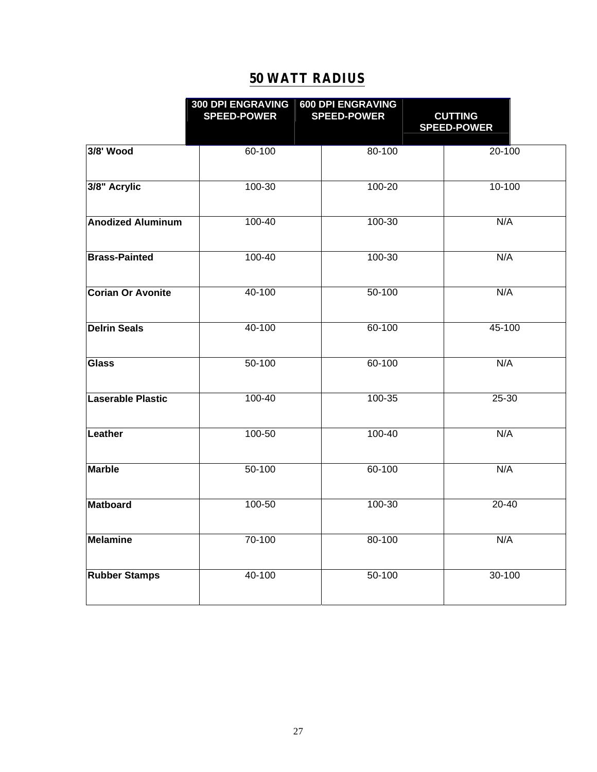# 50 WATT RADIUS

| | 300 DPI ENGRAVING SPEED-POWER | 600 DPI ENGRAVING SPEED-POWER | CUTTING SPEED-POWER |
|---|---|---|---|
| **3/8' Wood** | 60-100 | 80-100 | 20-100 |
| **3/8" Acrylic** | 100-30 | 100-20 | 10-100 |
| **Anodized Aluminum** | 100-40 | 100-30 | N/A |
| **Brass-Painted** | 100-40 | 100-30 | N/A |
| **Corian Or Avonite** | 40-100 | 50-100 | N/A |
| **Delrin Seals** | 40-100 | 60-100 | 45-100 |
| **Glass** | 50-100 | 60-100 | N/A |
| **Laserable Plastic** | 100-40 | 100-35 | 25-30 |
| **Leather** | 100-50 | 100-40 | N/A |
| **Marble** | 50-100 | 60-100 | N/A |
| **Matboard** | 100-50 | 100-30 | 20-40 |
| **Melamine** | 70-100 | 80-100 | N/A |
| **Rubber Stamps** | 40-100 | 50-100 | 30-100 |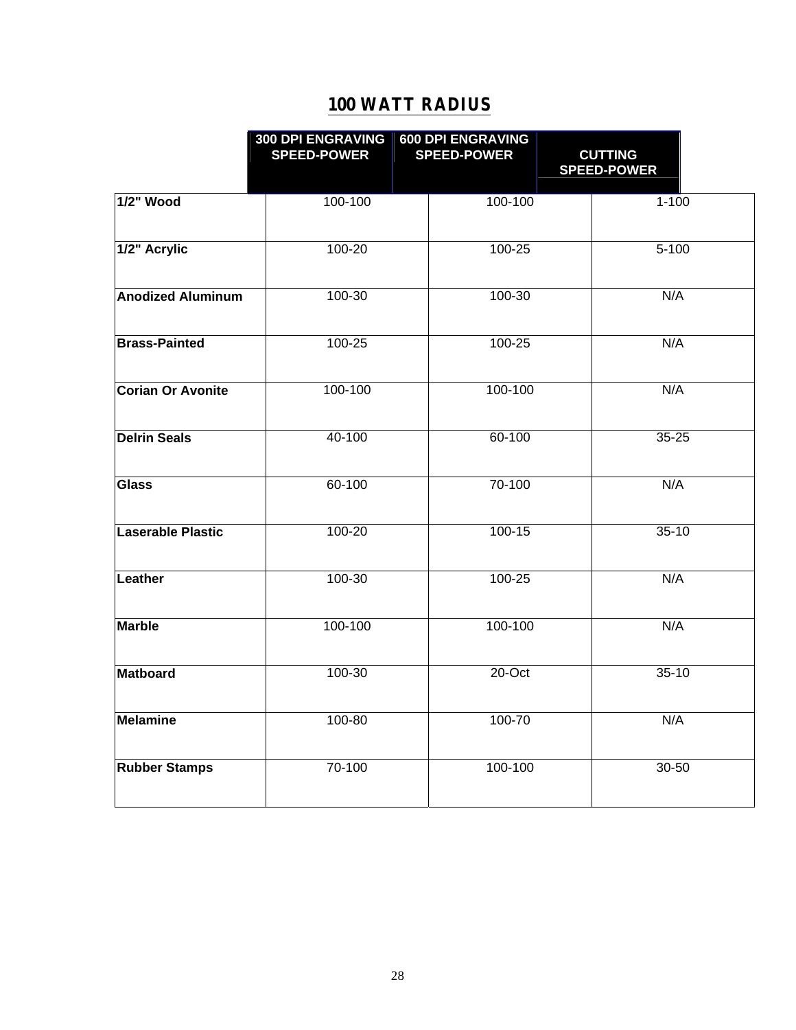# 100 WATT RADIUS

| | 300 DPI ENGRAVING SPEED-POWER | 600 DPI ENGRAVING SPEED-POWER | CUTTING SPEED-POWER |
|---|---|---|---|
| **1/2" Wood** | 100-100 | 100-100 | 1-100 |
| **1/2" Acrylic** | 100-20 | 100-25 | 5-100 |
| **Anodized Aluminum** | 100-30 | 100-30 | N/A |
| **Brass-Painted** | 100-25 | 100-25 | N/A |
| **Corian Or Avonite** | 100-100 | 100-100 | N/A |
| **Delrin Seals** | 40-100 | 60-100 | 35-25 |
| **Glass** | 60-100 | 70-100 | N/A |
| **Laserable Plastic** | 100-20 | 100-15 | 35-10 |
| **Leather** | 100-30 | 100-25 | N/A |
| **Marble** | 100-100 | 100-100 | N/A |
| **Matboard** | 100-30 | 20-Oct | 35-10 |
| **Melamine** | 100-80 | 100-70 | N/A |
| **Rubber Stamps** | 70-100 | 100-100 | 30-50 |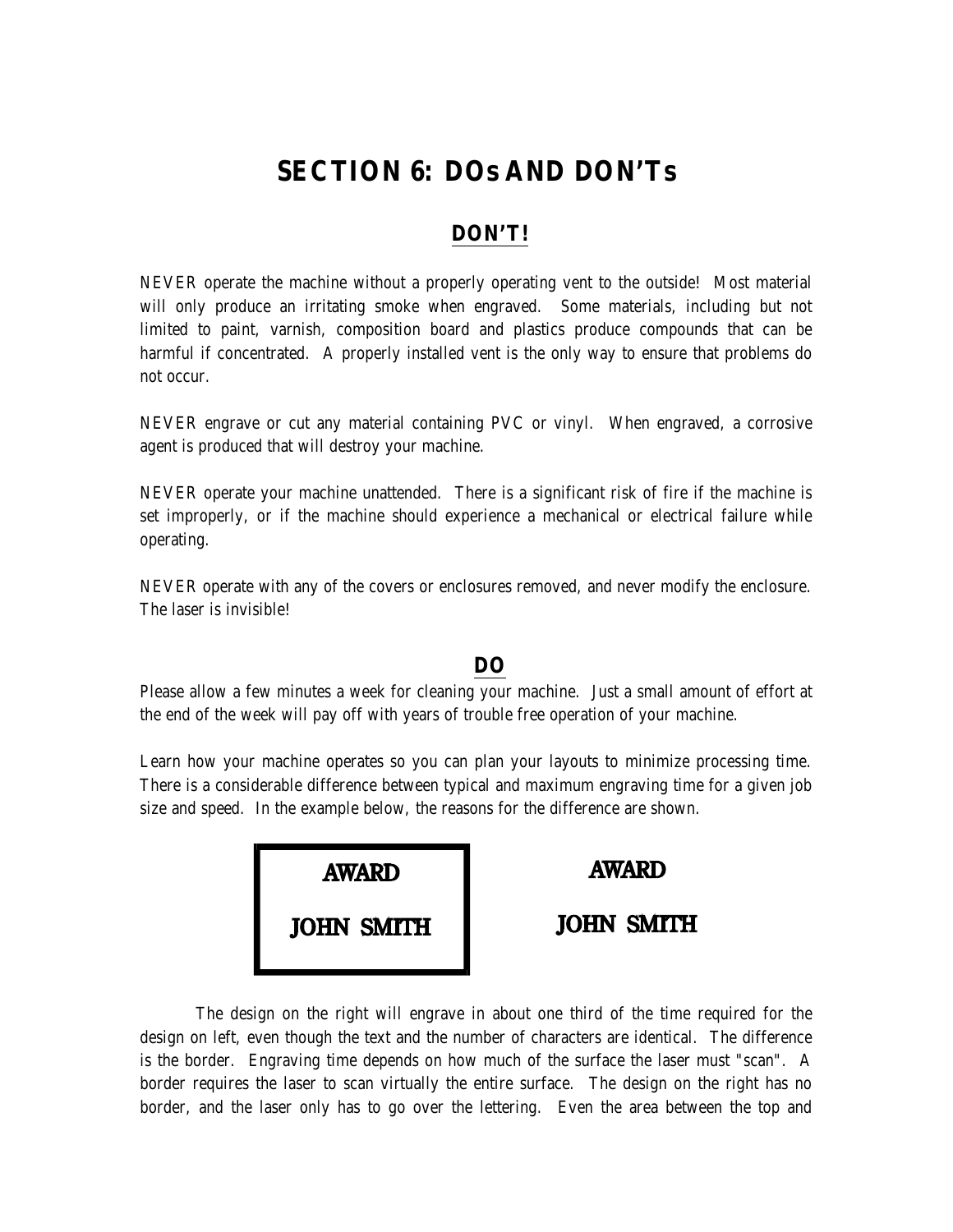# SECTION 6: DOs AND DON'Ts

## DON'T!

NEVER operate the machine without a properly operating vent to the outside! Most material will only produce an irritating smoke when engraved. Some materials, including but not limited to paint, varnish, composition board and plastics produce compounds that can be harmful if concentrated. A properly installed vent is the only way to ensure that problems do not occur.

NEVER engrave or cut any material containing PVC or vinyl. When engraved, a corrosive agent is produced that will destroy your machine.

NEVER operate your machine unattended. There is a significant risk of fire if the machine is set improperly, or if the machine should experience a mechanical or electrical failure while operating.

NEVER operate with any of the covers or enclosures removed, and never modify the enclosure. The laser is invisible!

## DO

Please allow a few minutes a week for cleaning your machine. Just a small amount of effort at the end of the week will pay off with years of trouble free operation of your machine.

Learn how your machine operates so you can plan your layouts to minimize processing time. There is a considerable difference between typical and maximum engraving time for a given job size and speed. In the example below, the reasons for the difference are shown.

| AWARD<br>JOHN SMITH | AWARD<br>JOHN SMITH |
|---|---|

The design on the right will engrave in about one third of the time required for the design on left, even though the text and the number of characters are identical. The difference is the border. Engraving time depends on how much of the surface the laser must "scan". A border requires the laser to scan virtually the entire surface. The design on the right has no border, and the laser only has to go over the lettering. Even the area between the top and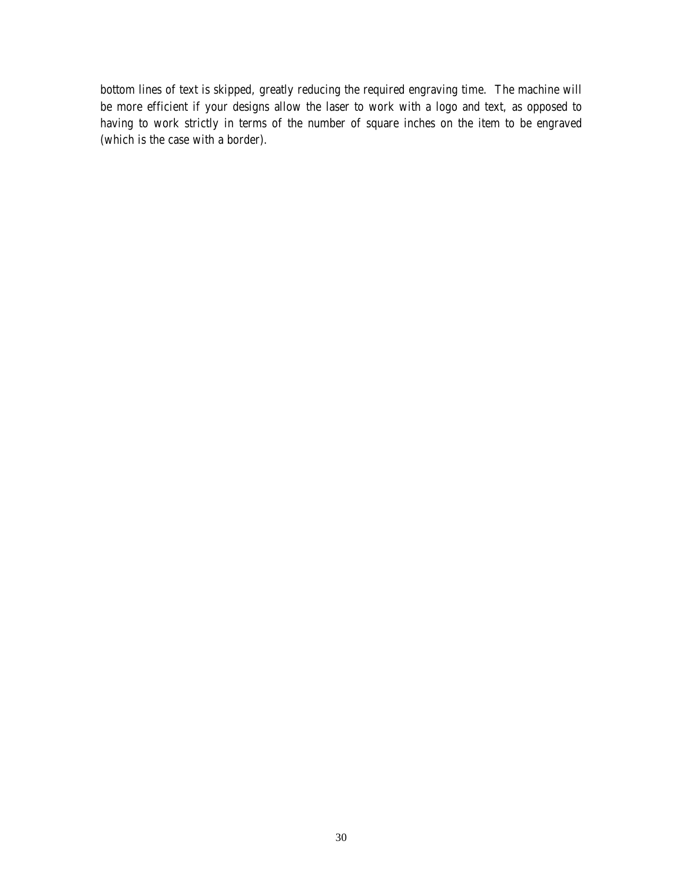bottom lines of text is skipped, greatly reducing the required engraving time. The machine will be more efficient if your designs allow the laser to work with a logo and text, as opposed to having to work strictly in terms of the number of square inches on the item to be engraved (which is the case with a border).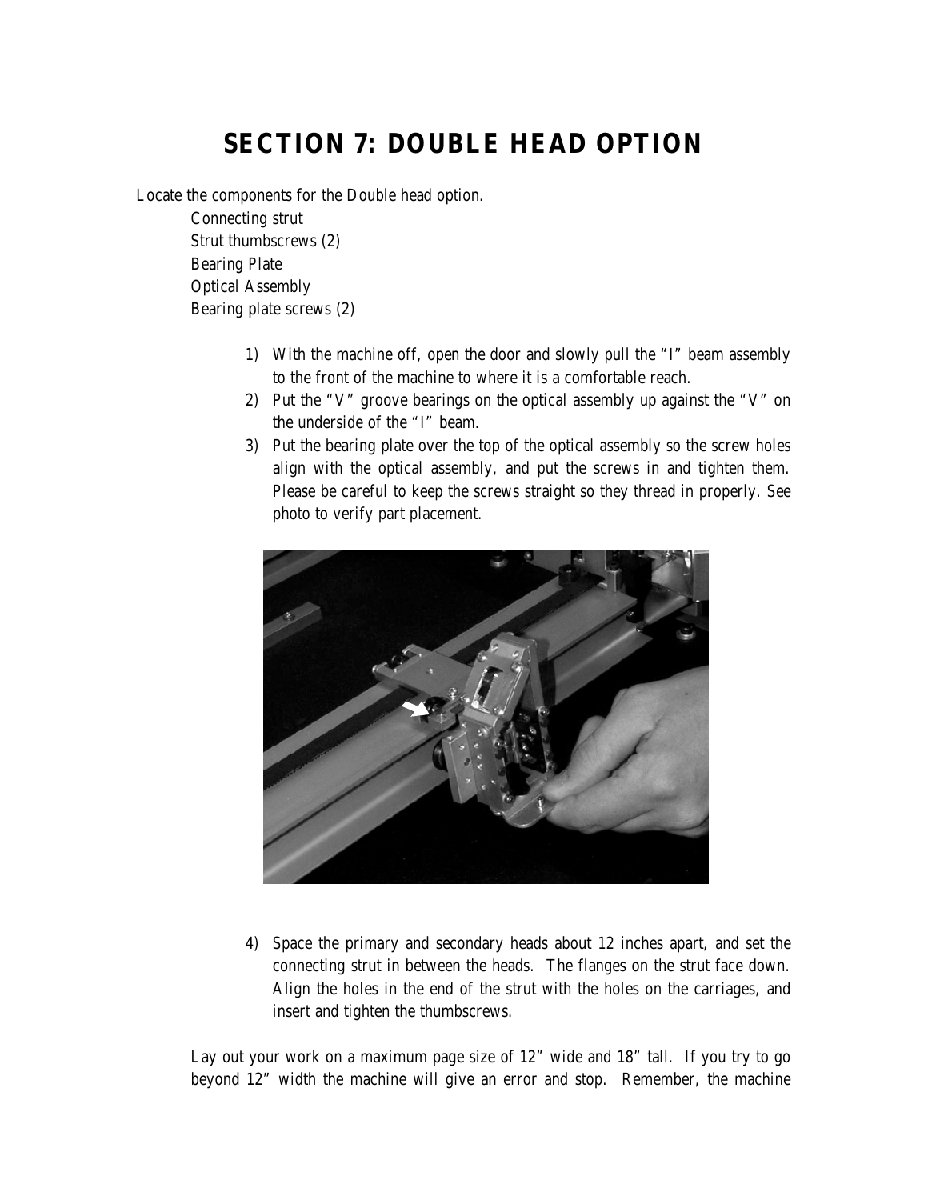# SECTION 7: DOUBLE HEAD OPTION

Locate the components for the Double head option.

Connecting strut
Strut thumbscrews (2)
Bearing Plate
Optical Assembly
Bearing plate screws (2)

1) With the machine off, open the door and slowly pull the "I" beam assembly to the front of the machine to where it is a comfortable reach.
2) Put the "V" groove bearings on the optical assembly up against the "V" on the underside of the "I" beam.
3) Put the bearing plate over the top of the optical assembly so the screw holes align with the optical assembly, and put the screws in and tighten them. Please be careful to keep the screws straight so they thread in properly. See photo to verify part placement.

4) Space the primary and secondary heads about 12 inches apart, and set the connecting strut in between the heads. The flanges on the strut face down. Align the holes in the end of the strut with the holes on the carriages, and insert and tighten the thumbscrews.

Lay out your work on a maximum page size of 12" wide and 18" tall. If you try to go beyond 12" width the machine will give an error and stop. Remember, the machine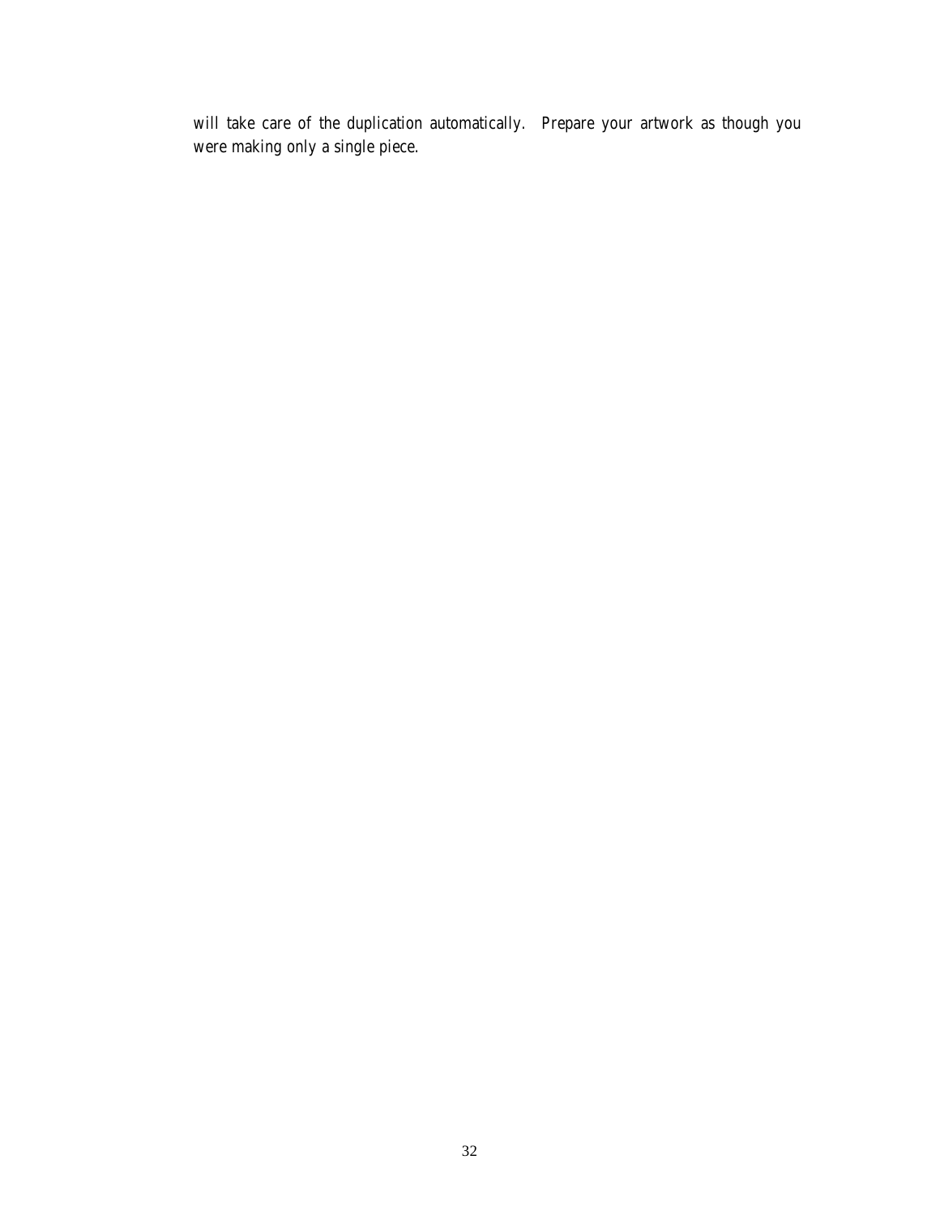will take care of the duplication automatically. Prepare your artwork as though you were making only a single piece.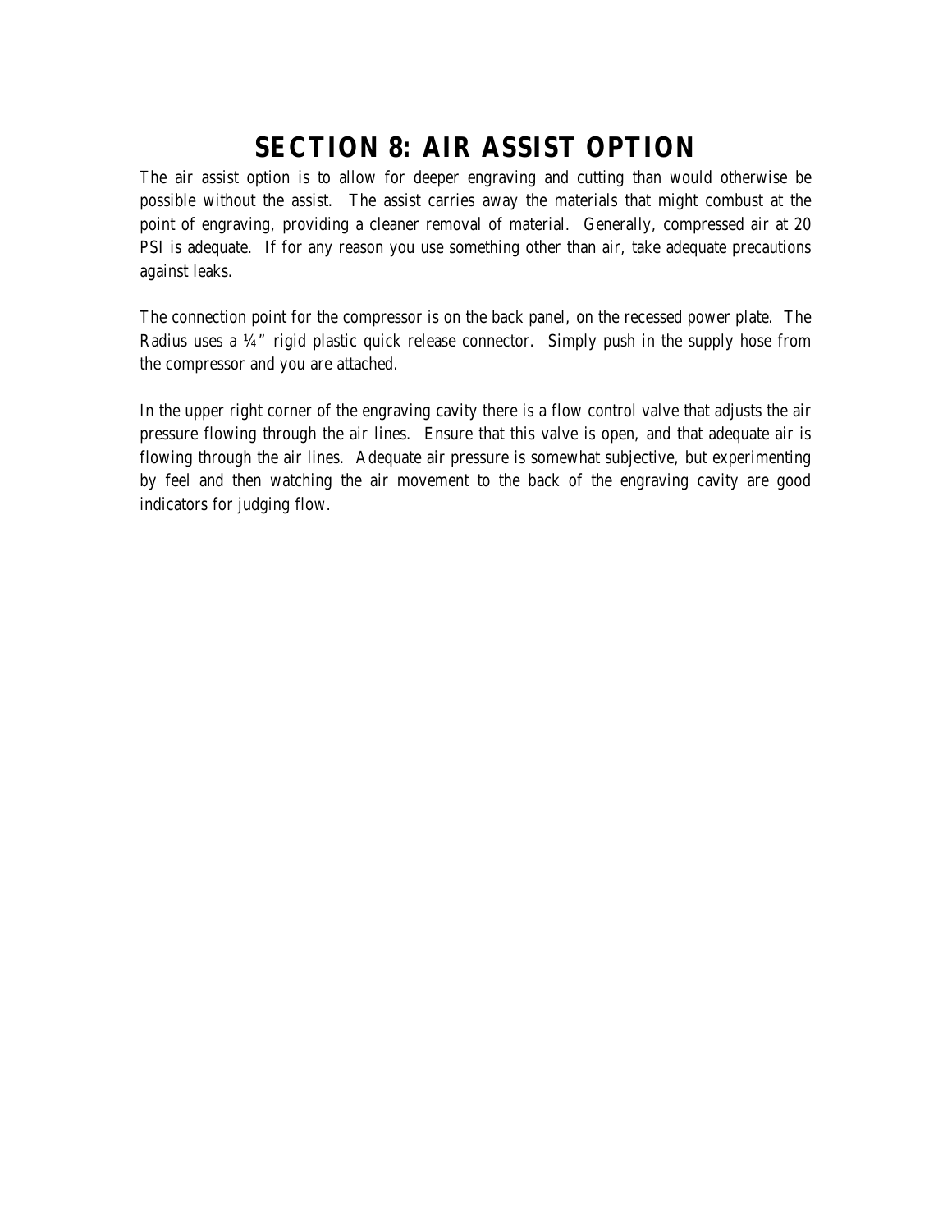# SECTION 8: AIR ASSIST OPTION

The air assist option is to allow for deeper engraving and cutting than would otherwise be possible without the assist. The assist carries away the materials that might combust at the point of engraving, providing a cleaner removal of material. Generally, compressed air at 20 PSI is adequate. If for any reason you use something other than air, take adequate precautions against leaks.

The connection point for the compressor is on the back panel, on the recessed power plate. The Radius uses a ¼" rigid plastic quick release connector. Simply push in the supply hose from the compressor and you are attached.

In the upper right corner of the engraving cavity there is a flow control valve that adjusts the air pressure flowing through the air lines. Ensure that this valve is open, and that adequate air is flowing through the air lines. Adequate air pressure is somewhat subjective, but experimenting by feel and then watching the air movement to the back of the engraving cavity are good indicators for judging flow.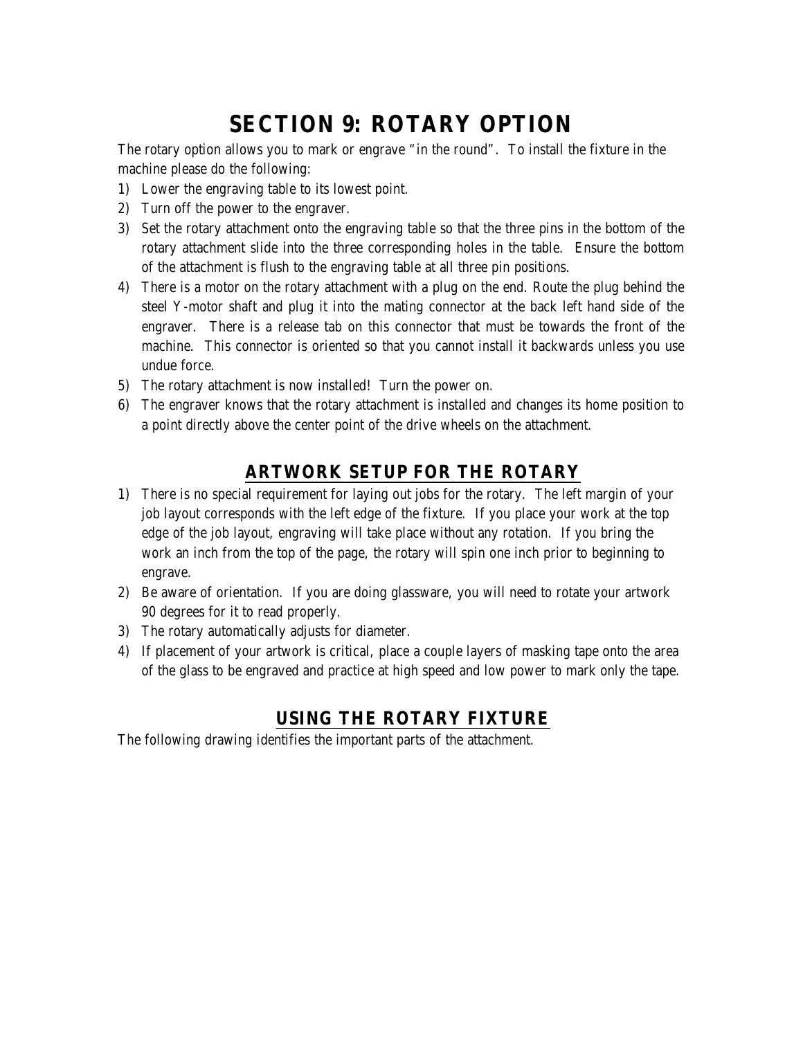# SECTION 9: ROTARY OPTION

The rotary option allows you to mark or engrave "in the round". To install the fixture in the machine please do the following:

1) Lower the engraving table to its lowest point.
2) Turn off the power to the engraver.
3) Set the rotary attachment onto the engraving table so that the three pins in the bottom of the rotary attachment slide into the three corresponding holes in the table. Ensure the bottom of the attachment is flush to the engraving table at all three pin positions.
4) There is a motor on the rotary attachment with a plug on the end. Route the plug behind the steel Y-motor shaft and plug it into the mating connector at the back left hand side of the engraver. There is a release tab on this connector that must be towards the front of the machine. This connector is oriented so that you cannot install it backwards unless you use undue force.
5) The rotary attachment is now installed! Turn the power on.
6) The engraver knows that the rotary attachment is installed and changes its home position to a point directly above the center point of the drive wheels on the attachment.

## ARTWORK SETUP FOR THE ROTARY

1) There is no special requirement for laying out jobs for the rotary. The left margin of your job layout corresponds with the left edge of the fixture. If you place your work at the top edge of the job layout, engraving will take place without any rotation. If you bring the work an inch from the top of the page, the rotary will spin one inch prior to beginning to engrave.
2) Be aware of orientation. If you are doing glassware, you will need to rotate your artwork 90 degrees for it to read properly.
3) The rotary automatically adjusts for diameter.
4) If placement of your artwork is critical, place a couple layers of masking tape onto the area of the glass to be engraved and practice at high speed and low power to mark only the tape.

## USING THE ROTARY FIXTURE

The following drawing identifies the important parts of the attachment.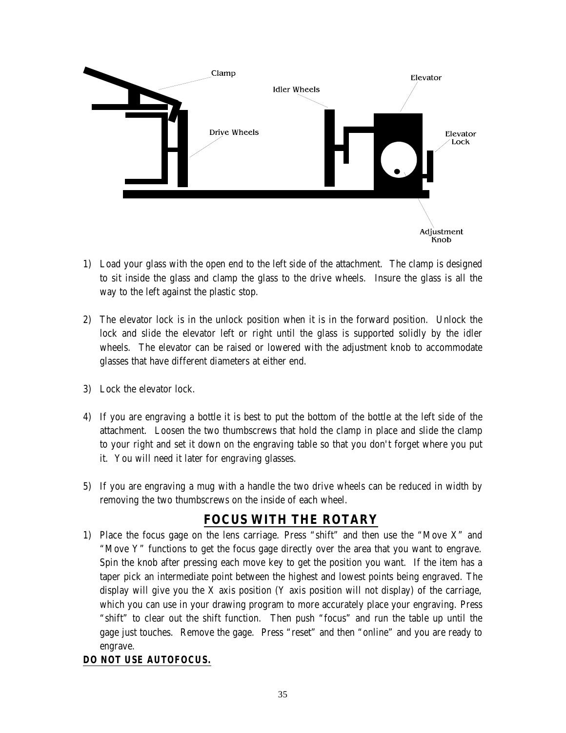1) Load your glass with the open end to the left side of the attachment. The clamp is designed to sit inside the glass and clamp the glass to the drive wheels. Insure the glass is all the way to the left against the plastic stop.

2) The elevator lock is in the unlock position when it is in the forward position. Unlock the lock and slide the elevator left or right until the glass is supported solidly by the idler wheels. The elevator can be raised or lowered with the adjustment knob to accommodate glasses that have different diameters at either end.

3) Lock the elevator lock.

4) If you are engraving a bottle it is best to put the bottom of the bottle at the left side of the attachment. Loosen the two thumbscrews that hold the clamp in place and slide the clamp to your right and set it down on the engraving table so that you don't forget where you put it. You will need it later for engraving glasses.

5) If you are engraving a mug with a handle the two drive wheels can be reduced in width by removing the two thumbscrews on the inside of each wheel.

## FOCUS WITH THE ROTARY

1) Place the focus gage on the lens carriage. Press "shift" and then use the "Move X" and "Move Y" functions to get the focus gage directly over the area that you want to engrave. Spin the knob after pressing each move key to get the position you want. If the item has a taper pick an intermediate point between the highest and lowest points being engraved. The display will give you the X axis position (Y axis position will not display) of the carriage, which you can use in your drawing program to more accurately place your engraving. Press "shift" to clear out the shift function. Then push "focus" and run the table up until the gage just touches. Remove the gage. Press "reset" and then "online" and you are ready to engrave.

**DO NOT USE AUTOFOCUS.**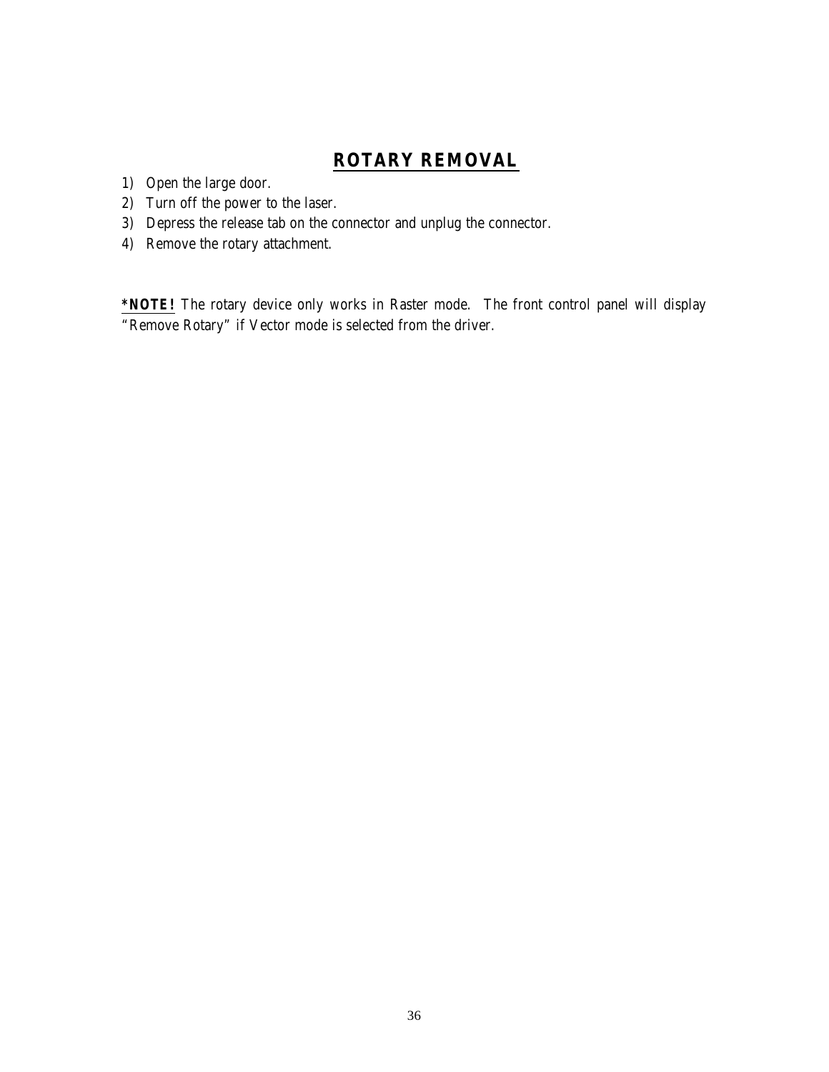# ROTARY REMOVAL

1) Open the large door.
2) Turn off the power to the laser.
3) Depress the release tab on the connector and unplug the connector.
4) Remove the rotary attachment.

**\*NOTE!** The rotary device only works in Raster mode. The front control panel will display "Remove Rotary" if Vector mode is selected from the driver.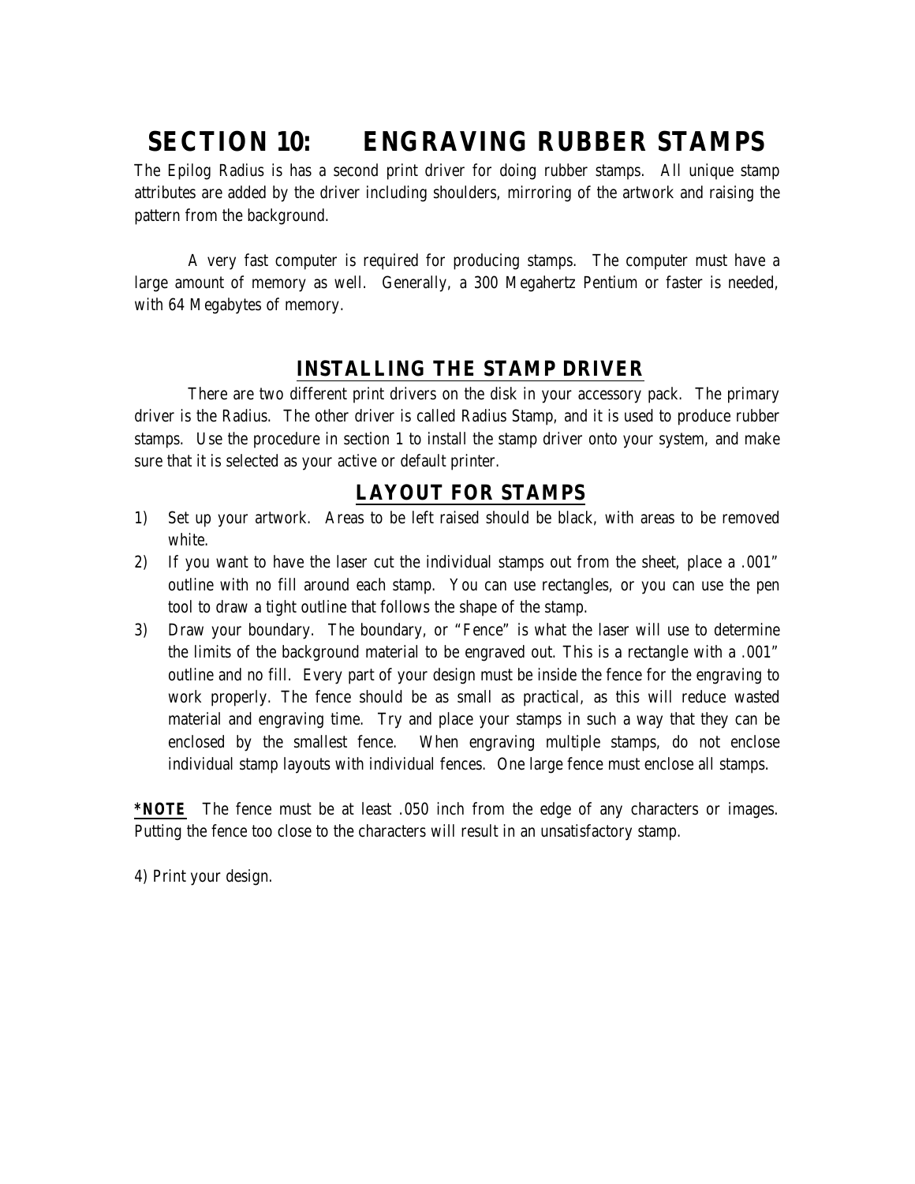# SECTION 10: ENGRAVING RUBBER STAMPS

The Epilog Radius is has a second print driver for doing rubber stamps. All unique stamp attributes are added by the driver including shoulders, mirroring of the artwork and raising the pattern from the background.

A very fast computer is required for producing stamps. The computer must have a large amount of memory as well. Generally, a 300 Megahertz Pentium or faster is needed, with 64 Megabytes of memory.

## INSTALLING THE STAMP DRIVER

There are two different print drivers on the disk in your accessory pack. The primary driver is the Radius. The other driver is called Radius Stamp, and it is used to produce rubber stamps. Use the procedure in section 1 to install the stamp driver onto your system, and make sure that it is selected as your active or default printer.

## LAYOUT FOR STAMPS

1) Set up your artwork. Areas to be left raised should be black, with areas to be removed white.
2) If you want to have the laser cut the individual stamps out from the sheet, place a .001" outline with no fill around each stamp. You can use rectangles, or you can use the pen tool to draw a tight outline that follows the shape of the stamp.
3) Draw your boundary. The boundary, or "Fence" is what the laser will use to determine the limits of the background material to be engraved out. This is a rectangle with a .001" outline and no fill. Every part of your design must be inside the fence for the engraving to work properly. The fence should be as small as practical, as this will reduce wasted material and engraving time. Try and place your stamps in such a way that they can be enclosed by the smallest fence. When engraving multiple stamps, do not enclose individual stamp layouts with individual fences. One large fence must enclose all stamps.

**\*NOTE** The fence must be at least .050 inch from the edge of any characters or images. Putting the fence too close to the characters will result in an unsatisfactory stamp.

4) Print your design.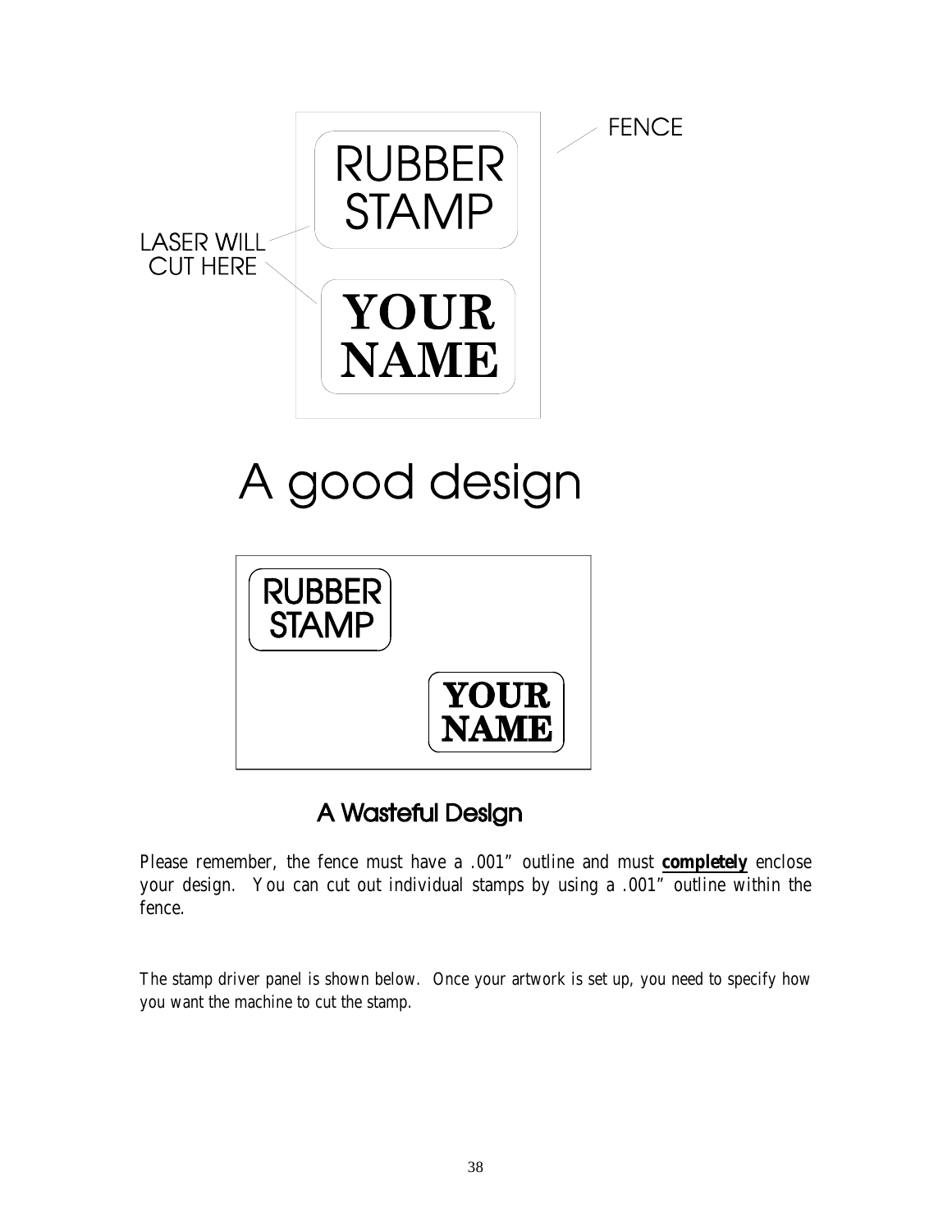FENCE

RUBBER
STAMP

LASER WILL
CUT HERE

YOUR
NAME

A good design

RUBBER
STAMP

YOUR
NAME

A Wasteful Design

Please remember, the fence must have a .001" outline and must **completely** enclose your design. You can cut out individual stamps by using a .001" outline within the fence.

The stamp driver panel is shown below. Once your artwork is set up, you need to specify how you want the machine to cut the stamp.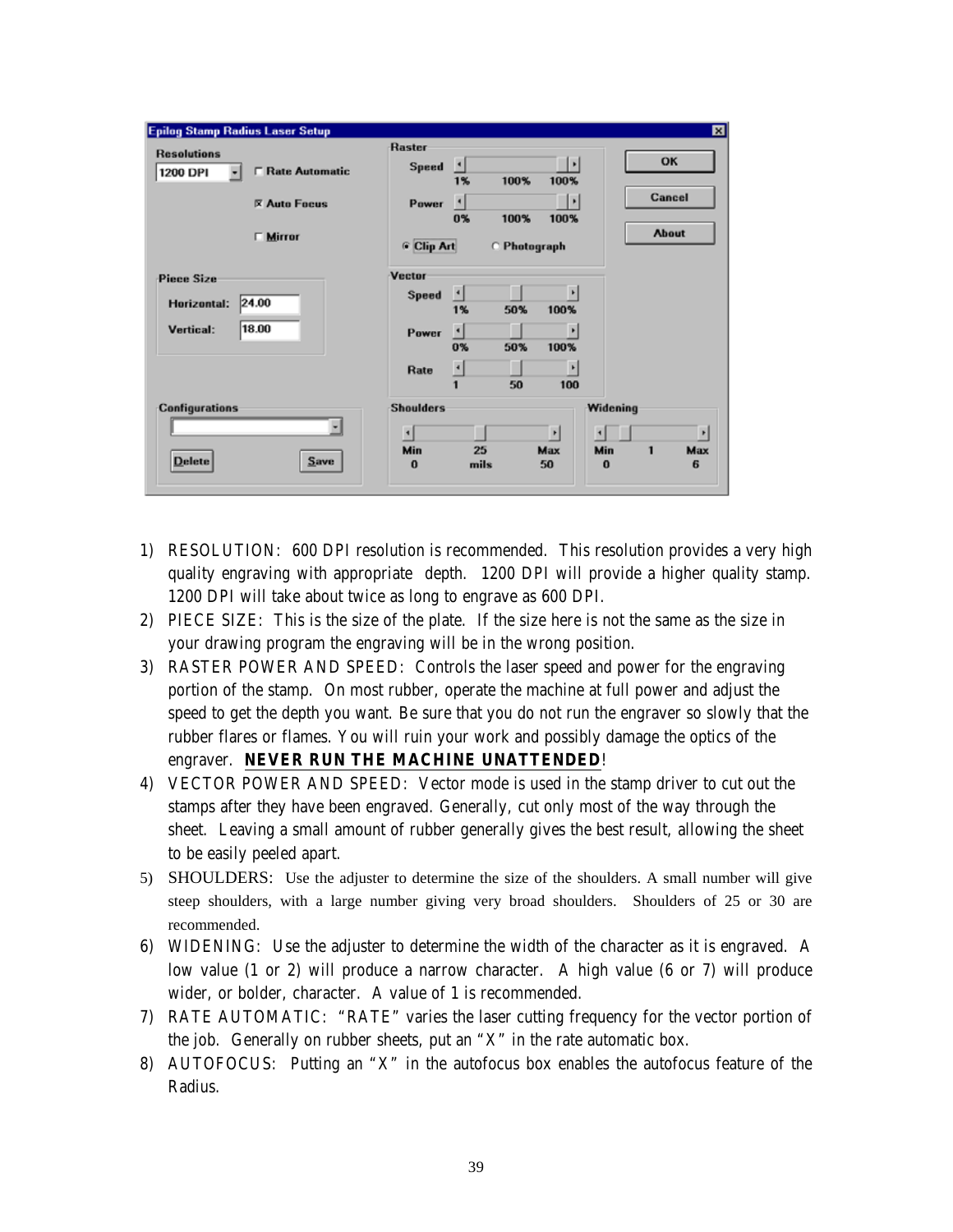**Epilog Stamp Radius Laser Setup**

Resolutions: 1200 DPI — Rate Automatic — Auto Focus — Mirror

Raster — Speed: 1% 100% 100% — Power: 0% 100% 100% — Clip Art — Photograph

OK — Cancel — About

Piece Size — Horizontal: 24.00 — Vertical: 18.00

Vector — Speed: 1% 50% 100% — Power: 0% 50% 100% — Rate: 1 50 100

Configurations — Delete — Save

Shoulders — Min 0 — 25 mils — Max 50

Widening — Min 0 — 1 — Max 6

1) RESOLUTION: 600 DPI resolution is recommended. This resolution provides a very high quality engraving with appropriate depth. 1200 DPI will provide a higher quality stamp. 1200 DPI will take about twice as long to engrave as 600 DPI.
2) PIECE SIZE: This is the size of the plate. If the size here is not the same as the size in your drawing program the engraving will be in the wrong position.
3) RASTER POWER AND SPEED: Controls the laser speed and power for the engraving portion of the stamp. On most rubber, operate the machine at full power and adjust the speed to get the depth you want. Be sure that you do not run the engraver so slowly that the rubber flares or flames. You will ruin your work and possibly damage the optics of the engraver. **NEVER RUN THE MACHINE UNATTENDED**!
4) VECTOR POWER AND SPEED: Vector mode is used in the stamp driver to cut out the stamps after they have been engraved. Generally, cut only most of the way through the sheet. Leaving a small amount of rubber generally gives the best result, allowing the sheet to be easily peeled apart.
5) SHOULDERS: Use the adjuster to determine the size of the shoulders. A small number will give steep shoulders, with a large number giving very broad shoulders. Shoulders of 25 or 30 are recommended.
6) WIDENING: Use the adjuster to determine the width of the character as it is engraved. A low value (1 or 2) will produce a narrow character. A high value (6 or 7) will produce wider, or bolder, character. A value of 1 is recommended.
7) RATE AUTOMATIC: "RATE" varies the laser cutting frequency for the vector portion of the job. Generally on rubber sheets, put an "X" in the rate automatic box.
8) AUTOFOCUS: Putting an "X" in the autofocus box enables the autofocus feature of the Radius.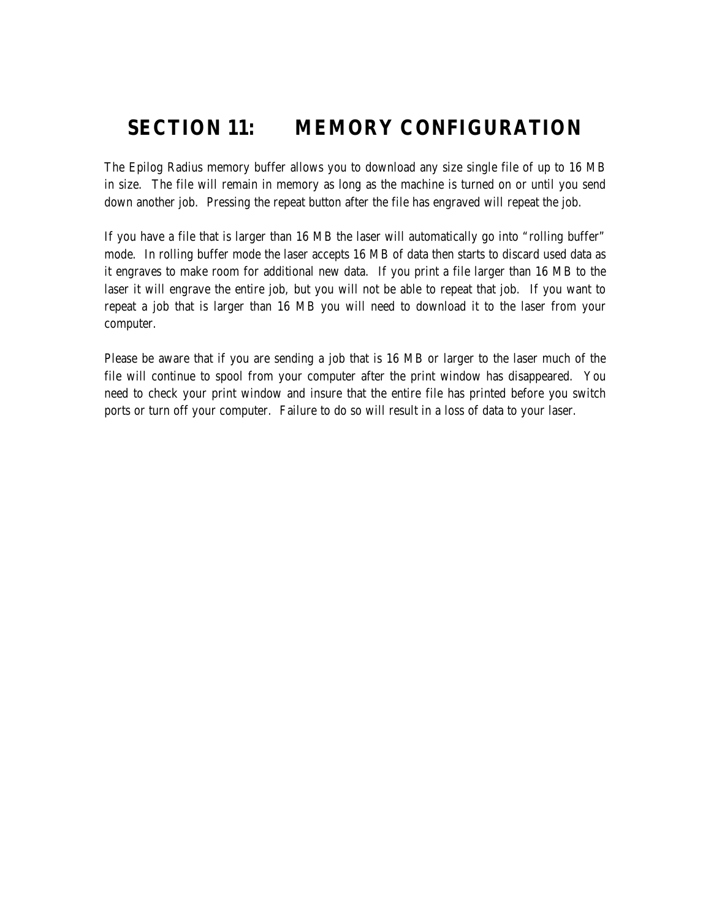# SECTION 11: MEMORY CONFIGURATION

The Epilog Radius memory buffer allows you to download any size single file of up to 16 MB in size. The file will remain in memory as long as the machine is turned on or until you send down another job. Pressing the repeat button after the file has engraved will repeat the job.

If you have a file that is larger than 16 MB the laser will automatically go into "rolling buffer" mode. In rolling buffer mode the laser accepts 16 MB of data then starts to discard used data as it engraves to make room for additional new data. If you print a file larger than 16 MB to the laser it will engrave the entire job, but you will not be able to repeat that job. If you want to repeat a job that is larger than 16 MB you will need to download it to the laser from your computer.

Please be aware that if you are sending a job that is 16 MB or larger to the laser much of the file will continue to spool from your computer after the print window has disappeared. You need to check your print window and insure that the entire file has printed before you switch ports or turn off your computer. Failure to do so will result in a loss of data to your laser.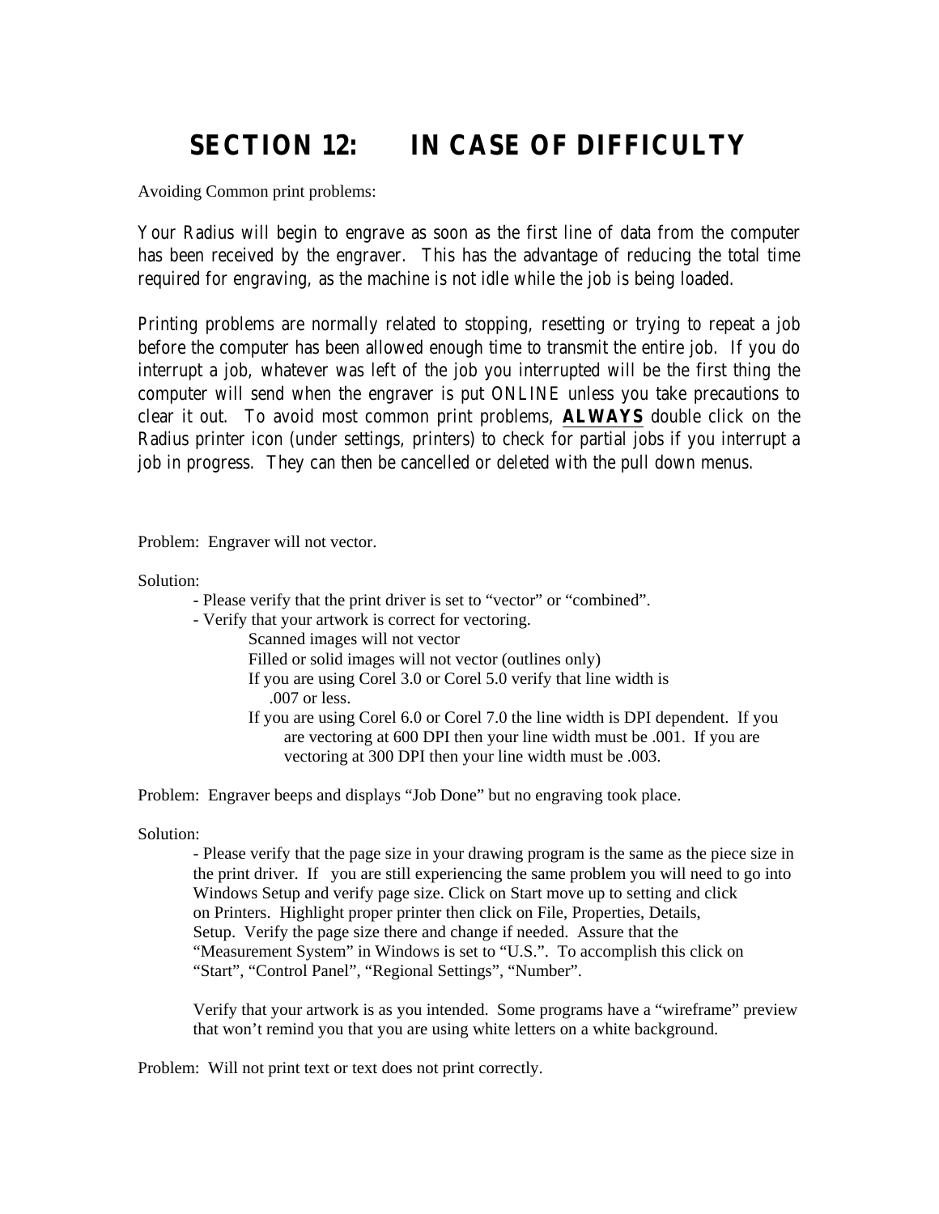# SECTION 12: IN CASE OF DIFFICULTY

Avoiding Common print problems:

Your Radius will begin to engrave as soon as the first line of data from the computer has been received by the engraver. This has the advantage of reducing the total time required for engraving, as the machine is not idle while the job is being loaded.

Printing problems are normally related to stopping, resetting or trying to repeat a job before the computer has been allowed enough time to transmit the entire job. If you do interrupt a job, whatever was left of the job you interrupted will be the first thing the computer will send when the engraver is put ONLINE unless you take precautions to clear it out. To avoid most common print problems, **ALWAYS** double click on the Radius printer icon (under settings, printers) to check for partial jobs if you interrupt a job in progress. They can then be cancelled or deleted with the pull down menus.

Problem: Engraver will not vector.

Solution:

- Please verify that the print driver is set to "vector" or "combined".
- Verify that your artwork is correct for vectoring.
  - Scanned images will not vector
  - Filled or solid images will not vector (outlines only)
  - If you are using Corel 3.0 or Corel 5.0 verify that line width is .007 or less.
  - If you are using Corel 6.0 or Corel 7.0 the line width is DPI dependent. If you are vectoring at 600 DPI then your line width must be .001. If you are vectoring at 300 DPI then your line width must be .003.

Problem: Engraver beeps and displays "Job Done" but no engraving took place.

Solution:

- Please verify that the page size in your drawing program is the same as the piece size in the print driver. If you are still experiencing the same problem you will need to go into Windows Setup and verify page size. Click on Start move up to setting and click on Printers. Highlight proper printer then click on File, Properties, Details, Setup. Verify the page size there and change if needed. Assure that the "Measurement System" in Windows is set to "U.S.". To accomplish this click on "Start", "Control Panel", "Regional Settings", "Number".

  Verify that your artwork is as you intended. Some programs have a "wireframe" preview that won't remind you that you are using white letters on a white background.

Problem: Will not print text or text does not print correctly.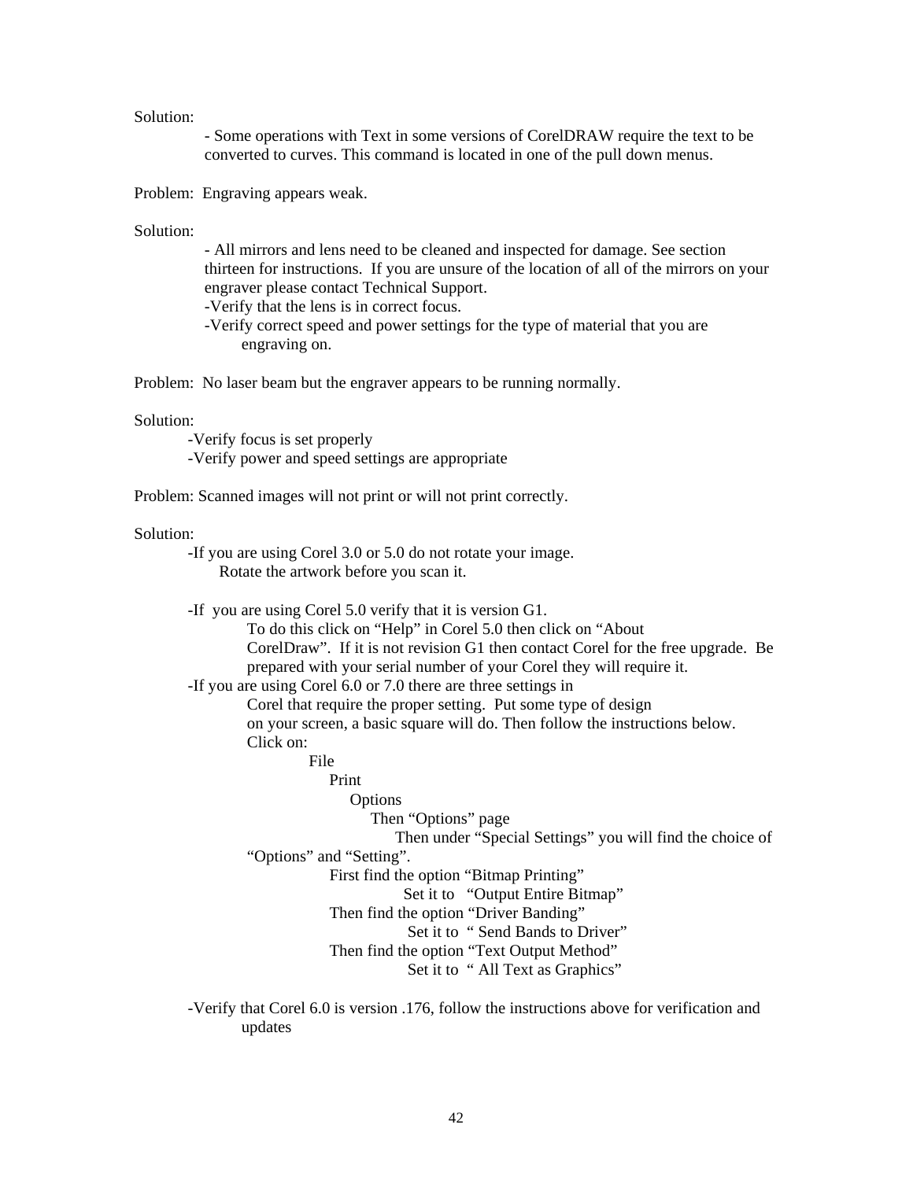Solution:

- Some operations with Text in some versions of CorelDRAW require the text to be converted to curves. This command is located in one of the pull down menus.

Problem: Engraving appears weak.

Solution:

- All mirrors and lens need to be cleaned and inspected for damage. See section thirteen for instructions. If you are unsure of the location of all of the mirrors on your engraver please contact Technical Support.
- Verify that the lens is in correct focus.
- Verify correct speed and power settings for the type of material that you are engraving on.

Problem: No laser beam but the engraver appears to be running normally.

Solution:

- Verify focus is set properly
- Verify power and speed settings are appropriate

Problem: Scanned images will not print or will not print correctly.

Solution:

- If you are using Corel 3.0 or 5.0 do not rotate your image. Rotate the artwork before you scan it.

- If you are using Corel 5.0 verify that it is version G1.
  To do this click on "Help" in Corel 5.0 then click on "About CorelDraw". If it is not revision G1 then contact Corel for the free upgrade. Be prepared with your serial number of your Corel they will require it.
- If you are using Corel 6.0 or 7.0 there are three settings in Corel that require the proper setting. Put some type of design on your screen, a basic square will do. Then follow the instructions below.
  Click on:
  - File
    - Print
      - Options
        - Then "Options" page
          - Then under "Special Settings" you will find the choice of "Options" and "Setting".

  First find the option "Bitmap Printing"
  Set it to "Output Entire Bitmap"
  Then find the option "Driver Banding"
  Set it to " Send Bands to Driver"
  Then find the option "Text Output Method"
  Set it to " All Text as Graphics"

- Verify that Corel 6.0 is version .176, follow the instructions above for verification and updates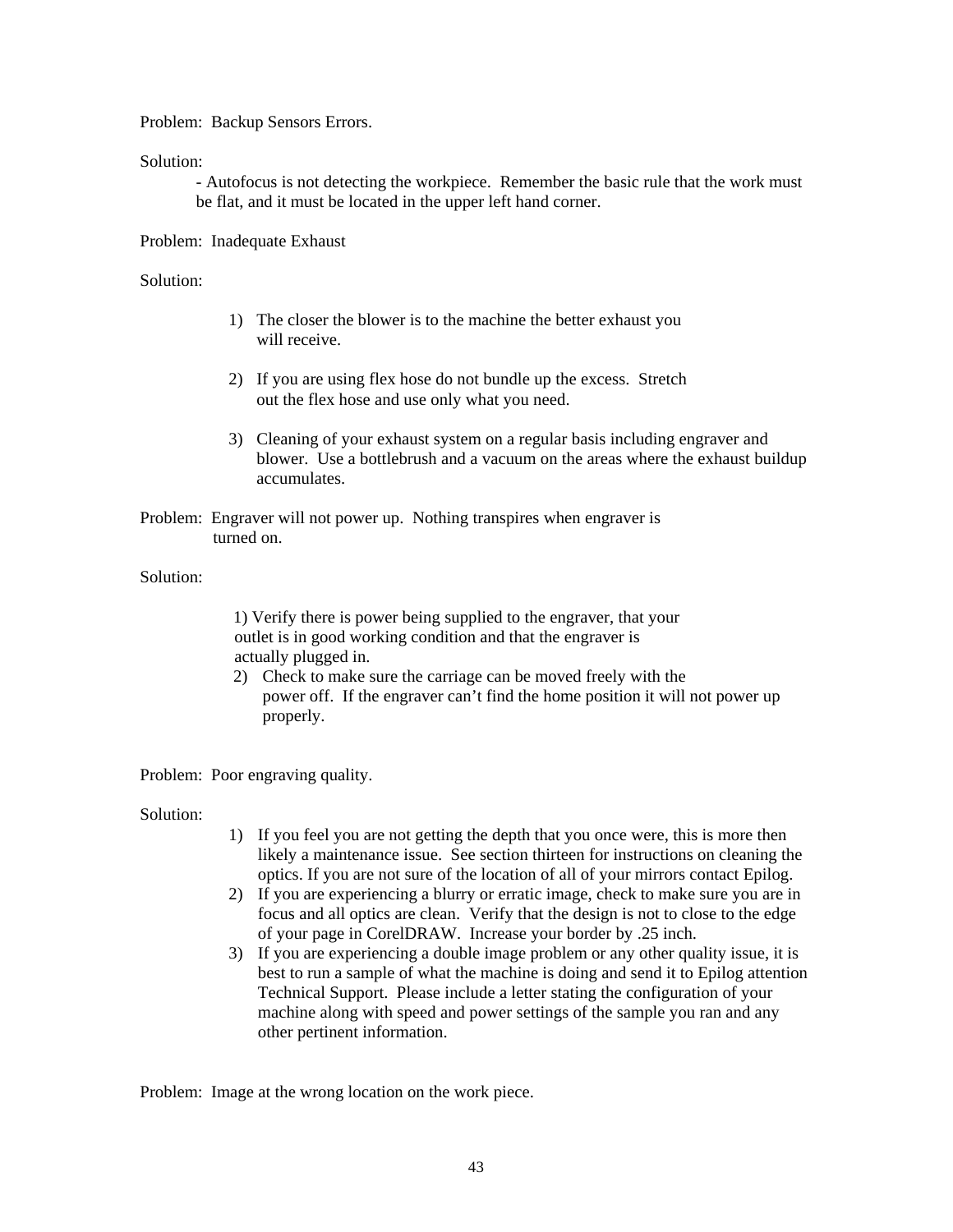Problem: Backup Sensors Errors.

Solution:

- Autofocus is not detecting the workpiece. Remember the basic rule that the work must be flat, and it must be located in the upper left hand corner.

Problem: Inadequate Exhaust

Solution:

1) The closer the blower is to the machine the better exhaust you will receive.

2) If you are using flex hose do not bundle up the excess. Stretch out the flex hose and use only what you need.

3) Cleaning of your exhaust system on a regular basis including engraver and blower. Use a bottlebrush and a vacuum on the areas where the exhaust buildup accumulates.

Problem: Engraver will not power up. Nothing transpires when engraver is turned on.

Solution:

1) Verify there is power being supplied to the engraver, that your outlet is in good working condition and that the engraver is actually plugged in.
2) Check to make sure the carriage can be moved freely with the power off. If the engraver can't find the home position it will not power up properly.

Problem: Poor engraving quality.

Solution:

1) If you feel you are not getting the depth that you once were, this is more then likely a maintenance issue. See section thirteen for instructions on cleaning the optics. If you are not sure of the location of all of your mirrors contact Epilog.
2) If you are experiencing a blurry or erratic image, check to make sure you are in focus and all optics are clean. Verify that the design is not to close to the edge of your page in CorelDRAW. Increase your border by .25 inch.
3) If you are experiencing a double image problem or any other quality issue, it is best to run a sample of what the machine is doing and send it to Epilog attention Technical Support. Please include a letter stating the configuration of your machine along with speed and power settings of the sample you ran and any other pertinent information.

Problem: Image at the wrong location on the work piece.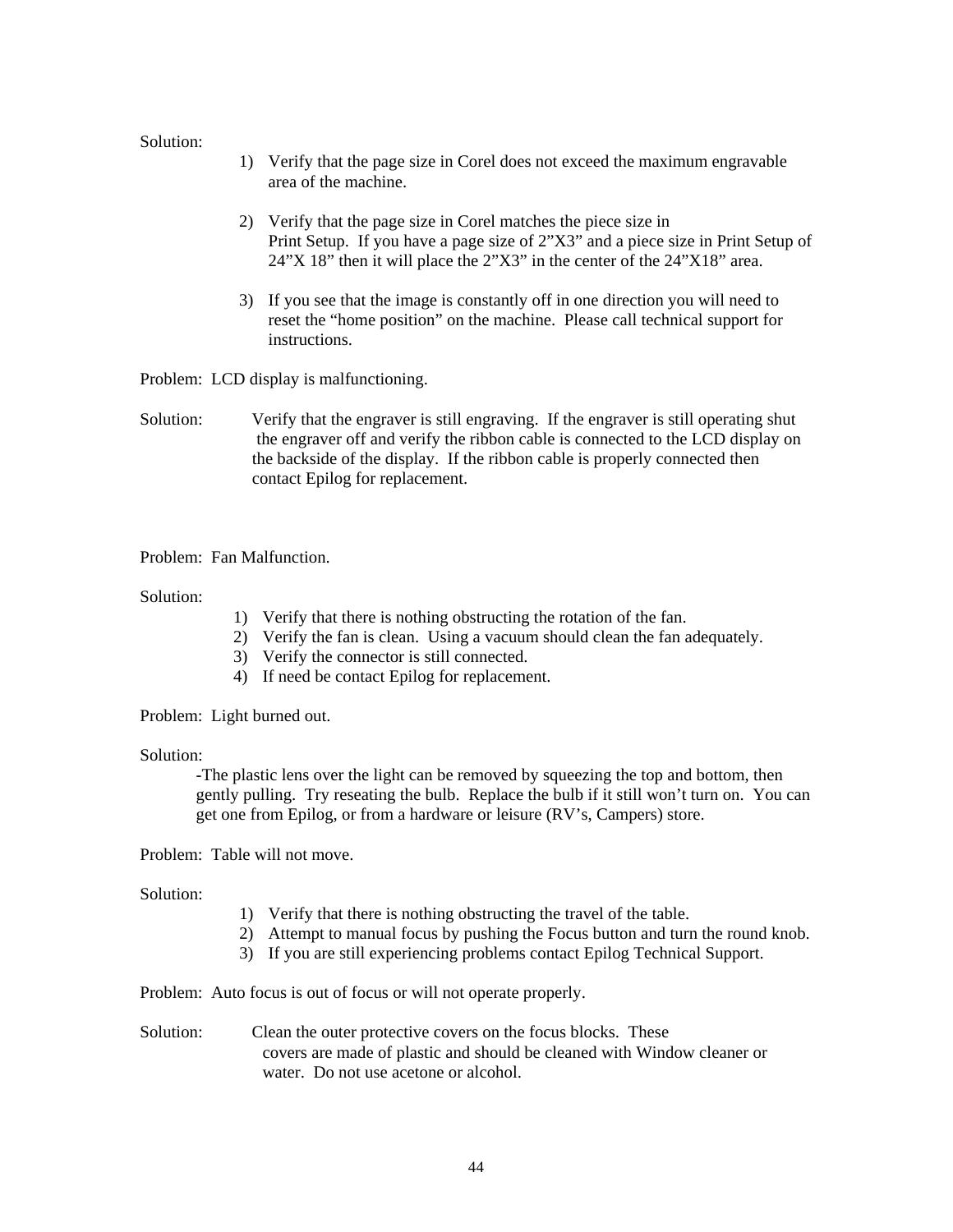Solution:

1) Verify that the page size in Corel does not exceed the maximum engravable area of the machine.

2) Verify that the page size in Corel matches the piece size in Print Setup. If you have a page size of 2"X3" and a piece size in Print Setup of 24"X 18" then it will place the 2"X3" in the center of the 24"X18" area.

3) If you see that the image is constantly off in one direction you will need to reset the "home position" on the machine. Please call technical support for instructions.

Problem: LCD display is malfunctioning.

Solution: Verify that the engraver is still engraving. If the engraver is still operating shut the engraver off and verify the ribbon cable is connected to the LCD display on the backside of the display. If the ribbon cable is properly connected then contact Epilog for replacement.

Problem: Fan Malfunction.

Solution:

1) Verify that there is nothing obstructing the rotation of the fan.
2) Verify the fan is clean. Using a vacuum should clean the fan adequately.
3) Verify the connector is still connected.
4) If need be contact Epilog for replacement.

Problem: Light burned out.

Solution:

-The plastic lens over the light can be removed by squeezing the top and bottom, then gently pulling. Try reseating the bulb. Replace the bulb if it still won't turn on. You can get one from Epilog, or from a hardware or leisure (RV's, Campers) store.

Problem: Table will not move.

Solution:

1) Verify that there is nothing obstructing the travel of the table.
2) Attempt to manual focus by pushing the Focus button and turn the round knob.
3) If you are still experiencing problems contact Epilog Technical Support.

Problem: Auto focus is out of focus or will not operate properly.

Solution: Clean the outer protective covers on the focus blocks. These covers are made of plastic and should be cleaned with Window cleaner or water. Do not use acetone or alcohol.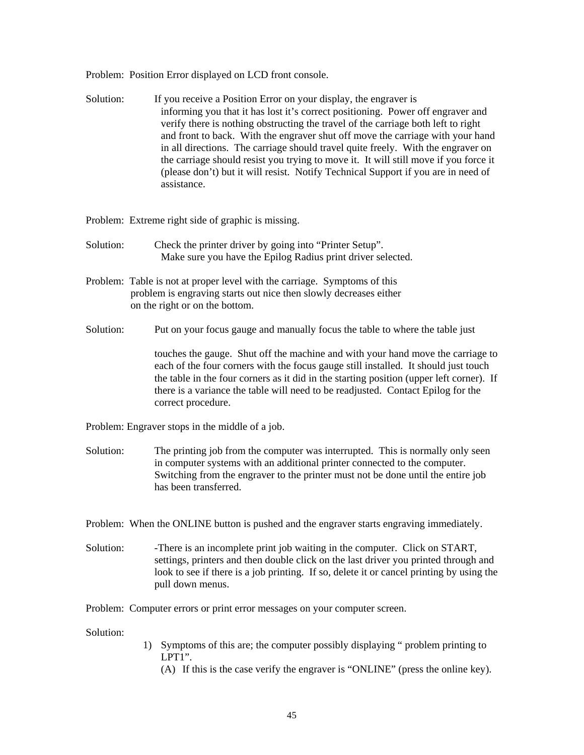Problem: Position Error displayed on LCD front console.

Solution: If you receive a Position Error on your display, the engraver is informing you that it has lost it's correct positioning. Power off engraver and verify there is nothing obstructing the travel of the carriage both left to right and front to back. With the engraver shut off move the carriage with your hand in all directions. The carriage should travel quite freely. With the engraver on the carriage should resist you trying to move it. It will still move if you force it (please don't) but it will resist. Notify Technical Support if you are in need of assistance.

Problem: Extreme right side of graphic is missing.

Solution: Check the printer driver by going into "Printer Setup". Make sure you have the Epilog Radius print driver selected.

Problem: Table is not at proper level with the carriage. Symptoms of this problem is engraving starts out nice then slowly decreases either on the right or on the bottom.

Solution: Put on your focus gauge and manually focus the table to where the table just

touches the gauge. Shut off the machine and with your hand move the carriage to each of the four corners with the focus gauge still installed. It should just touch the table in the four corners as it did in the starting position (upper left corner). If there is a variance the table will need to be readjusted. Contact Epilog for the correct procedure.

Problem: Engraver stops in the middle of a job.

Solution: The printing job from the computer was interrupted. This is normally only seen in computer systems with an additional printer connected to the computer. Switching from the engraver to the printer must not be done until the entire job has been transferred.

Problem: When the ONLINE button is pushed and the engraver starts engraving immediately.

Solution: -There is an incomplete print job waiting in the computer. Click on START, settings, printers and then double click on the last driver you printed through and look to see if there is a job printing. If so, delete it or cancel printing by using the pull down menus.

Problem: Computer errors or print error messages on your computer screen.

Solution:

1) Symptoms of this are; the computer possibly displaying " problem printing to LPT1".
   (A) If this is the case verify the engraver is "ONLINE" (press the online key).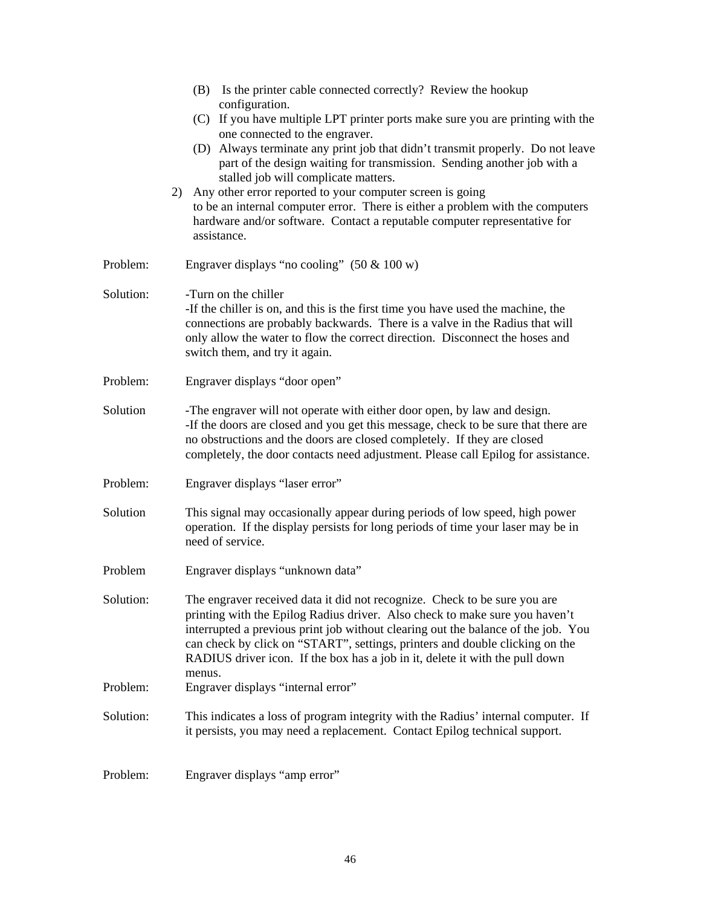(B) Is the printer cable connected correctly? Review the hookup configuration.

(C) If you have multiple LPT printer ports make sure you are printing with the one connected to the engraver.

(D) Always terminate any print job that didn't transmit properly. Do not leave part of the design waiting for transmission. Sending another job with a stalled job will complicate matters.

2) Any other error reported to your computer screen is going to be an internal computer error. There is either a problem with the computers hardware and/or software. Contact a reputable computer representative for assistance.

Problem: Engraver displays "no cooling" (50 & 100 w)

Solution: -Turn on the chiller
-If the chiller is on, and this is the first time you have used the machine, the connections are probably backwards. There is a valve in the Radius that will only allow the water to flow the correct direction. Disconnect the hoses and switch them, and try it again.

Problem: Engraver displays "door open"

Solution -The engraver will not operate with either door open, by law and design.
-If the doors are closed and you get this message, check to be sure that there are no obstructions and the doors are closed completely. If they are closed completely, the door contacts need adjustment. Please call Epilog for assistance.

Problem: Engraver displays "laser error"

Solution This signal may occasionally appear during periods of low speed, high power operation. If the display persists for long periods of time your laser may be in need of service.

Problem Engraver displays "unknown data"

Solution: The engraver received data it did not recognize. Check to be sure you are printing with the Epilog Radius driver. Also check to make sure you haven't interrupted a previous print job without clearing out the balance of the job. You can check by click on "START", settings, printers and double clicking on the RADIUS driver icon. If the box has a job in it, delete it with the pull down menus.

Problem: Engraver displays "internal error"

Solution: This indicates a loss of program integrity with the Radius' internal computer. If it persists, you may need a replacement. Contact Epilog technical support.

Problem: Engraver displays "amp error"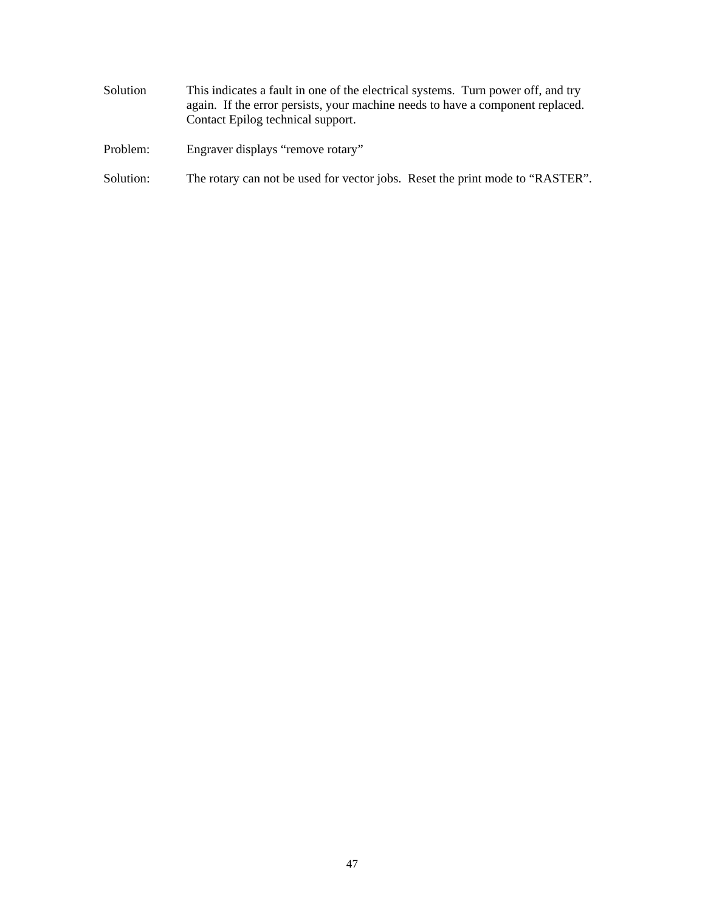Solution This indicates a fault in one of the electrical systems. Turn power off, and try again. If the error persists, your machine needs to have a component replaced. Contact Epilog technical support.

Problem: Engraver displays “remove rotary”

Solution: The rotary can not be used for vector jobs. Reset the print mode to “RASTER”.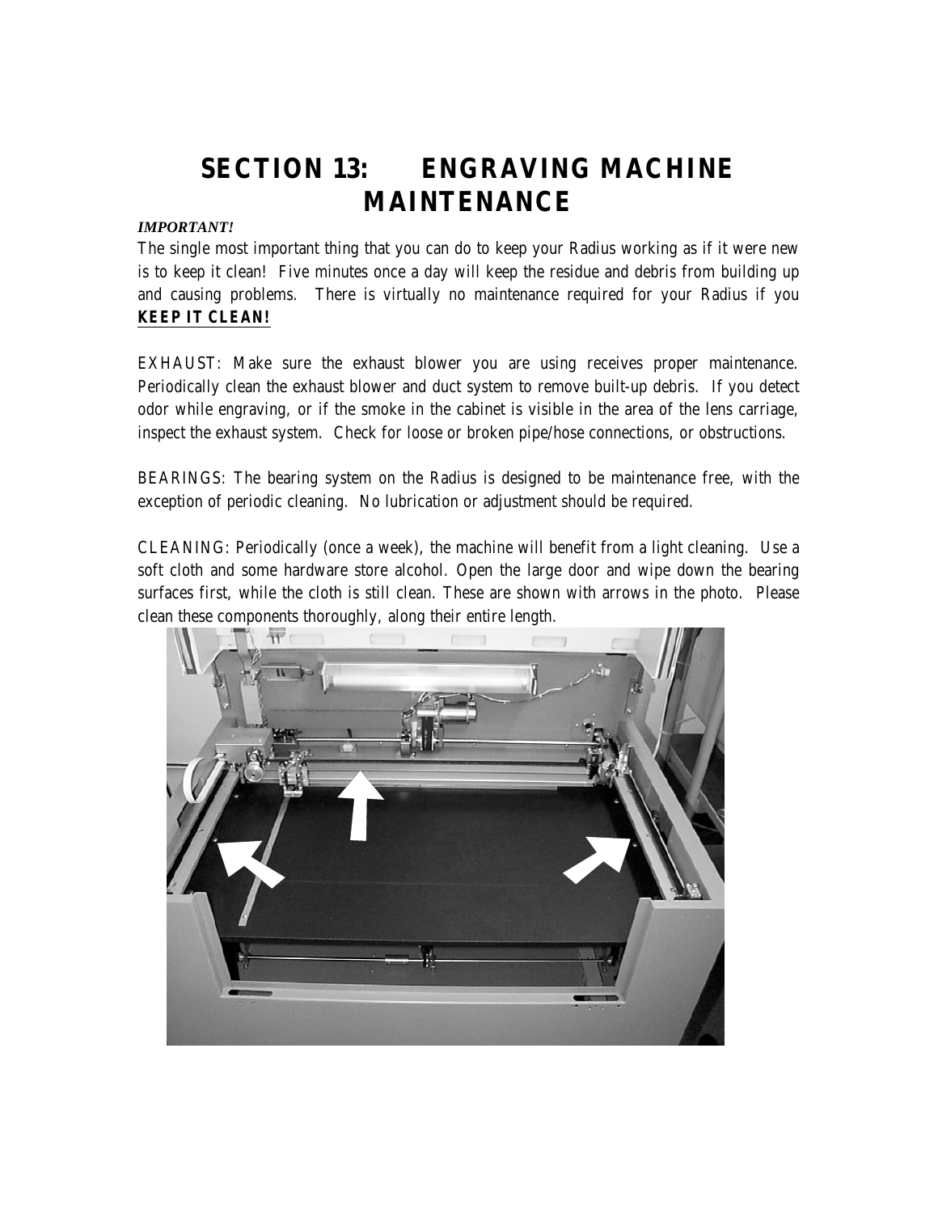# SECTION 13: ENGRAVING MACHINE MAINTENANCE

***IMPORTANT!***

The single most important thing that you can do to keep your Radius working as if it were new is to keep it clean! Five minutes once a day will keep the residue and debris from building up and causing problems. There is virtually no maintenance required for your Radius if you **KEEP IT CLEAN!**

EXHAUST: Make sure the exhaust blower you are using receives proper maintenance. Periodically clean the exhaust blower and duct system to remove built-up debris. If you detect odor while engraving, or if the smoke in the cabinet is visible in the area of the lens carriage, inspect the exhaust system. Check for loose or broken pipe/hose connections, or obstructions.

BEARINGS: The bearing system on the Radius is designed to be maintenance free, with the exception of periodic cleaning. No lubrication or adjustment should be required.

CLEANING: Periodically (once a week), the machine will benefit from a light cleaning. Use a soft cloth and some hardware store alcohol. Open the large door and wipe down the bearing surfaces first, while the cloth is still clean. These are shown with arrows in the photo. Please clean these components thoroughly, along their entire length.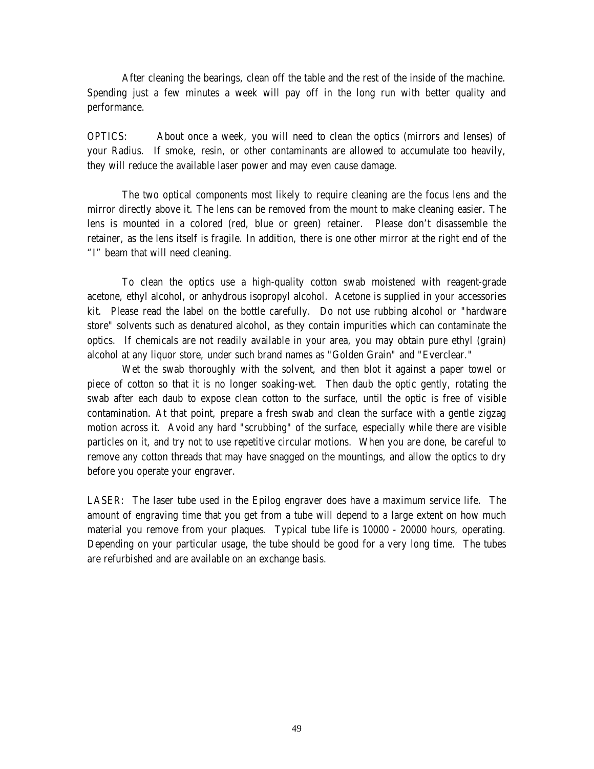After cleaning the bearings, clean off the table and the rest of the inside of the machine. Spending just a few minutes a week will pay off in the long run with better quality and performance.

OPTICS: About once a week, you will need to clean the optics (mirrors and lenses) of your Radius. If smoke, resin, or other contaminants are allowed to accumulate too heavily, they will reduce the available laser power and may even cause damage.

The two optical components most likely to require cleaning are the focus lens and the mirror directly above it. The lens can be removed from the mount to make cleaning easier. The lens is mounted in a colored (red, blue or green) retainer. Please don't disassemble the retainer, as the lens itself is fragile. In addition, there is one other mirror at the right end of the "I" beam that will need cleaning.

To clean the optics use a high-quality cotton swab moistened with reagent-grade acetone, ethyl alcohol, or anhydrous isopropyl alcohol. Acetone is supplied in your accessories kit. Please read the label on the bottle carefully. Do not use rubbing alcohol or "hardware store" solvents such as denatured alcohol, as they contain impurities which can contaminate the optics. If chemicals are not readily available in your area, you may obtain pure ethyl (grain) alcohol at any liquor store, under such brand names as "Golden Grain" and "Everclear."

Wet the swab thoroughly with the solvent, and then blot it against a paper towel or piece of cotton so that it is no longer soaking-wet. Then daub the optic gently, rotating the swab after each daub to expose clean cotton to the surface, until the optic is free of visible contamination. At that point, prepare a fresh swab and clean the surface with a gentle zigzag motion across it. Avoid any hard "scrubbing" of the surface, especially while there are visible particles on it, and try not to use repetitive circular motions. When you are done, be careful to remove any cotton threads that may have snagged on the mountings, and allow the optics to dry before you operate your engraver.

LASER: The laser tube used in the Epilog engraver does have a maximum service life. The amount of engraving time that you get from a tube will depend to a large extent on how much material you remove from your plaques. Typical tube life is 10000 - 20000 hours, operating. Depending on your particular usage, the tube should be good for a very long time. The tubes are refurbished and are available on an exchange basis.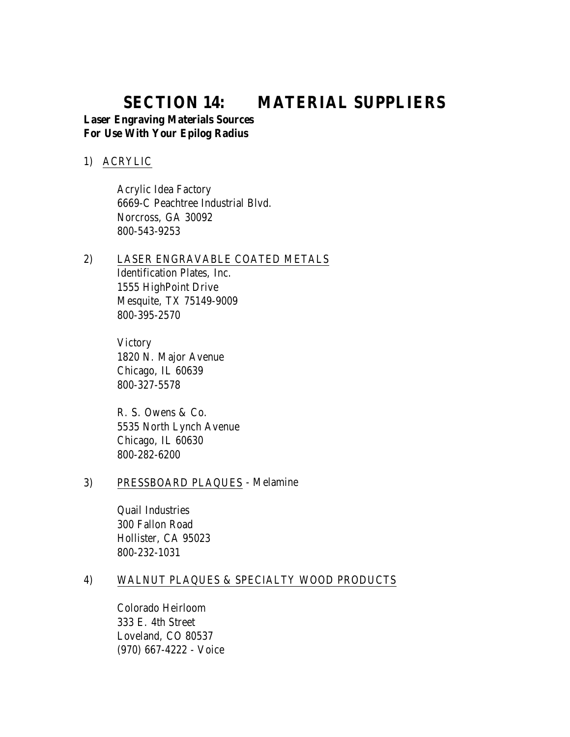# SECTION 14: MATERIAL SUPPLIERS

**Laser Engraving Materials Sources**
**For Use With Your Epilog Radius**

1) ACRYLIC

    Acrylic Idea Factory
    6669-C Peachtree Industrial Blvd.
    Norcross, GA 30092
    800-543-9253

2) LASER ENGRAVABLE COATED METALS

    Identification Plates, Inc.
    1555 HighPoint Drive
    Mesquite, TX 75149-9009
    800-395-2570

    Victory
    1820 N. Major Avenue
    Chicago, IL 60639
    800-327-5578

    R. S. Owens & Co.
    5535 North Lynch Avenue
    Chicago, IL 60630
    800-282-6200

3) PRESSBOARD PLAQUES - Melamine

    Quail Industries
    300 Fallon Road
    Hollister, CA 95023
    800-232-1031

4) WALNUT PLAQUES & SPECIALTY WOOD PRODUCTS

    Colorado Heirloom
    333 E. 4th Street
    Loveland, CO 80537
    (970) 667-4222 - Voice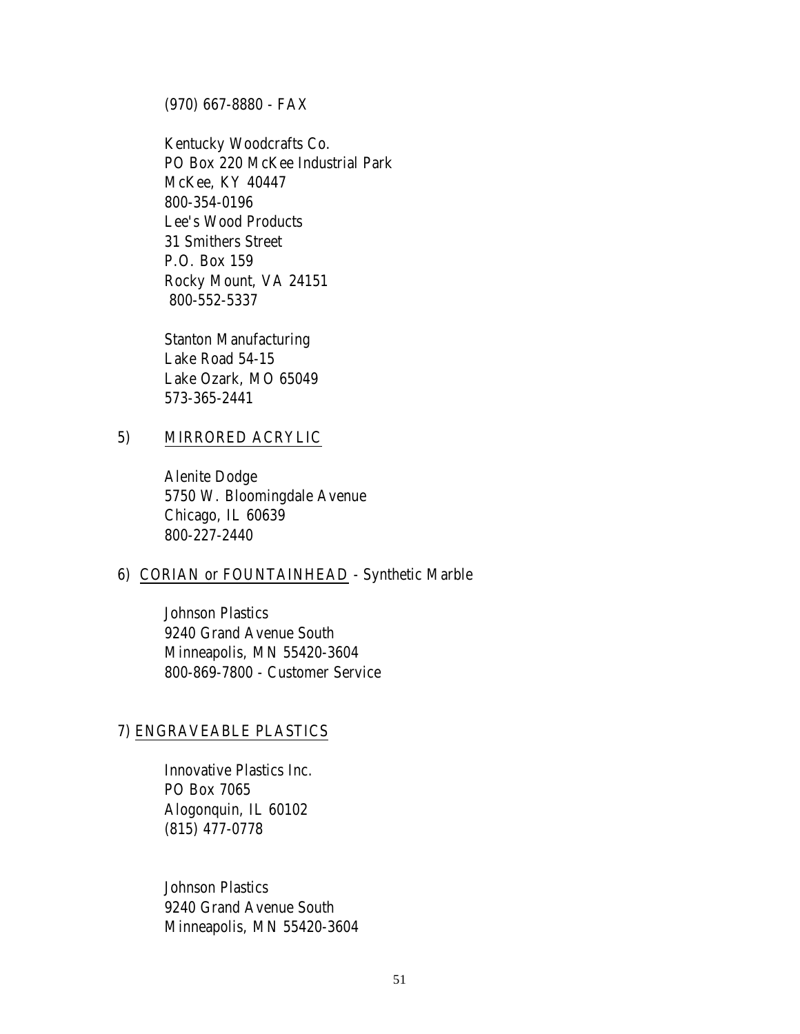(970) 667-8880 - FAX

Kentucky Woodcrafts Co.
PO Box 220 McKee Industrial Park
McKee, KY 40447
800-354-0196
Lee's Wood Products
31 Smithers Street
P.O. Box 159
Rocky Mount, VA 24151
800-552-5337

Stanton Manufacturing
Lake Road 54-15
Lake Ozark, MO 65049
573-365-2441

5) MIRRORED ACRYLIC

Alenite Dodge
5750 W. Bloomingdale Avenue
Chicago, IL 60639
800-227-2440

6) CORIAN or FOUNTAINHEAD - Synthetic Marble

Johnson Plastics
9240 Grand Avenue South
Minneapolis, MN 55420-3604
800-869-7800 - Customer Service

7) ENGRAVEABLE PLASTICS

Innovative Plastics Inc.
PO Box 7065
Alogonquin, IL 60102
(815) 477-0778

Johnson Plastics
9240 Grand Avenue South
Minneapolis, MN 55420-3604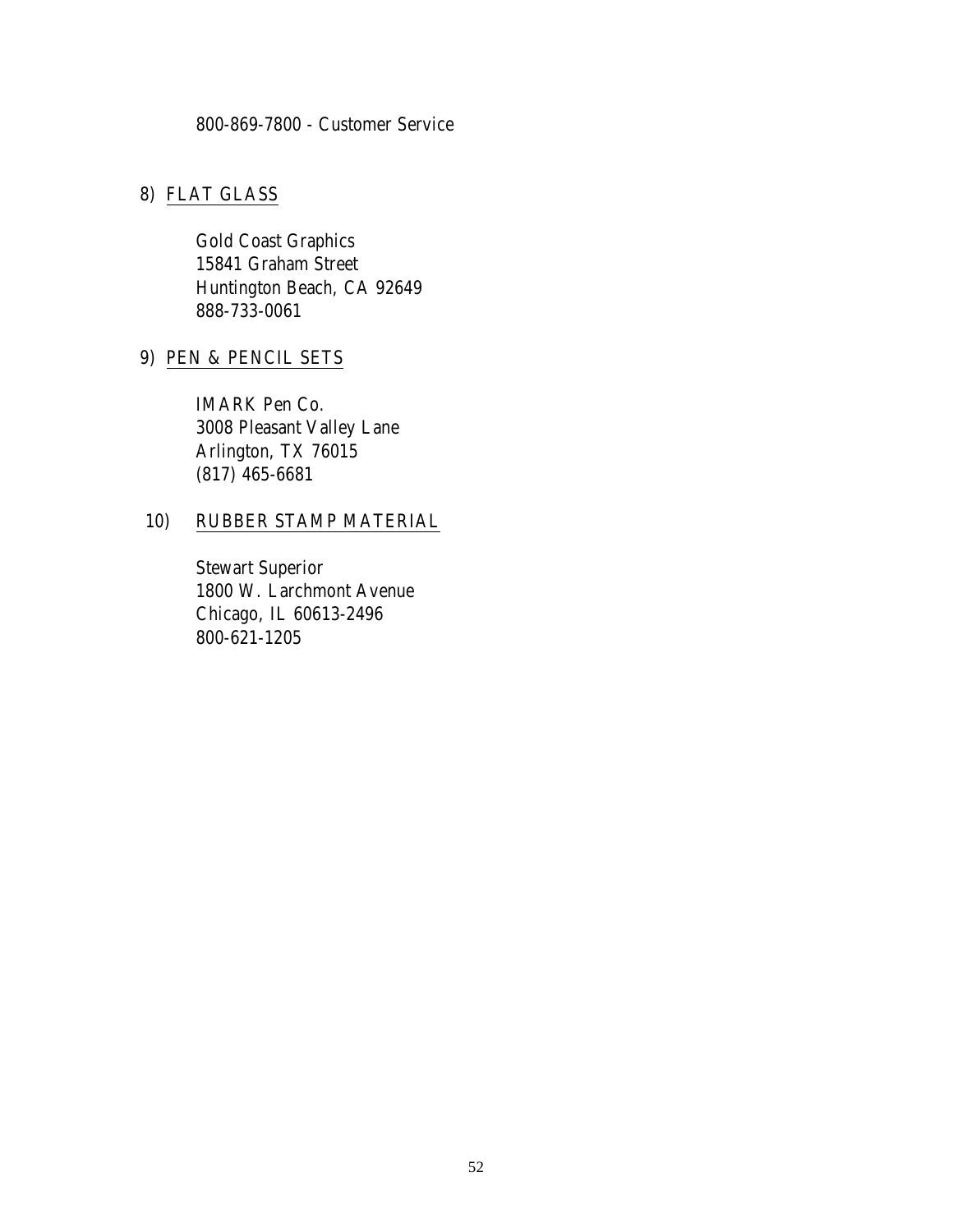800-869-7800 - Customer Service

8) FLAT GLASS

Gold Coast Graphics
15841 Graham Street
Huntington Beach, CA 92649
888-733-0061

9) PEN & PENCIL SETS

IMARK Pen Co.
3008 Pleasant Valley Lane
Arlington, TX 76015
(817) 465-6681

10) RUBBER STAMP MATERIAL

Stewart Superior
1800 W. Larchmont Avenue
Chicago, IL 60613-2496
800-621-1205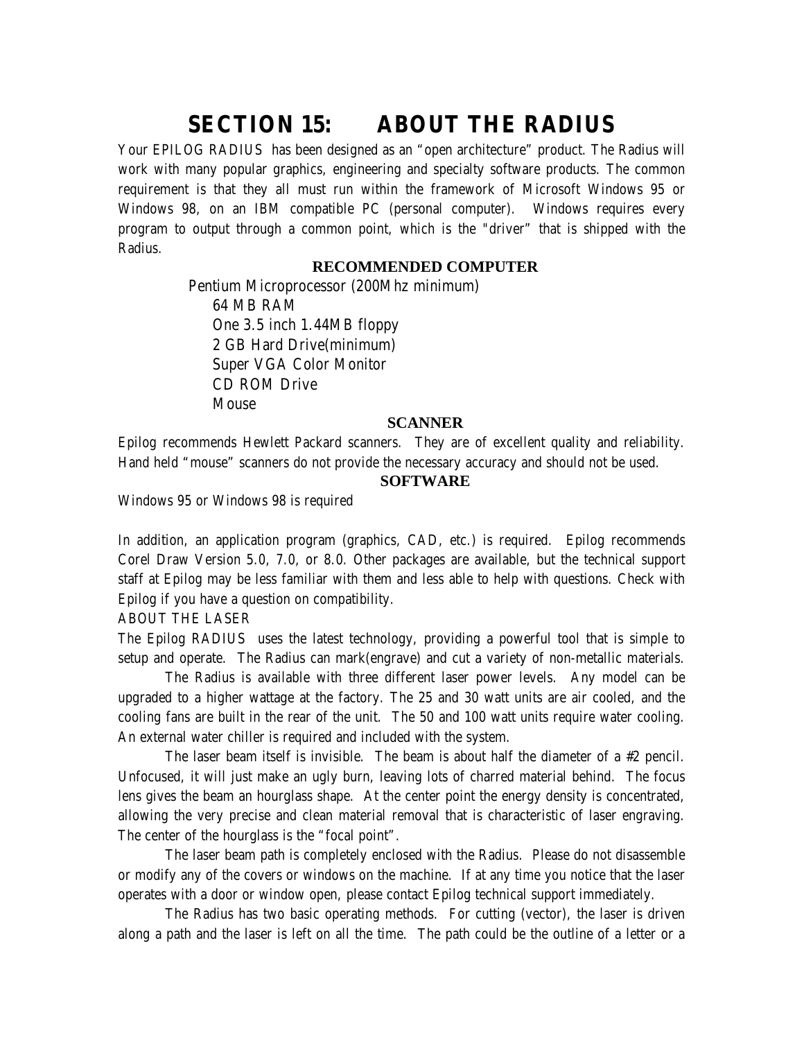# SECTION 15: ABOUT THE RADIUS

Your EPILOG RADIUS has been designed as an "open architecture" product. The Radius will work with many popular graphics, engineering and specialty software products. The common requirement is that they all must run within the framework of Microsoft Windows 95 or Windows 98, on an IBM compatible PC (personal computer). Windows requires every program to output through a common point, which is the "driver" that is shipped with the Radius.

### RECOMMENDED COMPUTER

Pentium Microprocessor (200Mhz minimum)
- 64 MB RAM
- One 3.5 inch 1.44MB floppy
- 2 GB Hard Drive(minimum)
- Super VGA Color Monitor
- CD ROM Drive
- Mouse

### SCANNER

Epilog recommends Hewlett Packard scanners. They are of excellent quality and reliability. Hand held "mouse" scanners do not provide the necessary accuracy and should not be used.

### SOFTWARE

Windows 95 or Windows 98 is required

In addition, an application program (graphics, CAD, etc.) is required. Epilog recommends Corel Draw Version 5.0, 7.0, or 8.0. Other packages are available, but the technical support staff at Epilog may be less familiar with them and less able to help with questions. Check with Epilog if you have a question on compatibility.

ABOUT THE LASER

The Epilog RADIUS uses the latest technology, providing a powerful tool that is simple to setup and operate. The Radius can mark(engrave) and cut a variety of non-metallic materials.

The Radius is available with three different laser power levels. Any model can be upgraded to a higher wattage at the factory. The 25 and 30 watt units are air cooled, and the cooling fans are built in the rear of the unit. The 50 and 100 watt units require water cooling. An external water chiller is required and included with the system.

The laser beam itself is invisible. The beam is about half the diameter of a #2 pencil. Unfocused, it will just make an ugly burn, leaving lots of charred material behind. The focus lens gives the beam an hourglass shape. At the center point the energy density is concentrated, allowing the very precise and clean material removal that is characteristic of laser engraving. The center of the hourglass is the "focal point".

The laser beam path is completely enclosed with the Radius. Please do not disassemble or modify any of the covers or windows on the machine. If at any time you notice that the laser operates with a door or window open, please contact Epilog technical support immediately.

The Radius has two basic operating methods. For cutting (vector), the laser is driven along a path and the laser is left on all the time. The path could be the outline of a letter or a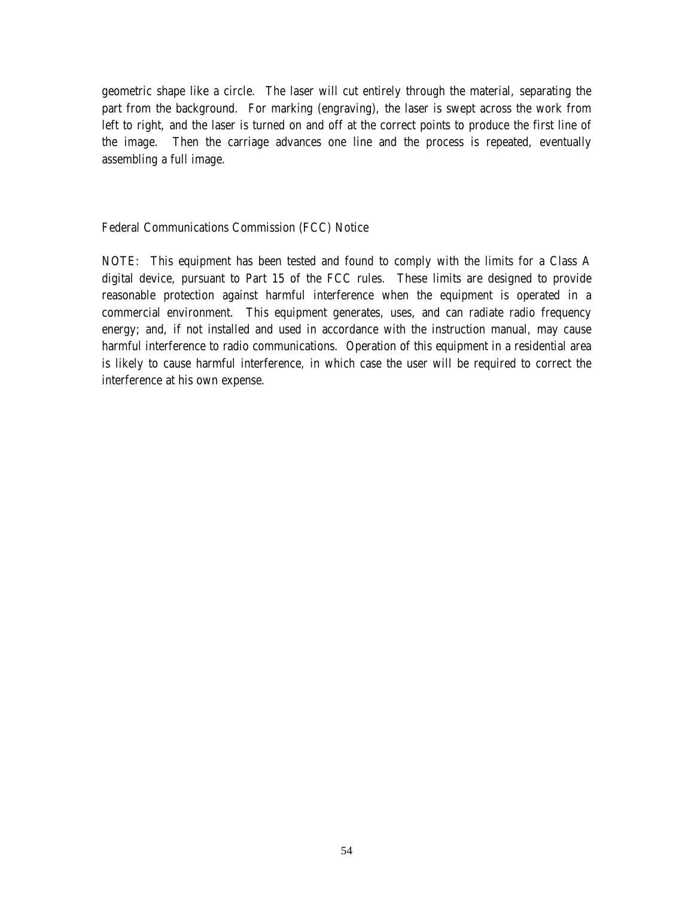geometric shape like a circle. The laser will cut entirely through the material, separating the part from the background. For marking (engraving), the laser is swept across the work from left to right, and the laser is turned on and off at the correct points to produce the first line of the image. Then the carriage advances one line and the process is repeated, eventually assembling a full image.

## Federal Communications Commission (FCC) Notice

NOTE: This equipment has been tested and found to comply with the limits for a Class A digital device, pursuant to Part 15 of the FCC rules. These limits are designed to provide reasonable protection against harmful interference when the equipment is operated in a commercial environment. This equipment generates, uses, and can radiate radio frequency energy; and, if not installed and used in accordance with the instruction manual, may cause harmful interference to radio communications. Operation of this equipment in a residential area is likely to cause harmful interference, in which case the user will be required to correct the interference at his own expense.